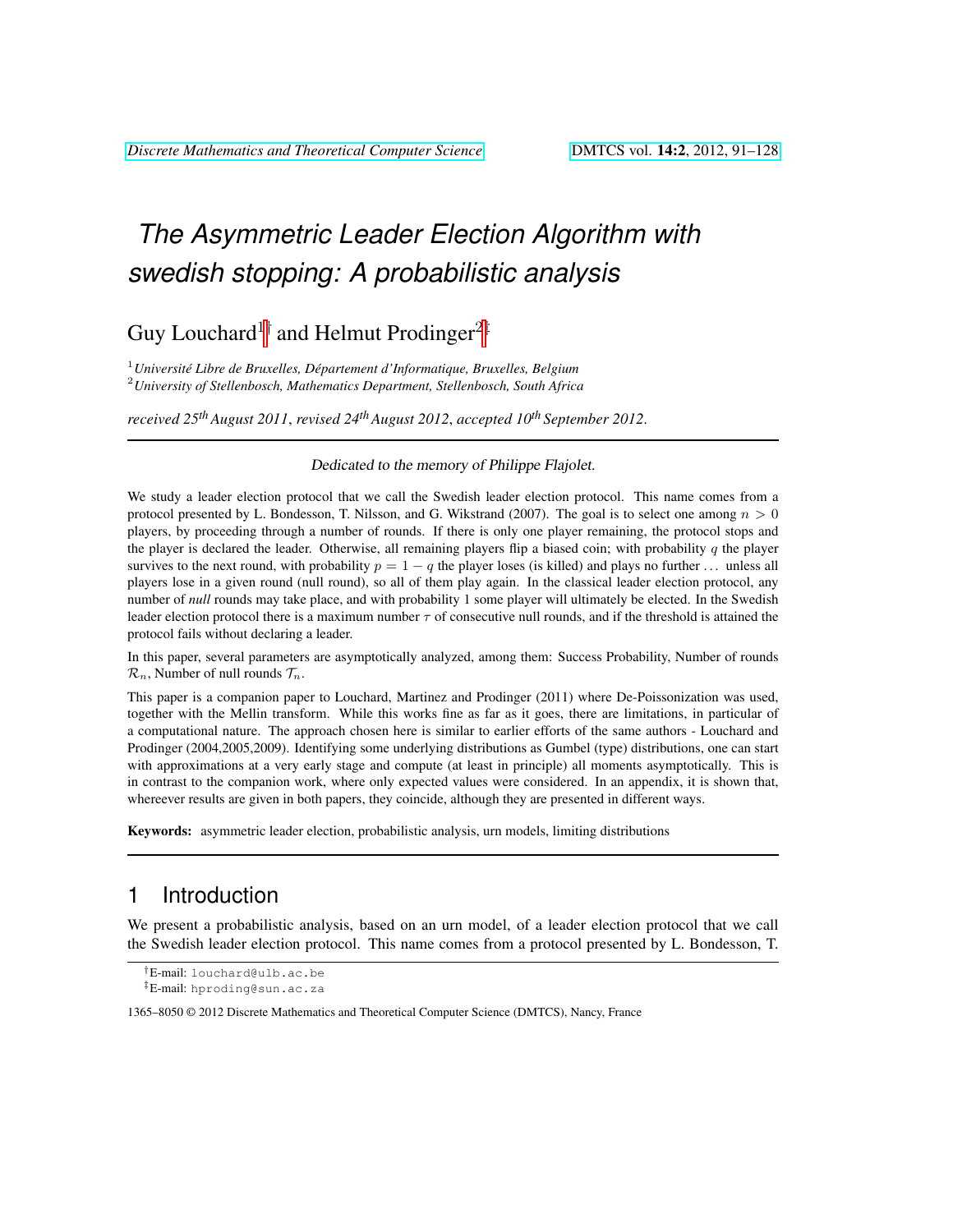# *The Asymmetric Leader Election Algorithm with swedish stopping: A probabilistic analysis*

Guy Louchard[1]† and Helmut Prodinger[2]‡

[1] *Université Libre de Bruxelles, Département d'Informatique, Bruxelles, Belgium*
[2] *University of Stellenbosch, Mathematics Department, Stellenbosch, South Africa*

*received 25th August 2011*, *revised 24th August 2012*, *accepted 10th September 2012*.

---

Dedicated to the memory of Philippe Flajolet.

We study a leader election protocol that we call the Swedish leader election protocol. This name comes from a protocol presented by L. Bondesson, T. Nilsson, and G. Wikstrand (2007). The goal is to select one among $n > 0$ players, by proceeding through a number of rounds. If there is only one player remaining, the protocol stops and the player is declared the leader. Otherwise, all remaining players flip a biased coin; with probability $q$ the player survives to the next round, with probability $p = 1 - q$ the player loses (is killed) and plays no further ... unless all players lose in a given round (null round), so all of them play again. In the classical leader election protocol, any number of *null* rounds may take place, and with probability 1 some player will ultimately be elected. In the Swedish leader election protocol there is a maximum number $\tau$ of consecutive null rounds, and if the threshold is attained the protocol fails without declaring a leader.

In this paper, several parameters are asymptotically analyzed, among them: Success Probability, Number of rounds $\mathcal{R}_n$, Number of null rounds $\mathcal{T}_n$.

This paper is a companion paper to Louchard, Martinez and Prodinger (2011) where De-Poissonization was used, together with the Mellin transform. While this works fine as far as it goes, there are limitations, in particular of a computational nature. The approach chosen here is similar to earlier efforts of the same authors - Louchard and Prodinger (2004,2005,2009). Identifying some underlying distributions as Gumbel (type) distributions, one can start with approximations at a very early stage and compute (at least in principle) all moments asymptotically. This is in contrast to the companion work, where only expected values were considered. In an appendix, it is shown that, whereever results are given in both papers, they coincide, although they are presented in different ways.

**Keywords:** asymmetric leader election, probabilistic analysis, urn models, limiting distributions

---

## 1 Introduction

We present a probabilistic analysis, based on an urn model, of a leader election protocol that we call the Swedish leader election protocol. This name comes from a protocol presented by L. Bondesson, T.

†E-mail: louchard@ulb.ac.be

‡E-mail: hproding@sun.ac.za

1365–8050 © 2012 Discrete Mathematics and Theoretical Computer Science (DMTCS), Nancy, France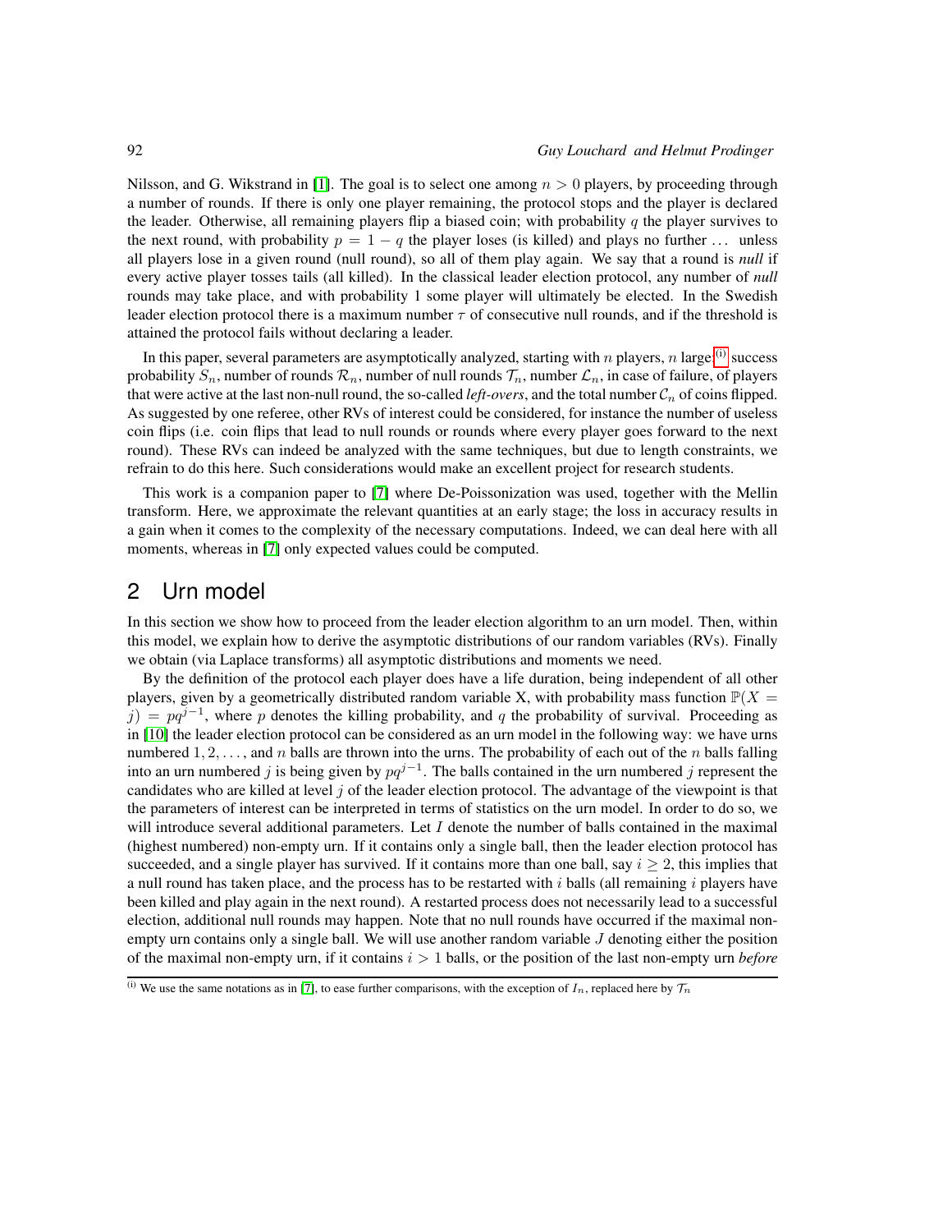Nilsson, and G. Wikstrand in [1]. The goal is to select one among $n > 0$ players, by proceeding through a number of rounds. If there is only one player remaining, the protocol stops and the player is declared the leader. Otherwise, all remaining players flip a biased coin; with probability $q$ the player survives to the next round, with probability $p = 1 - q$ the player loses (is killed) and plays no further ... unless all players lose in a given round (null round), so all of them play again. We say that a round is *null* if every active player tosses tails (all killed). In the classical leader election protocol, any number of *null* rounds may take place, and with probability 1 some player will ultimately be elected. In the Swedish leader election protocol there is a maximum number $\tau$ of consecutive null rounds, and if the threshold is attained the protocol fails without declaring a leader.

In this paper, several parameters are asymptotically analyzed, starting with $n$ players, $n$ large:[(i)] success probability $S_n$, number of rounds $\mathcal{R}_n$, number of null rounds $\mathcal{T}_n$, number $\mathcal{L}_n$, in case of failure, of players that were active at the last non-null round, the so-called *left-overs*, and the total number $\mathcal{C}_n$ of coins flipped. As suggested by one referee, other RVs of interest could be considered, for instance the number of useless coin flips (i.e. coin flips that lead to null rounds or rounds where every player goes forward to the next round). These RVs can indeed be analyzed with the same techniques, but due to length constraints, we refrain to do this here. Such considerations would make an excellent project for research students.

This work is a companion paper to [7] where De-Poissonization was used, together with the Mellin transform. Here, we approximate the relevant quantities at an early stage; the loss in accuracy results in a gain when it comes to the complexity of the necessary computations. Indeed, we can deal here with all moments, whereas in [7] only expected values could be computed.

## 2 Urn model

In this section we show how to proceed from the leader election algorithm to an urn model. Then, within this model, we explain how to derive the asymptotic distributions of our random variables (RVs). Finally we obtain (via Laplace transforms) all asymptotic distributions and moments we need.

By the definition of the protocol each player does have a life duration, being independent of all other players, given by a geometrically distributed random variable X, with probability mass function $\mathbb{P}(X = j) = pq^{j-1}$, where $p$ denotes the killing probability, and $q$ the probability of survival. Proceeding as in [10] the leader election protocol can be considered as an urn model in the following way: we have urns numbered $1, 2, \ldots,$ and $n$ balls are thrown into the urns. The probability of each out of the $n$ balls falling into an urn numbered $j$ is being given by $pq^{j-1}$. The balls contained in the urn numbered $j$ represent the candidates who are killed at level $j$ of the leader election protocol. The advantage of the viewpoint is that the parameters of interest can be interpreted in terms of statistics on the urn model. In order to do so, we will introduce several additional parameters. Let $I$ denote the number of balls contained in the maximal (highest numbered) non-empty urn. If it contains only a single ball, then the leader election protocol has succeeded, and a single player has survived. If it contains more than one ball, say $i \geq 2$, this implies that a null round has taken place, and the process has to be restarted with $i$ balls (all remaining $i$ players have been killed and play again in the next round). A restarted process does not necessarily lead to a successful election, additional null rounds may happen. Note that no null rounds have occurred if the maximal non-empty urn contains only a single ball. We will use another random variable $J$ denoting either the position of the maximal non-empty urn, if it contains $i > 1$ balls, or the position of the last non-empty urn *before*

(i) We use the same notations as in [7], to ease further comparisons, with the exception of $I_n$, replaced here by $\mathcal{T}_n$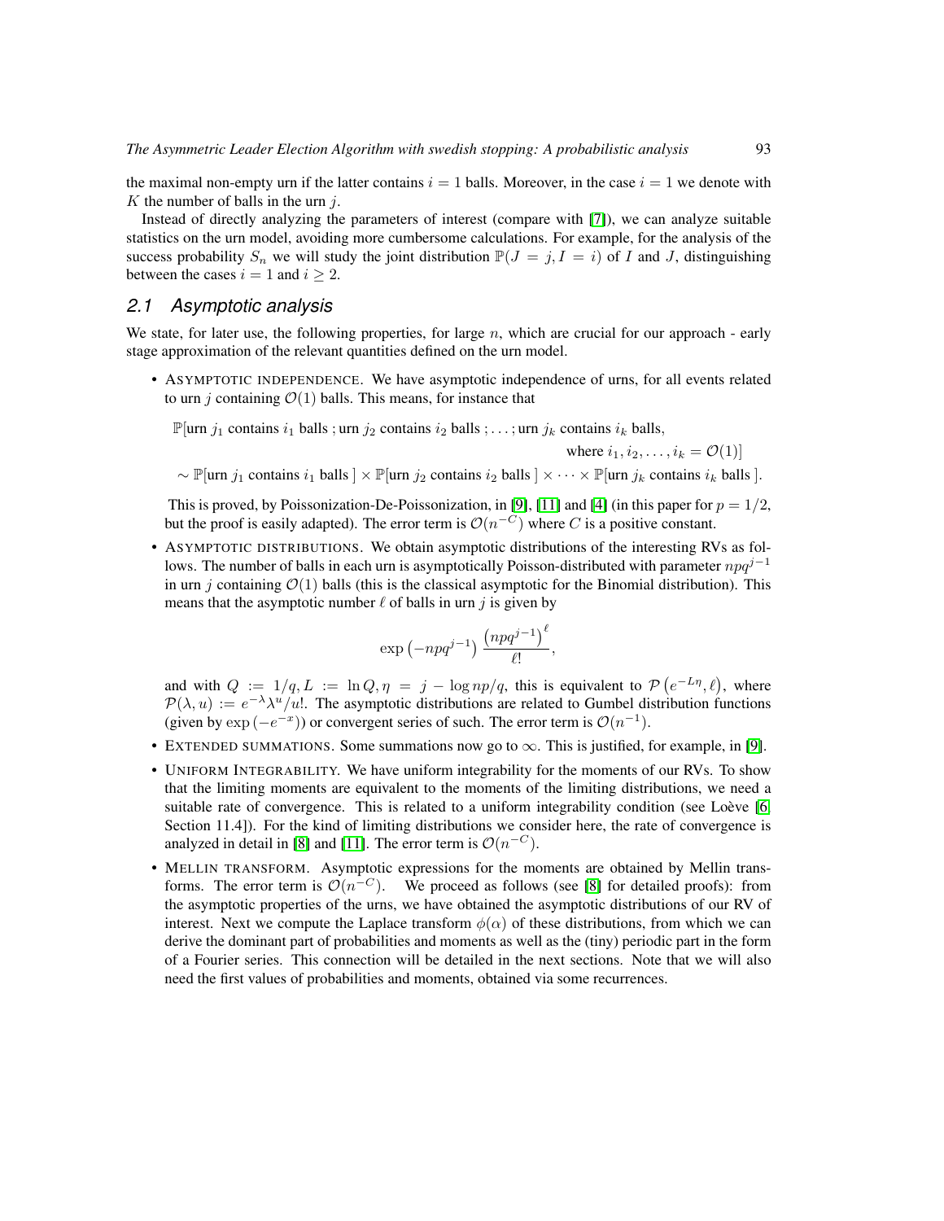the maximal non-empty urn if the latter contains $i = 1$ balls. Moreover, in the case $i = 1$ we denote with $K$ the number of balls in the urn $j$.

Instead of directly analyzing the parameters of interest (compare with [7]), we can analyze suitable statistics on the urn model, avoiding more cumbersome calculations. For example, for the analysis of the success probability $S_n$ we will study the joint distribution $\mathbb{P}(J = j, I = i)$ of $I$ and $J$, distinguishing between the cases $i = 1$ and $i \geq 2$.

## 2.1 Asymptotic analysis

We state, for later use, the following properties, for large $n$, which are crucial for our approach - early stage approximation of the relevant quantities defined on the urn model.

- Asymptotic independence. We have asymptotic independence of urns, for all events related to urn $j$ containing $\mathcal{O}(1)$ balls. This means, for instance that

  $$\begin{aligned} &\mathbb{P}[\text{urn } j_1 \text{ contains } i_1 \text{ balls ; urn } j_2 \text{ contains } i_2 \text{ balls ; } \ldots \text{ ; urn } j_k \text{ contains } i_k \text{ balls,} \\ &\qquad\qquad\qquad\qquad\qquad\qquad\qquad\qquad \text{where } i_1, i_2, \ldots, i_k = \mathcal{O}(1)] \\ &\sim \mathbb{P}[\text{urn } j_1 \text{ contains } i_1 \text{ balls }] \times \mathbb{P}[\text{urn } j_2 \text{ contains } i_2 \text{ balls }] \times \cdots \times \mathbb{P}[\text{urn } j_k \text{ contains } i_k \text{ balls }]. \end{aligned}$$

  This is proved, by Poissonization-De-Poissonization, in [9], [11] and [4] (in this paper for $p = 1/2$, but the proof is easily adapted). The error term is $\mathcal{O}(n^{-C})$ where $C$ is a positive constant.

- Asymptotic distributions. We obtain asymptotic distributions of the interesting RVs as follows. The number of balls in each urn is asymptotically Poisson-distributed with parameter $npq^{j-1}$ in urn $j$ containing $\mathcal{O}(1)$ balls (this is the classical asymptotic for the Binomial distribution). This means that the asymptotic number $\ell$ of balls in urn $j$ is given by

  $$\exp\left(-npq^{j-1}\right) \frac{\left(npq^{j-1}\right)^{\ell}}{\ell!},$$

  and with $Q := 1/q, L := \ln Q, \eta = j - \log np/q$, this is equivalent to $\mathcal{P}\left(e^{-L\eta}, \ell\right)$, where $\mathcal{P}(\lambda, u) := e^{-\lambda}\lambda^u/u!$. The asymptotic distributions are related to Gumbel distribution functions (given by $\exp\left(-e^{-x}\right)$) or convergent series of such. The error term is $\mathcal{O}(n^{-1})$.

- Extended summations. Some summations now go to $\infty$. This is justified, for example, in [9].

- Uniform Integrability. We have uniform integrability for the moments of our RVs. To show that the limiting moments are equivalent to the moments of the limiting distributions, we need a suitable rate of convergence. This is related to a uniform integrability condition (see Loève [6, Section 11.4]). For the kind of limiting distributions we consider here, the rate of convergence is analyzed in detail in [8] and [11]. The error term is $\mathcal{O}(n^{-C})$.

- Mellin transform. Asymptotic expressions for the moments are obtained by Mellin transforms. The error term is $\mathcal{O}(n^{-C})$. We proceed as follows (see [8] for detailed proofs): from the asymptotic properties of the urns, we have obtained the asymptotic distributions of our RV of interest. Next we compute the Laplace transform $\phi(\alpha)$ of these distributions, from which we can derive the dominant part of probabilities and moments as well as the (tiny) periodic part in the form of a Fourier series. This connection will be detailed in the next sections. Note that we will also need the first values of probabilities and moments, obtained via some recurrences.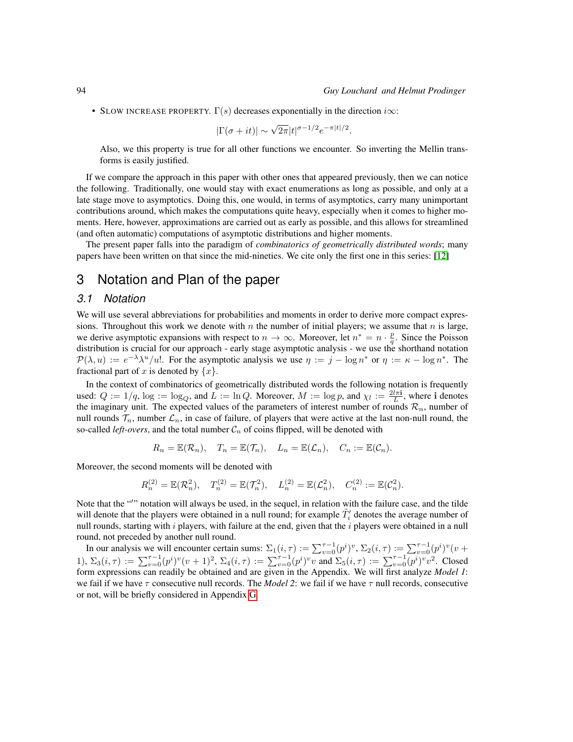- SLOW INCREASE PROPERTY. $\Gamma(s)$ decreases exponentially in the direction $i\infty$:

$$|\Gamma(\sigma + it)| \sim \sqrt{2\pi}|t|^{\sigma-1/2}e^{-\pi|t|/2}.$$

  Also, we this property is true for all other functions we encounter. So inverting the Mellin transforms is easily justified.

If we compare the approach in this paper with other ones that appeared previously, then we can notice the following. Traditionally, one would stay with exact enumerations as long as possible, and only at a late stage move to asymptotics. Doing this, one would, in terms of asymptotics, carry many unimportant contributions around, which makes the computations quite heavy, especially when it comes to higher moments. Here, however, approximations are carried out as early as possible, and this allows for streamlined (and often automatic) computations of asymptotic distributions and higher moments.

The present paper falls into the paradigm of *combinatorics of geometrically distributed words*; many papers have been written on that since the mid-nineties. We cite only the first one in this series: [12]

# 3 Notation and Plan of the paper

## 3.1 Notation

We will use several abbreviations for probabilities and moments in order to derive more compact expressions. Throughout this work we denote with $n$ the number of initial players; we assume that $n$ is large, we derive asymptotic expansions with respect to $n \to \infty$. Moreover, let $n^* = n \cdot \frac{p}{q}$. Since the Poisson distribution is crucial for our approach - early stage asymptotic analysis - we use the shorthand notation $\mathcal{P}(\lambda, u) := e^{-\lambda}\lambda^u/u!$. For the asymptotic analysis we use $\eta := j - \log n^*$ or $\eta := \kappa - \log n^*$. The fractional part of $x$ is denoted by $\{x\}$.

In the context of combinatorics of geometrically distributed words the following notation is frequently used: $Q := 1/q$, $\log := \log_Q$, and $L := \ln Q$. Moreover, $M := \log p$, and $\chi_l := \frac{2l\pi\mathbf{i}}{L}$, where $\mathbf{i}$ denotes the imaginary unit. The expected values of the parameters of interest number of rounds $\mathcal{R}_n$, number of null rounds $\mathcal{T}_n$, number $\mathcal{L}_n$, in case of failure, of players that were active at the last non-null round, the so-called *left-overs*, and the total number $\mathcal{C}_n$ of coins flipped, will be denoted with

$$R_n = \mathbb{E}(\mathcal{R}_n), \quad T_n = \mathbb{E}(\mathcal{T}_n), \quad L_n = \mathbb{E}(\mathcal{L}_n), \quad C_n := \mathbb{E}(\mathcal{C}_n).$$

Moreover, the second moments will be denoted with

$$R_n^{(2)} = \mathbb{E}(\mathcal{R}_n^2), \quad T_n^{(2)} = \mathbb{E}(\mathcal{T}_n^2), \quad L_n^{(2)} = \mathbb{E}(\mathcal{L}_n^2), \quad C_n^{(2)} := \mathbb{E}(\mathcal{C}_n^2).$$

Note that the "$'$" notation will always be used, in the sequel, in relation with the failure case, and the tilde will denote that the players were obtained in a null round; for example $\tilde{T}_i'$ denotes the average number of null rounds, starting with $i$ players, with failure at the end, given that the $i$ players were obtained in a null round, not preceded by another null round.

In our analysis we will encounter certain sums: $\Sigma_1(i,\tau) := \sum_{v=0}^{\tau-1}(p^i)^v$, $\Sigma_2(i,\tau) := \sum_{v=0}^{\tau-1}(p^i)^v(v+1)$, $\Sigma_3(i,\tau) := \sum_{v=0}^{\tau-1}(p^i)^v(v+1)^2$, $\Sigma_4(i,\tau) := \sum_{v=0}^{\tau-1}(p^i)^v v$ and $\Sigma_5(i,\tau) := \sum_{v=0}^{\tau-1}(p^i)^v v^2$. Closed form expressions can readily be obtained and are given in the Appendix. We will first analyze *Model 1*: we fail if we have $\tau$ consecutive null records. The *Model 2*: we fail if we have $\tau$ null records, consecutive or not, will be briefly considered in Appendix G.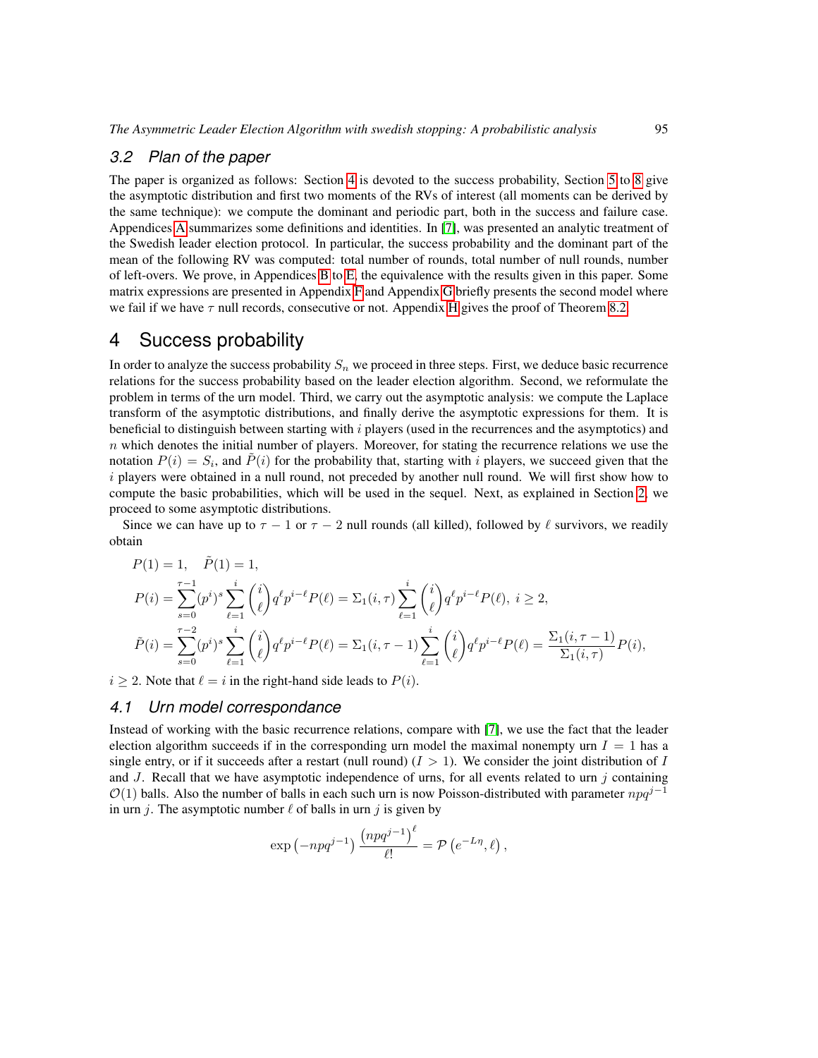### 3.2 Plan of the paper

The paper is organized as follows: Section 4 is devoted to the success probability, Section 5 to 8 give the asymptotic distribution and first two moments of the RVs of interest (all moments can be derived by the same technique): we compute the dominant and periodic part, both in the success and failure case. Appendices A summarizes some definitions and identities. In [7], was presented an analytic treatment of the Swedish leader election protocol. In particular, the success probability and the dominant part of the mean of the following RV was computed: total number of rounds, total number of null rounds, number of left-overs. We prove, in Appendices B to E, the equivalence with the results given in this paper. Some matrix expressions are presented in Appendix F and Appendix G briefly presents the second model where we fail if we have $\tau$ null records, consecutive or not. Appendix H gives the proof of Theorem 8.2.

## 4 Success probability

In order to analyze the success probability $S_n$ we proceed in three steps. First, we deduce basic recurrence relations for the success probability based on the leader election algorithm. Second, we reformulate the problem in terms of the urn model. Third, we carry out the asymptotic analysis: we compute the Laplace transform of the asymptotic distributions, and finally derive the asymptotic expressions for them. It is beneficial to distinguish between starting with $i$ players (used in the recurrences and the asymptotics) and $n$ which denotes the initial number of players. Moreover, for stating the recurrence relations we use the notation $P(i) = S_i$, and $\tilde{P}(i)$ for the probability that, starting with $i$ players, we succeed given that the $i$ players were obtained in a null round, not preceded by another null round. We will first show how to compute the basic probabilities, which will be used in the sequel. Next, as explained in Section 2, we proceed to some asymptotic distributions.

Since we can have up to $\tau - 1$ or $\tau - 2$ null rounds (all killed), followed by $\ell$ survivors, we readily obtain

$$
\begin{aligned}
&P(1) = 1, \quad \tilde{P}(1) = 1, \\
&P(i) = \sum_{s=0}^{\tau-1} (p^i)^s \sum_{\ell=1}^{i} \binom{i}{\ell} q^\ell p^{i-\ell} P(\ell) = \Sigma_1(i,\tau) \sum_{\ell=1}^{i} \binom{i}{\ell} q^\ell p^{i-\ell} P(\ell), \ i \geq 2, \\
&\tilde{P}(i) = \sum_{s=0}^{\tau-2} (p^i)^s \sum_{\ell=1}^{i} \binom{i}{\ell} q^\ell p^{i-\ell} P(\ell) = \Sigma_1(i,\tau-1) \sum_{\ell=1}^{i} \binom{i}{\ell} q^\ell p^{i-\ell} P(\ell) = \frac{\Sigma_1(i,\tau-1)}{\Sigma_1(i,\tau)} P(i),
\end{aligned}
$$

$i \geq 2$. Note that $\ell = i$ in the right-hand side leads to $P(i)$.

### 4.1 Urn model correspondance

Instead of working with the basic recurrence relations, compare with [7], we use the fact that the leader election algorithm succeeds if in the corresponding urn model the maximal nonempty urn $I = 1$ has a single entry, or if it succeeds after a restart (null round) ($I > 1$). We consider the joint distribution of $I$ and $J$. Recall that we have asymptotic independence of urns, for all events related to urn $j$ containing $\mathcal{O}(1)$ balls. Also the number of balls in each such urn is now Poisson-distributed with parameter $npq^{j-1}$ in urn $j$. The asymptotic number $\ell$ of balls in urn $j$ is given by

$$
\exp\left(-npq^{j-1}\right) \frac{\left(npq^{j-1}\right)^\ell}{\ell!} = \mathcal{P}\left(e^{-L\eta}, \ell\right),
$$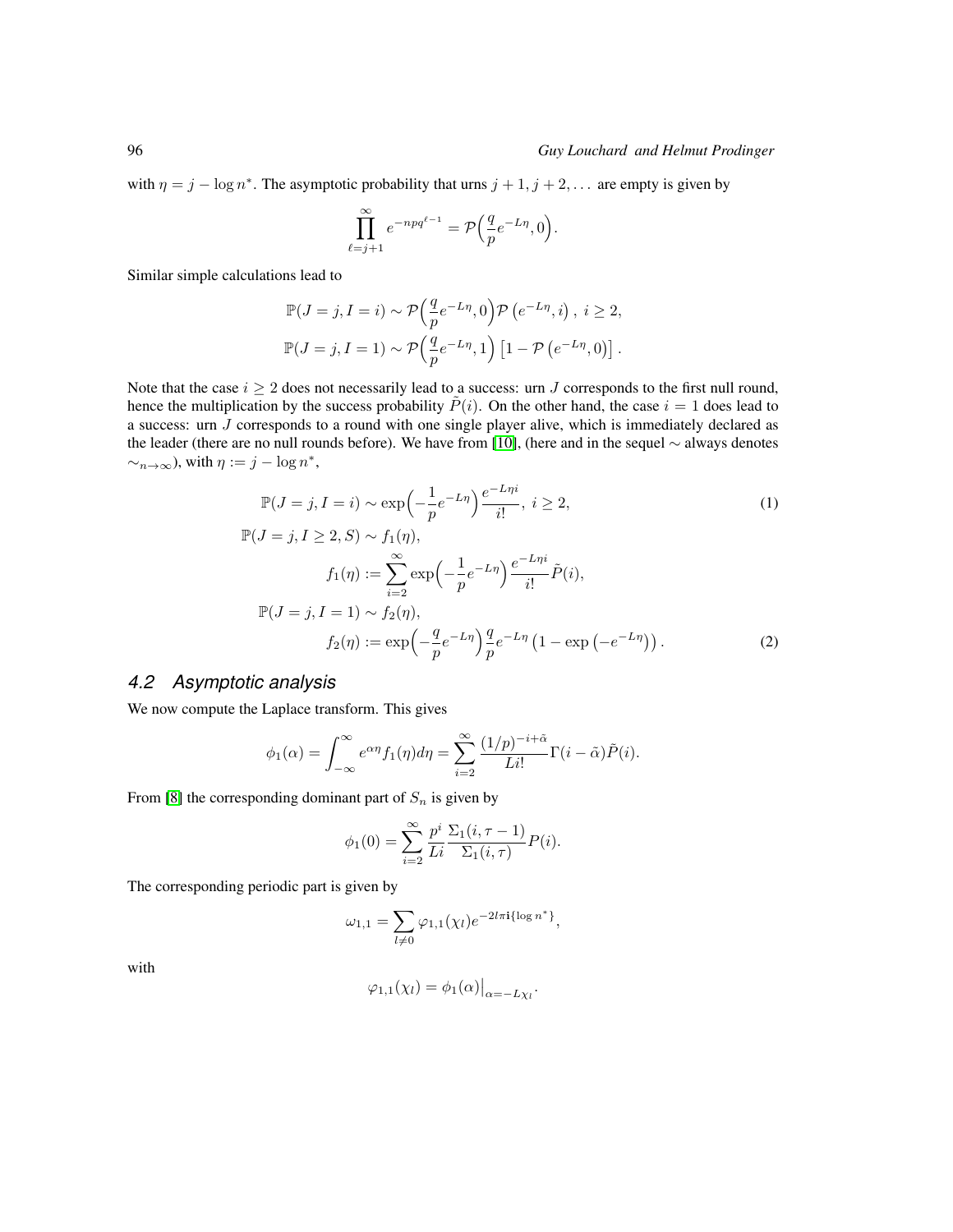with $\eta = j - \log n^*$. The asymptotic probability that urns $j+1, j+2, \dots$ are empty is given by

$$\prod_{\ell=j+1}^{\infty} e^{-npq^{\ell-1}} = \mathcal{P}\Big(\frac{q}{p}e^{-L\eta}, 0\Big).$$

Similar simple calculations lead to

$$\mathbb{P}(J=j, I=i) \sim \mathcal{P}\Big(\frac{q}{p}e^{-L\eta}, 0\Big)\mathcal{P}\left(e^{-L\eta}, i\right),\ i \geq 2,$$
$$\mathbb{P}(J=j, I=1) \sim \mathcal{P}\Big(\frac{q}{p}e^{-L\eta}, 1\Big)\left[1 - \mathcal{P}\left(e^{-L\eta}, 0\right)\right].$$

Note that the case $i \geq 2$ does not necessarily lead to a success: urn $J$ corresponds to the first null round, hence the multiplication by the success probability $\tilde{P}(i)$. On the other hand, the case $i = 1$ does lead to a success: urn $J$ corresponds to a round with one single player alive, which is immediately declared as the leader (there are no null rounds before). We have from [10], (here and in the sequel $\sim$ always denotes $\sim_{n\to\infty}$), with $\eta := j - \log n^*$,

$$\mathbb{P}(J=j, I=i) \sim \exp\Big(-\frac{1}{p}e^{-L\eta}\Big)\frac{e^{-L\eta i}}{i!},\ i \geq 2, \tag{1}$$
$$\mathbb{P}(J=j, I \geq 2, S) \sim f_1(\eta),$$
$$f_1(\eta) := \sum_{i=2}^{\infty} \exp\Big(-\frac{1}{p}e^{-L\eta}\Big)\frac{e^{-L\eta i}}{i!}\tilde{P}(i),$$
$$\mathbb{P}(J=j, I=1) \sim f_2(\eta),$$
$$f_2(\eta) := \exp\Big(-\frac{q}{p}e^{-L\eta}\Big)\frac{q}{p}e^{-L\eta}\left(1 - \exp\left(-e^{-L\eta}\right)\right). \tag{2}$$

## 4.2 Asymptotic analysis

We now compute the Laplace transform. This gives

$$\phi_1(\alpha) = \int_{-\infty}^{\infty} e^{\alpha\eta} f_1(\eta) d\eta = \sum_{i=2}^{\infty} \frac{(1/p)^{-i+\tilde{\alpha}}}{Li!}\Gamma(i - \tilde{\alpha})\tilde{P}(i).$$

From [8] the corresponding dominant part of $S_n$ is given by

$$\phi_1(0) = \sum_{i=2}^{\infty} \frac{p^i}{Li}\frac{\Sigma_1(i, \tau - 1)}{\Sigma_1(i, \tau)}P(i).$$

The corresponding periodic part is given by

$$\omega_{1,1} = \sum_{l \neq 0} \varphi_{1,1}(\chi_l) e^{-2l\pi\mathbf{i}\{\log n^*\}},$$

with

$$\varphi_{1,1}(\chi_l) = \phi_1(\alpha)\big|_{\alpha=-L\chi_l}.$$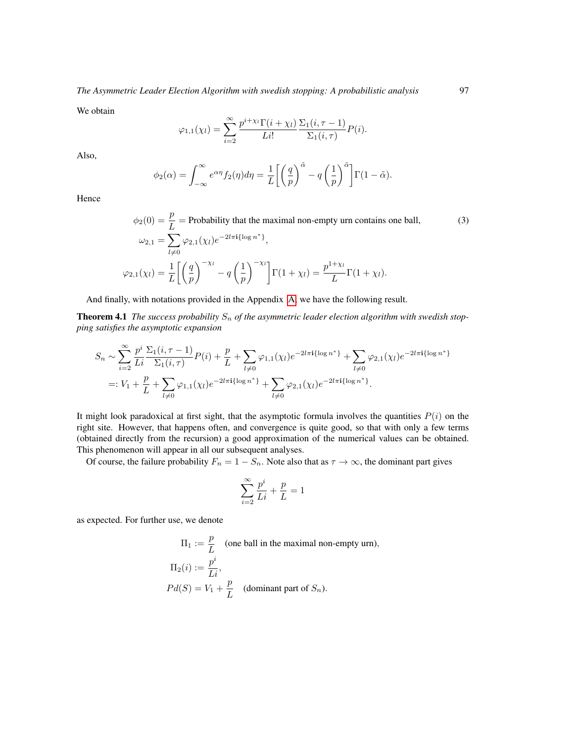We obtain

$$\varphi_{1,1}(\chi_l) = \sum_{i=2}^{\infty} \frac{p^{i+\chi_l}\Gamma(i+\chi_l)}{Li!} \frac{\Sigma_1(i,\tau-1)}{\Sigma_1(i,\tau)} P(i).$$

Also,

$$\phi_2(\alpha) = \int_{-\infty}^{\infty} e^{\alpha\eta} f_2(\eta) d\eta = \frac{1}{L}\left[\left(\frac{q}{p}\right)^{\tilde{\alpha}} - q\left(\frac{1}{p}\right)^{\tilde{\alpha}}\right]\Gamma(1-\tilde{\alpha}).$$

Hence

$$\begin{aligned}
\phi_2(0) &= \frac{p}{L} = \text{Probability that the maximal non-empty urn contains one ball,} \qquad (3)\\
\omega_{2,1} &= \sum_{l\neq 0} \varphi_{2,1}(\chi_l) e^{-2l\pi \mathbf{i}\{\log n^*\}},\\
\varphi_{2,1}(\chi_l) &= \frac{1}{L}\left[\left(\frac{q}{p}\right)^{-\chi_l} - q\left(\frac{1}{p}\right)^{-\chi_l}\right]\Gamma(1+\chi_l) = \frac{p^{1+\chi_l}}{L}\Gamma(1+\chi_l).
\end{aligned}$$

And finally, with notations provided in the Appendix A, we have the following result.

**Theorem 4.1** *The success probability $S_n$ of the asymmetric leader election algorithm with swedish stopping satisfies the asymptotic expansion*

$$\begin{aligned}
S_n &\sim \sum_{i=2}^{\infty} \frac{p^i}{Li} \frac{\Sigma_1(i,\tau-1)}{\Sigma_1(i,\tau)} P(i) + \frac{p}{L} + \sum_{l\neq 0} \varphi_{1,1}(\chi_l) e^{-2l\pi \mathbf{i}\{\log n^*\}} + \sum_{l\neq 0} \varphi_{2,1}(\chi_l) e^{-2l\pi \mathbf{i}\{\log n^*\}}\\
&=: V_1 + \frac{p}{L} + \sum_{l\neq 0} \varphi_{1,1}(\chi_l) e^{-2l\pi \mathbf{i}\{\log n^*\}} + \sum_{l\neq 0} \varphi_{2,1}(\chi_l) e^{-2l\pi \mathbf{i}\{\log n^*\}}.
\end{aligned}$$

It might look paradoxical at first sight, that the asymptotic formula involves the quantities $P(i)$ on the right site. However, that happens often, and convergence is quite good, so that with only a few terms (obtained directly from the recursion) a good approximation of the numerical values can be obtained. This phenomenon will appear in all our subsequent analyses.

Of course, the failure probability $F_n = 1 - S_n$. Note also that as $\tau \to \infty$, the dominant part gives

$$\sum_{i=2}^{\infty} \frac{p^i}{Li} + \frac{p}{L} = 1$$

as expected. For further use, we denote

$$\begin{aligned}
\Pi_1 &:= \frac{p}{L} \quad \text{(one ball in the maximal non-empty urn),}\\
\Pi_2(i) &:= \frac{p^i}{Li},\\
Pd(S) &= V_1 + \frac{p}{L} \quad \text{(dominant part of } S_n\text{)}.
\end{aligned}$$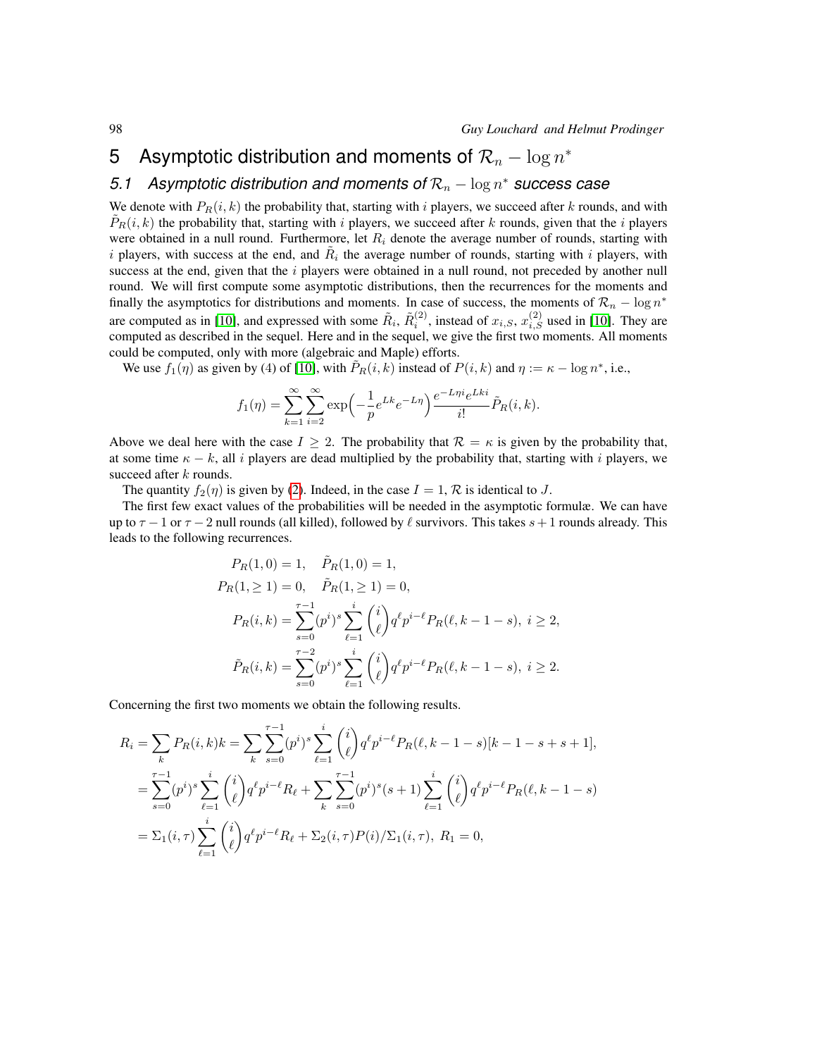# 5 Asymptotic distribution and moments of $\mathcal{R}_n - \log n^*$

## 5.1 Asymptotic distribution and moments of $\mathcal{R}_n - \log n^*$ success case

We denote with $P_R(i,k)$ the probability that, starting with $i$ players, we succeed after $k$ rounds, and with $\tilde{P}_R(i,k)$ the probability that, starting with $i$ players, we succeed after $k$ rounds, given that the $i$ players were obtained in a null round. Furthermore, let $R_i$ denote the average number of rounds, starting with $i$ players, with success at the end, and $\tilde{R}_i$ the average number of rounds, starting with $i$ players, with success at the end, given that the $i$ players were obtained in a null round, not preceded by another null round. We will first compute some asymptotic distributions, then the recurrences for the moments and finally the asymptotics for distributions and moments. In case of success, the moments of $\mathcal{R}_n - \log n^*$ are computed as in [10], and expressed with some $\tilde{R}_i$, $\tilde{R}_i^{(2)}$, instead of $x_{i,S}$, $x_{i,S}^{(2)}$ used in [10]. They are computed as described in the sequel. Here and in the sequel, we give the first two moments. All moments could be computed, only with more (algebraic and Maple) efforts.

We use $f_1(\eta)$ as given by (4) of [10], with $\tilde{P}_R(i,k)$ instead of $P(i,k)$ and $\eta := \kappa - \log n^*$, i.e.,

$$f_1(\eta) = \sum_{k=1}^{\infty}\sum_{i=2}^{\infty} \exp\Big(-\frac{1}{p}e^{Lk}e^{-L\eta}\Big)\frac{e^{-L\eta i}e^{Lki}}{i!}\tilde{P}_R(i,k).$$

Above we deal here with the case $I \geq 2$. The probability that $\mathcal{R} = \kappa$ is given by the probability that, at some time $\kappa - k$, all $i$ players are dead multiplied by the probability that, starting with $i$ players, we succeed after $k$ rounds.

The quantity $f_2(\eta)$ is given by (2). Indeed, in the case $I = 1$, $\mathcal{R}$ is identical to $J$.

The first few exact values of the probabilities will be needed in the asymptotic formulæ. We can have up to $\tau - 1$ or $\tau - 2$ null rounds (all killed), followed by $\ell$ survivors. This takes $s + 1$ rounds already. This leads to the following recurrences.

$$\begin{aligned}
P_R(1,0) &= 1, \quad \tilde{P}_R(1,0) = 1,\\
P_R(1,\geq 1) &= 0, \quad \tilde{P}_R(1,\geq 1) = 0,\\
P_R(i,k) &= \sum_{s=0}^{\tau-1}(p^i)^s \sum_{\ell=1}^{i}\binom{i}{\ell}q^\ell p^{i-\ell}P_R(\ell, k-1-s),\ i \geq 2,\\
\tilde{P}_R(i,k) &= \sum_{s=0}^{\tau-2}(p^i)^s \sum_{\ell=1}^{i}\binom{i}{\ell}q^\ell p^{i-\ell}P_R(\ell, k-1-s),\ i \geq 2.
\end{aligned}$$

Concerning the first two moments we obtain the following results.

$$\begin{aligned}
R_i = \sum_k P_R(i,k)k &= \sum_k \sum_{s=0}^{\tau-1}(p^i)^s \sum_{\ell=1}^{i}\binom{i}{\ell}q^\ell p^{i-\ell}P_R(\ell,k-1-s)[k-1-s+s+1],\\
&= \sum_{s=0}^{\tau-1}(p^i)^s \sum_{\ell=1}^{i}\binom{i}{\ell}q^\ell p^{i-\ell}R_\ell + \sum_k \sum_{s=0}^{\tau-1}(p^i)^s(s+1)\sum_{\ell=1}^{i}\binom{i}{\ell}q^\ell p^{i-\ell}P_R(\ell,k-1-s)\\
&= \Sigma_1(i,\tau)\sum_{\ell=1}^{i}\binom{i}{\ell}q^\ell p^{i-\ell}R_\ell + \Sigma_2(i,\tau)P(i)/\Sigma_1(i,\tau),\ R_1 = 0,
\end{aligned}$$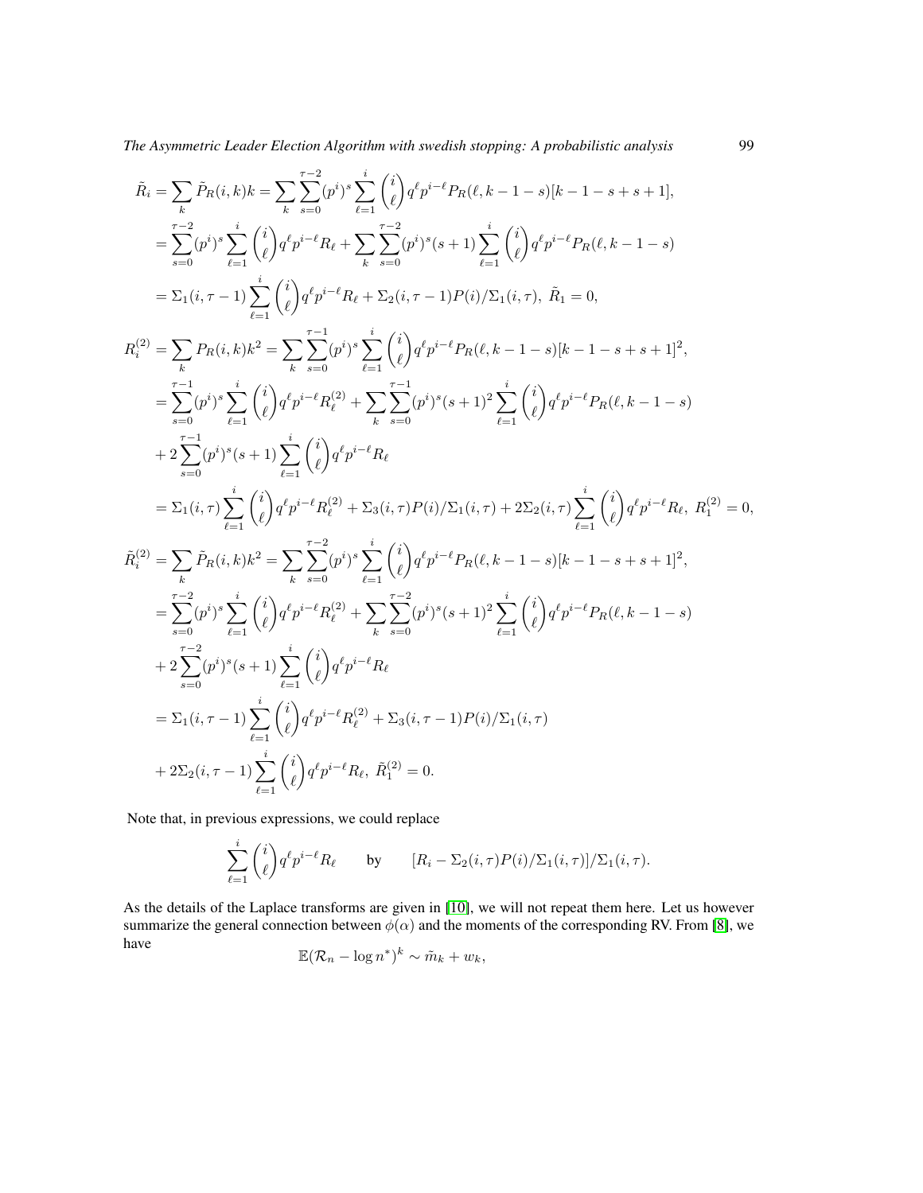$$
\begin{aligned}
\tilde{R}_i &= \sum_k \tilde{P}_R(i,k)k = \sum_k \sum_{s=0}^{\tau-2} (p^i)^s \sum_{\ell=1}^{i} \binom{i}{\ell} q^\ell p^{i-\ell} P_R(\ell, k-1-s)[k-1-s+s+1], \\
&= \sum_{s=0}^{\tau-2} (p^i)^s \sum_{\ell=1}^{i} \binom{i}{\ell} q^\ell p^{i-\ell} R_\ell + \sum_k \sum_{s=0}^{\tau-2} (p^i)^s (s+1) \sum_{\ell=1}^{i} \binom{i}{\ell} q^\ell p^{i-\ell} P_R(\ell, k-1-s) \\
&= \Sigma_1(i,\tau-1) \sum_{\ell=1}^{i} \binom{i}{\ell} q^\ell p^{i-\ell} R_\ell + \Sigma_2(i,\tau-1)P(i)/\Sigma_1(i,\tau),\ \tilde{R}_1 = 0, \\
R_i^{(2)} &= \sum_k P_R(i,k)k^2 = \sum_k \sum_{s=0}^{\tau-1} (p^i)^s \sum_{\ell=1}^{i} \binom{i}{\ell} q^\ell p^{i-\ell} P_R(\ell, k-1-s)[k-1-s+s+1]^2, \\
&= \sum_{s=0}^{\tau-1} (p^i)^s \sum_{\ell=1}^{i} \binom{i}{\ell} q^\ell p^{i-\ell} R_\ell^{(2)} + \sum_k \sum_{s=0}^{\tau-1} (p^i)^s (s+1)^2 \sum_{\ell=1}^{i} \binom{i}{\ell} q^\ell p^{i-\ell} P_R(\ell, k-1-s) \\
&+ 2\sum_{s=0}^{\tau-1} (p^i)^s (s+1) \sum_{\ell=1}^{i} \binom{i}{\ell} q^\ell p^{i-\ell} R_\ell \\
&= \Sigma_1(i,\tau) \sum_{\ell=1}^{i} \binom{i}{\ell} q^\ell p^{i-\ell} R_\ell^{(2)} + \Sigma_3(i,\tau)P(i)/\Sigma_1(i,\tau) + 2\Sigma_2(i,\tau) \sum_{\ell=1}^{i} \binom{i}{\ell} q^\ell p^{i-\ell} R_\ell,\ R_1^{(2)} = 0, \\
\tilde{R}_i^{(2)} &= \sum_k \tilde{P}_R(i,k)k^2 = \sum_k \sum_{s=0}^{\tau-2} (p^i)^s \sum_{\ell=1}^{i} \binom{i}{\ell} q^\ell p^{i-\ell} P_R(\ell, k-1-s)[k-1-s+s+1]^2, \\
&= \sum_{s=0}^{\tau-2} (p^i)^s \sum_{\ell=1}^{i} \binom{i}{\ell} q^\ell p^{i-\ell} R_\ell^{(2)} + \sum_k \sum_{s=0}^{\tau-2} (p^i)^s (s+1)^2 \sum_{\ell=1}^{i} \binom{i}{\ell} q^\ell p^{i-\ell} P_R(\ell, k-1-s) \\
&+ 2\sum_{s=0}^{\tau-2} (p^i)^s (s+1) \sum_{\ell=1}^{i} \binom{i}{\ell} q^\ell p^{i-\ell} R_\ell \\
&= \Sigma_1(i,\tau-1) \sum_{\ell=1}^{i} \binom{i}{\ell} q^\ell p^{i-\ell} R_\ell^{(2)} + \Sigma_3(i,\tau-1)P(i)/\Sigma_1(i,\tau) \\
&+ 2\Sigma_2(i,\tau-1) \sum_{\ell=1}^{i} \binom{i}{\ell} q^\ell p^{i-\ell} R_\ell,\ \tilde{R}_1^{(2)} = 0.
\end{aligned}
$$

Note that, in previous expressions, we could replace

$$
\sum_{\ell=1}^{i} \binom{i}{\ell} q^\ell p^{i-\ell} R_\ell \qquad \text{by} \qquad [R_i - \Sigma_2(i,\tau)P(i)/\Sigma_1(i,\tau)]/\Sigma_1(i,\tau).
$$

As the details of the Laplace transforms are given in [10], we will not repeat them here. Let us however summarize the general connection between $\phi(\alpha)$ and the moments of the corresponding RV. From [8], we have

$$
\mathbb{E}(\mathcal{R}_n - \log n^*)^k \sim \tilde{m}_k + w_k,
$$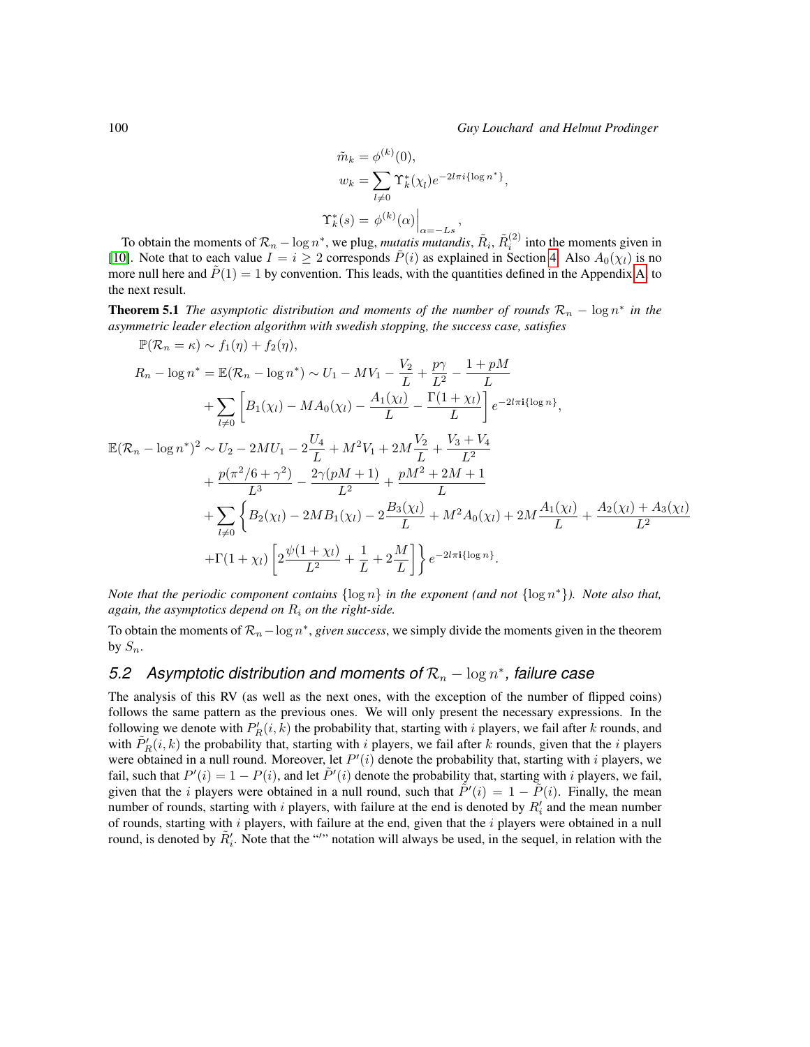$$\tilde{m}_k = \phi^{(k)}(0),$$
$$w_k = \sum_{l\neq 0} \Upsilon_k^*(\chi_l) e^{-2l\pi i\{\log n^*\}},$$
$$\Upsilon_k^*(s) = \phi^{(k)}(\alpha)\Big|_{\alpha=-Ls},$$

To obtain the moments of $\mathcal{R}_n - \log n^*$, we plug, *mutatis mutandis*, $\tilde{R}_i$, $\tilde{R}_i^{(2)}$ into the moments given in [10]. Note that to each value $I = i \geq 2$ corresponds $\tilde{P}(i)$ as explained in Section 4. Also $A_0(\chi_l)$ is no more null here and $\tilde{P}(1) = 1$ by convention. This leads, with the quantities defined in the Appendix A to the next result.

**Theorem 5.1** *The asymptotic distribution and moments of the number of rounds $\mathcal{R}_n - \log n^*$ in the asymmetric leader election algorithm with swedish stopping, the success case, satisfies*

$$\mathbb{P}(\mathcal{R}_n = \kappa) \sim f_1(\eta) + f_2(\eta),$$

$$R_n - \log n^* = \mathbb{E}(\mathcal{R}_n - \log n^*) \sim U_1 - MV_1 - \frac{V_2}{L} + \frac{p\gamma}{L^2} - \frac{1+pM}{L} + \sum_{l\neq 0}\left[B_1(\chi_l) - MA_0(\chi_l) - \frac{A_1(\chi_l)}{L} - \frac{\Gamma(1+\chi_l)}{L}\right]e^{-2l\pi\mathbf{i}\{\log n\}},$$

$$\begin{aligned}
\mathbb{E}(\mathcal{R}_n - \log n^*)^2 \sim{}& U_2 - 2MU_1 - 2\frac{U_4}{L} + M^2V_1 + 2M\frac{V_2}{L} + \frac{V_3+V_4}{L^2} \\
&+ \frac{p(\pi^2/6+\gamma^2)}{L^3} - \frac{2\gamma(pM+1)}{L^2} + \frac{pM^2+2M+1}{L} \\
&+ \sum_{l\neq 0}\Bigg\{B_2(\chi_l) - 2MB_1(\chi_l) - 2\frac{B_3(\chi_l)}{L} + M^2A_0(\chi_l) + 2M\frac{A_1(\chi_l)}{L} + \frac{A_2(\chi_l)+A_3(\chi_l)}{L^2} \\
&+ \Gamma(1+\chi_l)\left[2\frac{\psi(1+\chi_l)}{L^2} + \frac{1}{L} + 2\frac{M}{L}\right]\Bigg\}e^{-2l\pi\mathbf{i}\{\log n\}}.
\end{aligned}$$

*Note that the periodic component contains $\{\log n\}$ in the exponent (and not $\{\log n^*\}$). Note also that, again, the asymptotics depend on $R_i$ on the right-side.*

To obtain the moments of $\mathcal{R}_n - \log n^*$, *given success*, we simply divide the moments given in the theorem by $S_n$.

## 5.2 Asymptotic distribution and moments of $\mathcal{R}_n - \log n^*$, failure case

The analysis of this RV (as well as the next ones, with the exception of the number of flipped coins) follows the same pattern as the previous ones. We will only present the necessary expressions. In the following we denote with $P_R'(i,k)$ the probability that, starting with $i$ players, we fail after $k$ rounds, and with $\tilde{P}_R'(i,k)$ the probability that, starting with $i$ players, we fail after $k$ rounds, given that the $i$ players were obtained in a null round. Moreover, let $P'(i)$ denote the probability that, starting with $i$ players, we fail, such that $P'(i) = 1 - P(i)$, and let $\tilde{P}'(i)$ denote the probability that, starting with $i$ players, we fail, given that the $i$ players were obtained in a null round, such that $\tilde{P}'(i) = 1 - \tilde{P}(i)$. Finally, the mean number of rounds, starting with $i$ players, with failure at the end is denoted by $R_i'$ and the mean number of rounds, starting with $i$ players, with failure at the end, given that the $i$ players were obtained in a null round, is denoted by $\tilde{R}_i'$. Note that the "′" notation will always be used, in the sequel, in relation with the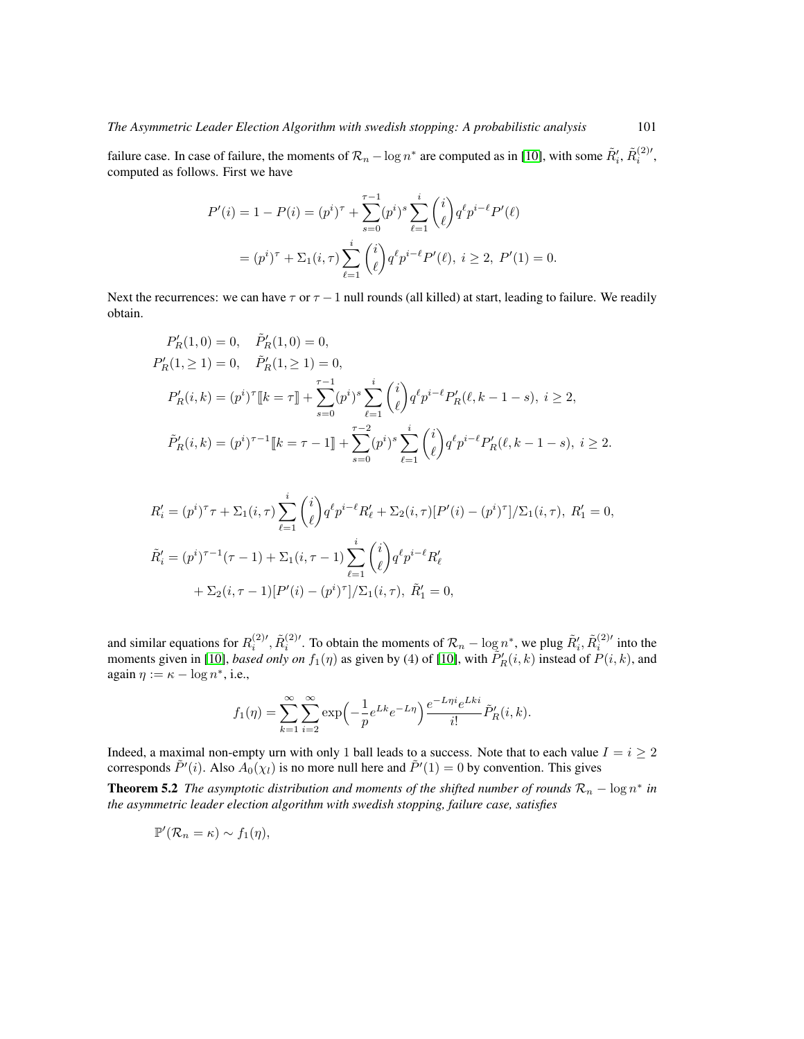failure case. In case of failure, the moments of $\mathcal{R}_n - \log n^*$ are computed as in [10], with some $\tilde{R}'_i$, $\tilde{R}^{(2)\prime}_i$, computed as follows. First we have

$$
\begin{aligned}
P'(i) = 1 - P(i) &= (p^i)^\tau + \sum_{s=0}^{\tau-1} (p^i)^s \sum_{\ell=1}^{i} \binom{i}{\ell} q^\ell p^{i-\ell} P'(\ell) \\
&= (p^i)^\tau + \Sigma_1(i,\tau) \sum_{\ell=1}^{i} \binom{i}{\ell} q^\ell p^{i-\ell} P'(\ell),\ i \geq 2,\ P'(1) = 0.
\end{aligned}
$$

Next the recurrences: we can have $\tau$ or $\tau - 1$ null rounds (all killed) at start, leading to failure. We readily obtain.

$$
\begin{aligned}
P'_R(1,0) &= 0, \quad \tilde{P}'_R(1,0) = 0, \\
P'_R(1, \geq 1) &= 0, \quad \tilde{P}'_R(1, \geq 1) = 0, \\
P'_R(i,k) &= (p^i)^\tau [\![k = \tau]\!] + \sum_{s=0}^{\tau-1} (p^i)^s \sum_{\ell=1}^{i} \binom{i}{\ell} q^\ell p^{i-\ell} P'_R(\ell, k-1-s),\ i \geq 2, \\
\tilde{P}'_R(i,k) &= (p^i)^{\tau-1} [\![k = \tau - 1]\!] + \sum_{s=0}^{\tau-2} (p^i)^s \sum_{\ell=1}^{i} \binom{i}{\ell} q^\ell p^{i-\ell} P'_R(\ell, k-1-s),\ i \geq 2.
\end{aligned}
$$

$$
\begin{aligned}
R'_i &= (p^i)^\tau \tau + \Sigma_1(i,\tau) \sum_{\ell=1}^{i} \binom{i}{\ell} q^\ell p^{i-\ell} R'_\ell + \Sigma_2(i,\tau)[P'(i) - (p^i)^\tau]/\Sigma_1(i,\tau),\ R'_1 = 0, \\
\tilde{R}'_i &= (p^i)^{\tau-1}(\tau - 1) + \Sigma_1(i,\tau-1) \sum_{\ell=1}^{i} \binom{i}{\ell} q^\ell p^{i-\ell} R'_\ell \\
&\quad + \Sigma_2(i,\tau-1)[P'(i) - (p^i)^\tau]/\Sigma_1(i,\tau),\ \tilde{R}'_1 = 0,
\end{aligned}
$$

and similar equations for $R^{(2)\prime}_i, \tilde{R}^{(2)\prime}_i$. To obtain the moments of $\mathcal{R}_n - \log n^*$, we plug $\tilde{R}'_i, \tilde{R}^{(2)\prime}_i$ into the moments given in [10], *based only on* $f_1(\eta)$ as given by (4) of [10], with $\tilde{P}'_R(i,k)$ instead of $P(i,k)$, and again $\eta := \kappa - \log n^*$, i.e.,

$$
f_1(\eta) = \sum_{k=1}^{\infty} \sum_{i=2}^{\infty} \exp\Big(-\frac{1}{p} e^{Lk} e^{-L\eta}\Big) \frac{e^{-L\eta i} e^{Lki}}{i!} \tilde{P}'_R(i,k).
$$

Indeed, a maximal non-empty urn with only 1 ball leads to a success. Note that to each value $I = i \geq 2$ corresponds $\tilde{P}'(i)$. Also $A_0(\chi_l)$ is no more null here and $\tilde{P}'(1) = 0$ by convention. This gives

**Theorem 5.2** *The asymptotic distribution and moments of the shifted number of rounds $\mathcal{R}_n - \log n^*$ in the asymmetric leader election algorithm with swedish stopping, failure case, satisfies*

$$
\mathbb{P}'(\mathcal{R}_n = \kappa) \sim f_1(\eta),
$$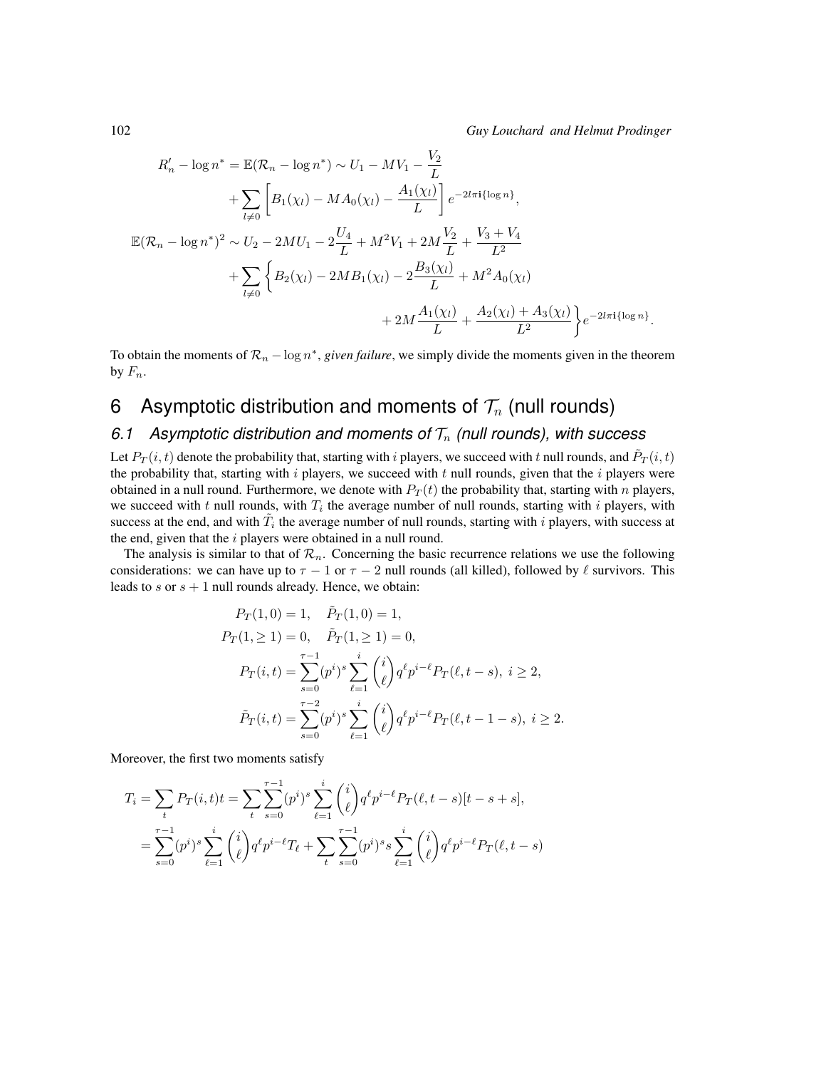$$
\begin{aligned}
R'_n - \log n^* = \mathbb{E}(\mathcal{R}_n - \log n^*) &\sim U_1 - MV_1 - \frac{V_2}{L} \\
&+ \sum_{l \neq 0} \left[ B_1(\chi_l) - MA_0(\chi_l) - \frac{A_1(\chi_l)}{L} \right] e^{-2l\pi\mathbf{i}\{\log n\}}, \\
\mathbb{E}(\mathcal{R}_n - \log n^*)^2 &\sim U_2 - 2MU_1 - 2\frac{U_4}{L} + M^2 V_1 + 2M\frac{V_2}{L} + \frac{V_3 + V_4}{L^2} \\
&+ \sum_{l \neq 0} \left\{ B_2(\chi_l) - 2MB_1(\chi_l) - 2\frac{B_3(\chi_l)}{L} + M^2 A_0(\chi_l) \right. \\
&\left. \qquad + 2M\frac{A_1(\chi_l)}{L} + \frac{A_2(\chi_l) + A_3(\chi_l)}{L^2} \right\} e^{-2l\pi\mathbf{i}\{\log n\}}.
\end{aligned}
$$

To obtain the moments of $\mathcal{R}_n - \log n^*$, *given failure*, we simply divide the moments given in the theorem by $F_n$.

# 6 Asymptotic distribution and moments of $\mathcal{T}_n$ (null rounds)

## 6.1 Asymptotic distribution and moments of $\mathcal{T}_n$ (null rounds), with success

Let $P_T(i,t)$ denote the probability that, starting with $i$ players, we succeed with $t$ null rounds, and $\tilde{P}_T(i,t)$ the probability that, starting with $i$ players, we succeed with $t$ null rounds, given that the $i$ players were obtained in a null round. Furthermore, we denote with $P_T(t)$ the probability that, starting with $n$ players, we succeed with $t$ null rounds, with $T_i$ the average number of null rounds, starting with $i$ players, with success at the end, and with $\tilde{T}_i$ the average number of null rounds, starting with $i$ players, with success at the end, given that the $i$ players were obtained in a null round.

The analysis is similar to that of $\mathcal{R}_n$. Concerning the basic recurrence relations we use the following considerations: we can have up to $\tau - 1$ or $\tau - 2$ null rounds (all killed), followed by $\ell$ survivors. This leads to $s$ or $s+1$ null rounds already. Hence, we obtain:

$$
\begin{aligned}
P_T(1,0) &= 1, \quad \tilde{P}_T(1,0) = 1, \\
P_T(1, \geq 1) &= 0, \quad \tilde{P}_T(1, \geq 1) = 0, \\
P_T(i,t) &= \sum_{s=0}^{\tau-1} (p^i)^s \sum_{\ell=1}^{i} \binom{i}{\ell} q^\ell p^{i-\ell} P_T(\ell, t-s), \ i \geq 2, \\
\tilde{P}_T(i,t) &= \sum_{s=0}^{\tau-2} (p^i)^s \sum_{\ell=1}^{i} \binom{i}{\ell} q^\ell p^{i-\ell} P_T(\ell, t-1-s), \ i \geq 2.
\end{aligned}
$$

Moreover, the first two moments satisfy

$$
\begin{aligned}
T_i &= \sum_t P_T(i,t) t = \sum_t \sum_{s=0}^{\tau-1} (p^i)^s \sum_{\ell=1}^{i} \binom{i}{\ell} q^\ell p^{i-\ell} P_T(\ell, t-s)[t-s+s], \\
&= \sum_{s=0}^{\tau-1} (p^i)^s \sum_{\ell=1}^{i} \binom{i}{\ell} q^\ell p^{i-\ell} T_\ell + \sum_t \sum_{s=0}^{\tau-1} (p^i)^s s \sum_{\ell=1}^{i} \binom{i}{\ell} q^\ell p^{i-\ell} P_T(\ell, t-s)
\end{aligned}
$$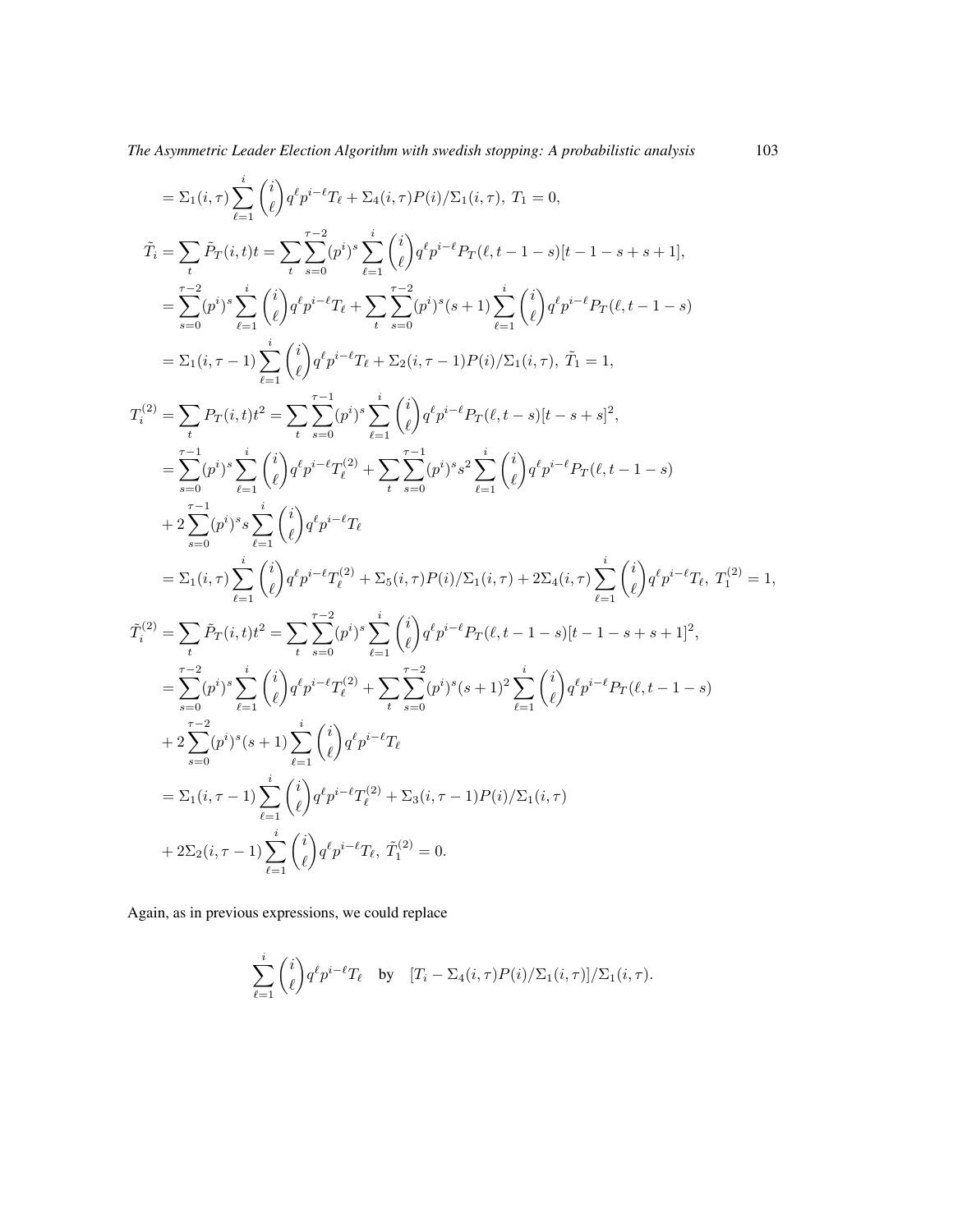$$
\begin{aligned}
&= \Sigma_1(i,\tau) \sum_{\ell=1}^{i} \binom{i}{\ell} q^\ell p^{i-\ell} T_\ell + \Sigma_4(i,\tau) P(i)/\Sigma_1(i,\tau),\ T_1 = 0, \\
\tilde{T}_i &= \sum_t \tilde{P}_T(i,t) t = \sum_t \sum_{s=0}^{\tau-2} (p^i)^s \sum_{\ell=1}^{i} \binom{i}{\ell} q^\ell p^{i-\ell} P_T(\ell, t-1-s)[t-1-s+s+1], \\
&= \sum_{s=0}^{\tau-2} (p^i)^s \sum_{\ell=1}^{i} \binom{i}{\ell} q^\ell p^{i-\ell} T_\ell + \sum_t \sum_{s=0}^{\tau-2} (p^i)^s (s+1) \sum_{\ell=1}^{i} \binom{i}{\ell} q^\ell p^{i-\ell} P_T(\ell, t-1-s) \\
&= \Sigma_1(i,\tau-1) \sum_{\ell=1}^{i} \binom{i}{\ell} q^\ell p^{i-\ell} T_\ell + \Sigma_2(i,\tau-1) P(i)/\Sigma_1(i,\tau),\ \tilde{T}_1 = 1, \\
T_i^{(2)} &= \sum_t P_T(i,t) t^2 = \sum_t \sum_{s=0}^{\tau-1} (p^i)^s \sum_{\ell=1}^{i} \binom{i}{\ell} q^\ell p^{i-\ell} P_T(\ell, t-s)[t-s+s]^2, \\
&= \sum_{s=0}^{\tau-1} (p^i)^s \sum_{\ell=1}^{i} \binom{i}{\ell} q^\ell p^{i-\ell} T_\ell^{(2)} + \sum_t \sum_{s=0}^{\tau-1} (p^i)^s s^2 \sum_{\ell=1}^{i} \binom{i}{\ell} q^\ell p^{i-\ell} P_T(\ell, t-1-s) \\
&+ 2 \sum_{s=0}^{\tau-1} (p^i)^s s \sum_{\ell=1}^{i} \binom{i}{\ell} q^\ell p^{i-\ell} T_\ell \\
&= \Sigma_1(i,\tau) \sum_{\ell=1}^{i} \binom{i}{\ell} q^\ell p^{i-\ell} T_\ell^{(2)} + \Sigma_5(i,\tau) P(i)/\Sigma_1(i,\tau) + 2\Sigma_4(i,\tau) \sum_{\ell=1}^{i} \binom{i}{\ell} q^\ell p^{i-\ell} T_\ell,\ T_1^{(2)} = 1, \\
\tilde{T}_i^{(2)} &= \sum_t \tilde{P}_T(i,t) t^2 = \sum_t \sum_{s=0}^{\tau-2} (p^i)^s \sum_{\ell=1}^{i} \binom{i}{\ell} q^\ell p^{i-\ell} P_T(\ell, t-1-s)[t-1-s+s+1]^2, \\
&= \sum_{s=0}^{\tau-2} (p^i)^s \sum_{\ell=1}^{i} \binom{i}{\ell} q^\ell p^{i-\ell} T_\ell^{(2)} + \sum_t \sum_{s=0}^{\tau-2} (p^i)^s (s+1)^2 \sum_{\ell=1}^{i} \binom{i}{\ell} q^\ell p^{i-\ell} P_T(\ell, t-1-s) \\
&+ 2 \sum_{s=0}^{\tau-2} (p^i)^s (s+1) \sum_{\ell=1}^{i} \binom{i}{\ell} q^\ell p^{i-\ell} T_\ell \\
&= \Sigma_1(i,\tau-1) \sum_{\ell=1}^{i} \binom{i}{\ell} q^\ell p^{i-\ell} T_\ell^{(2)} + \Sigma_3(i,\tau-1) P(i)/\Sigma_1(i,\tau) \\
&+ 2\Sigma_2(i,\tau-1) \sum_{\ell=1}^{i} \binom{i}{\ell} q^\ell p^{i-\ell} T_\ell,\ \tilde{T}_1^{(2)} = 0.
\end{aligned}
$$

Again, as in previous expressions, we could replace

$$
\sum_{\ell=1}^{i} \binom{i}{\ell} q^\ell p^{i-\ell} T_\ell \quad \text{by} \quad [T_i - \Sigma_4(i,\tau) P(i)/\Sigma_1(i,\tau)]/\Sigma_1(i,\tau).
$$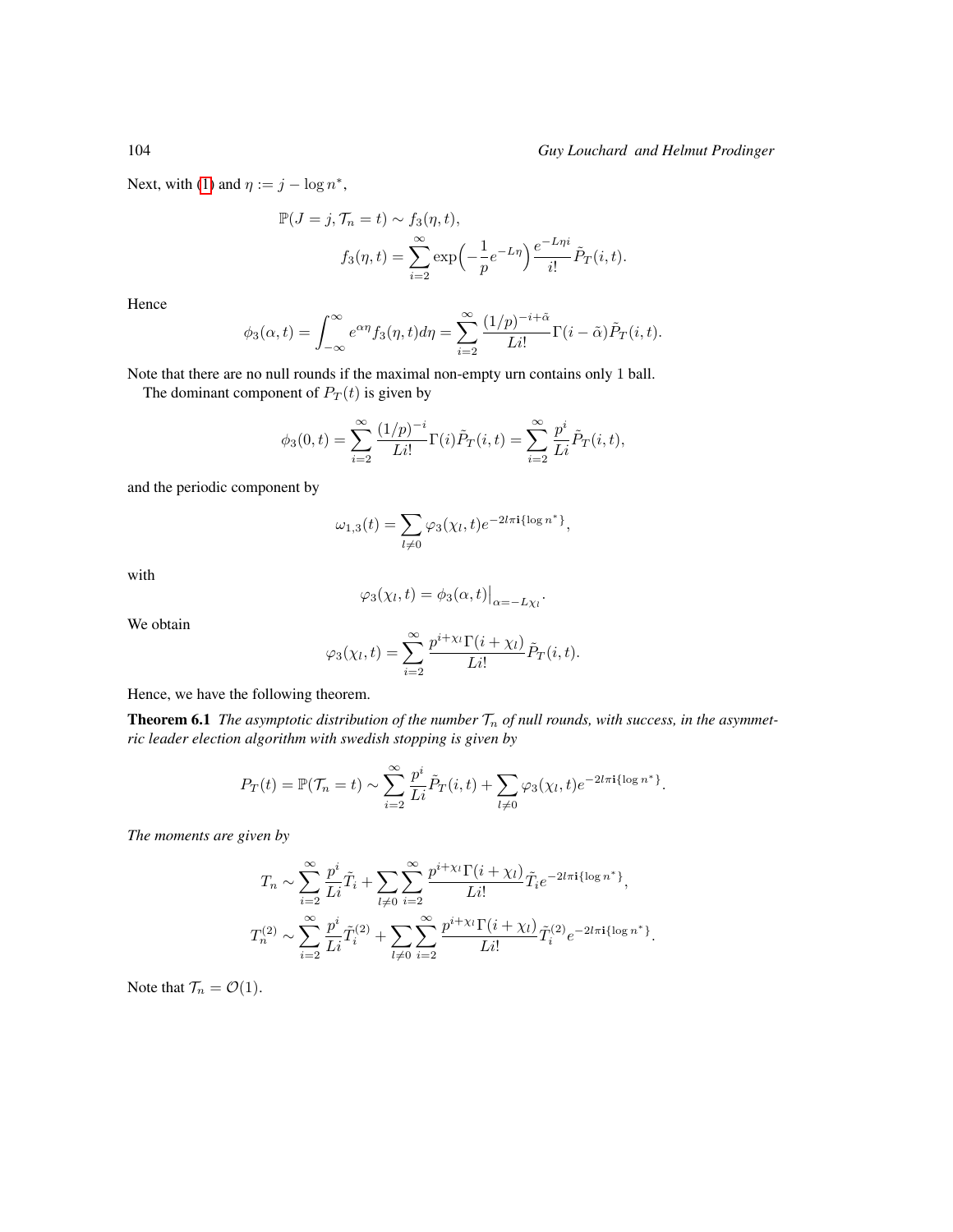Next, with (1) and $\eta := j - \log n^*$,

$$\mathbb{P}(J = j, \mathcal{T}_n = t) \sim f_3(\eta, t),$$
$$f_3(\eta, t) = \sum_{i=2}^{\infty} \exp\Big(-\frac{1}{p}e^{-L\eta}\Big)\frac{e^{-L\eta i}}{i!}\tilde{P}_T(i, t).$$

Hence

$$\phi_3(\alpha, t) = \int_{-\infty}^{\infty} e^{\alpha\eta} f_3(\eta, t) d\eta = \sum_{i=2}^{\infty} \frac{(1/p)^{-i+\tilde{\alpha}}}{Li!}\Gamma(i - \tilde{\alpha})\tilde{P}_T(i, t).$$

Note that there are no null rounds if the maximal non-empty urn contains only 1 ball.

The dominant component of $P_T(t)$ is given by

$$\phi_3(0, t) = \sum_{i=2}^{\infty} \frac{(1/p)^{-i}}{Li!}\Gamma(i)\tilde{P}_T(i, t) = \sum_{i=2}^{\infty} \frac{p^i}{Li}\tilde{P}_T(i, t),$$

and the periodic component by

$$\omega_{1,3}(t) = \sum_{l \neq 0} \varphi_3(\chi_l, t) e^{-2l\pi\mathbf{i}\{\log n^*\}},$$

with

$$\varphi_3(\chi_l, t) = \phi_3(\alpha, t)\big|_{\alpha = -L\chi_l}.$$

We obtain

$$\varphi_3(\chi_l, t) = \sum_{i=2}^{\infty} \frac{p^{i+\chi_l}\Gamma(i + \chi_l)}{Li!}\tilde{P}_T(i, t).$$

Hence, we have the following theorem.

**Theorem 6.1** *The asymptotic distribution of the number $\mathcal{T}_n$ of null rounds, with success, in the asymmetric leader election algorithm with swedish stopping is given by*

$$P_T(t) = \mathbb{P}(\mathcal{T}_n = t) \sim \sum_{i=2}^{\infty} \frac{p^i}{Li}\tilde{P}_T(i, t) + \sum_{l \neq 0} \varphi_3(\chi_l, t) e^{-2l\pi\mathbf{i}\{\log n^*\}}.$$

*The moments are given by*

$$T_n \sim \sum_{i=2}^{\infty} \frac{p^i}{Li}\tilde{T}_i + \sum_{l \neq 0}\sum_{i=2}^{\infty} \frac{p^{i+\chi_l}\Gamma(i + \chi_l)}{Li!}\tilde{T}_i e^{-2l\pi\mathbf{i}\{\log n^*\}},$$
$$T_n^{(2)} \sim \sum_{i=2}^{\infty} \frac{p^i}{Li}\tilde{T}_i^{(2)} + \sum_{l \neq 0}\sum_{i=2}^{\infty} \frac{p^{i+\chi_l}\Gamma(i + \chi_l)}{Li!}\tilde{T}_i^{(2)} e^{-2l\pi\mathbf{i}\{\log n^*\}}.$$

Note that $\mathcal{T}_n = \mathcal{O}(1)$.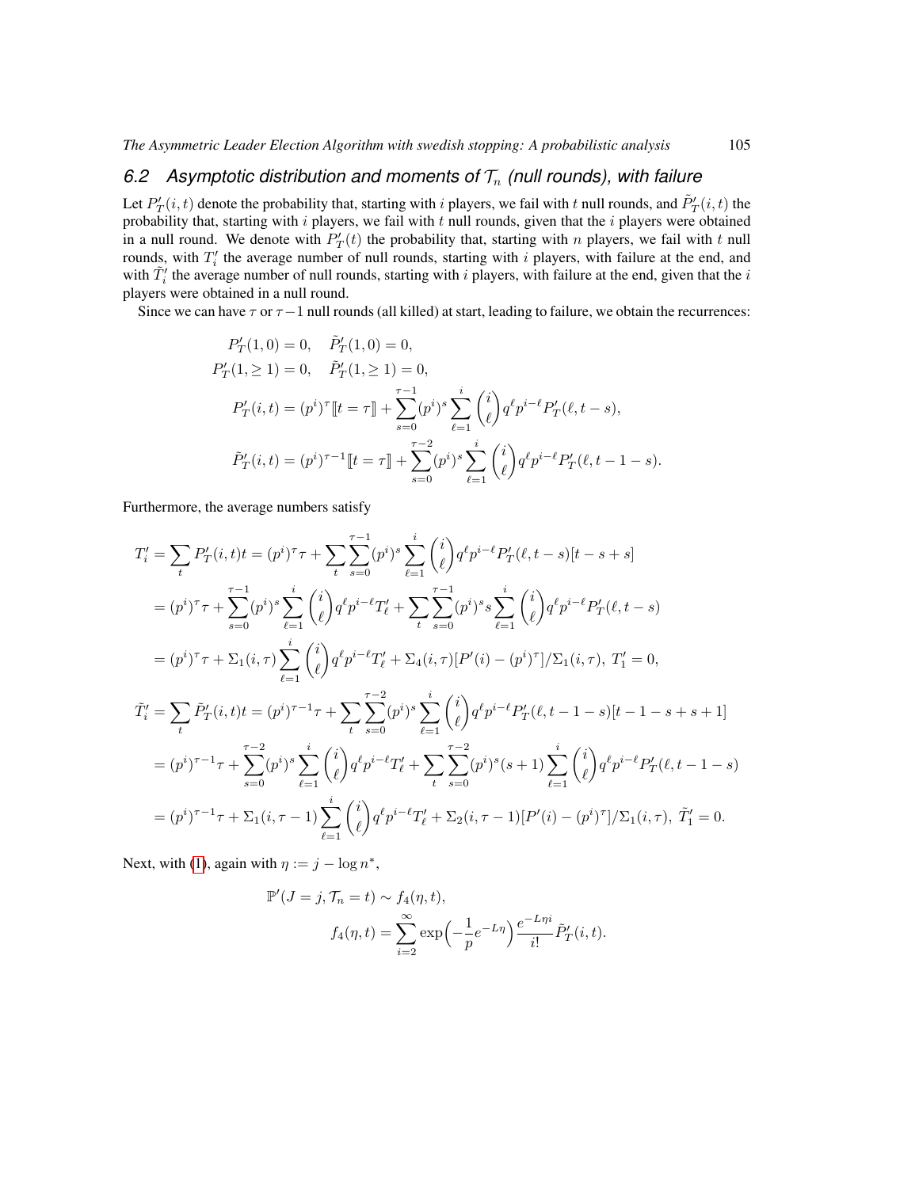## 6.2 Asymptotic distribution and moments of $\mathcal{T}_n$ (null rounds), with failure

Let $P'_T(i,t)$ denote the probability that, starting with $i$ players, we fail with $t$ null rounds, and $\tilde{P}'_T(i,t)$ the probability that, starting with $i$ players, we fail with $t$ null rounds, given that the $i$ players were obtained in a null round. We denote with $P'_T(t)$ the probability that, starting with $n$ players, we fail with $t$ null rounds, with $T'_i$ the average number of null rounds, starting with $i$ players, with failure at the end, and with $\tilde{T}'_i$ the average number of null rounds, starting with $i$ players, with failure at the end, given that the $i$ players were obtained in a null round.

Since we can have $\tau$ or $\tau-1$ null rounds (all killed) at start, leading to failure, we obtain the recurrences:

$$
\begin{aligned}
P'_T(1,0) &= 0, \quad \tilde{P}'_T(1,0) = 0,\\
P'_T(1,\geq 1) &= 0, \quad \tilde{P}'_T(1,\geq 1) = 0,\\
P'_T(i,t) &= (p^i)^\tau [\![t=\tau]\!] + \sum_{s=0}^{\tau-1} (p^i)^s \sum_{\ell=1}^{i} \binom{i}{\ell} q^\ell p^{i-\ell} P'_T(\ell, t-s),\\
\tilde{P}'_T(i,t) &= (p^i)^{\tau-1} [\![t=\tau]\!] + \sum_{s=0}^{\tau-2} (p^i)^s \sum_{\ell=1}^{i} \binom{i}{\ell} q^\ell p^{i-\ell} P'_T(\ell, t-1-s).
\end{aligned}
$$

Furthermore, the average numbers satisfy

$$
\begin{aligned}
T'_i &= \sum_t P'_T(i,t)t = (p^i)^\tau \tau + \sum_t \sum_{s=0}^{\tau-1} (p^i)^s \sum_{\ell=1}^{i} \binom{i}{\ell} q^\ell p^{i-\ell} P'_T(\ell, t-s)[t-s+s]\\
&= (p^i)^\tau \tau + \sum_{s=0}^{\tau-1} (p^i)^s \sum_{\ell=1}^{i} \binom{i}{\ell} q^\ell p^{i-\ell} T'_\ell + \sum_t \sum_{s=0}^{\tau-1} (p^i)^s s \sum_{\ell=1}^{i} \binom{i}{\ell} q^\ell p^{i-\ell} P'_T(\ell, t-s)\\
&= (p^i)^\tau \tau + \Sigma_1(i,\tau) \sum_{\ell=1}^{i} \binom{i}{\ell} q^\ell p^{i-\ell} T'_\ell + \Sigma_4(i,\tau)[P'(i) - (p^i)^\tau]/\Sigma_1(i,\tau),\ T'_1 = 0,\\
\tilde{T}'_i &= \sum_t \tilde{P}'_T(i,t)t = (p^i)^{\tau-1} \tau + \sum_t \sum_{s=0}^{\tau-2} (p^i)^s \sum_{\ell=1}^{i} \binom{i}{\ell} q^\ell p^{i-\ell} P'_T(\ell, t-1-s)[t-1-s+s+1]\\
&= (p^i)^{\tau-1} \tau + \sum_{s=0}^{\tau-2} (p^i)^s \sum_{\ell=1}^{i} \binom{i}{\ell} q^\ell p^{i-\ell} T'_\ell + \sum_t \sum_{s=0}^{\tau-2} (p^i)^s (s+1) \sum_{\ell=1}^{i} \binom{i}{\ell} q^\ell p^{i-\ell} P'_T(\ell, t-1-s)\\
&= (p^i)^{\tau-1} \tau + \Sigma_1(i,\tau-1) \sum_{\ell=1}^{i} \binom{i}{\ell} q^\ell p^{i-\ell} T'_\ell + \Sigma_2(i,\tau-1)[P'(i) - (p^i)^\tau]/\Sigma_1(i,\tau),\ \tilde{T}'_1 = 0.
\end{aligned}
$$

Next, with (1), again with $\eta := j - \log n^*$,

$$
\begin{aligned}
\mathbb{P}'(J=j, \mathcal{T}_n = t) &\sim f_4(\eta, t),\\
f_4(\eta, t) &= \sum_{i=2}^{\infty} \exp\Big(-\frac{1}{p} e^{-L\eta}\Big) \frac{e^{-L\eta i}}{i!} \tilde{P}'_T(i,t).
\end{aligned}
$$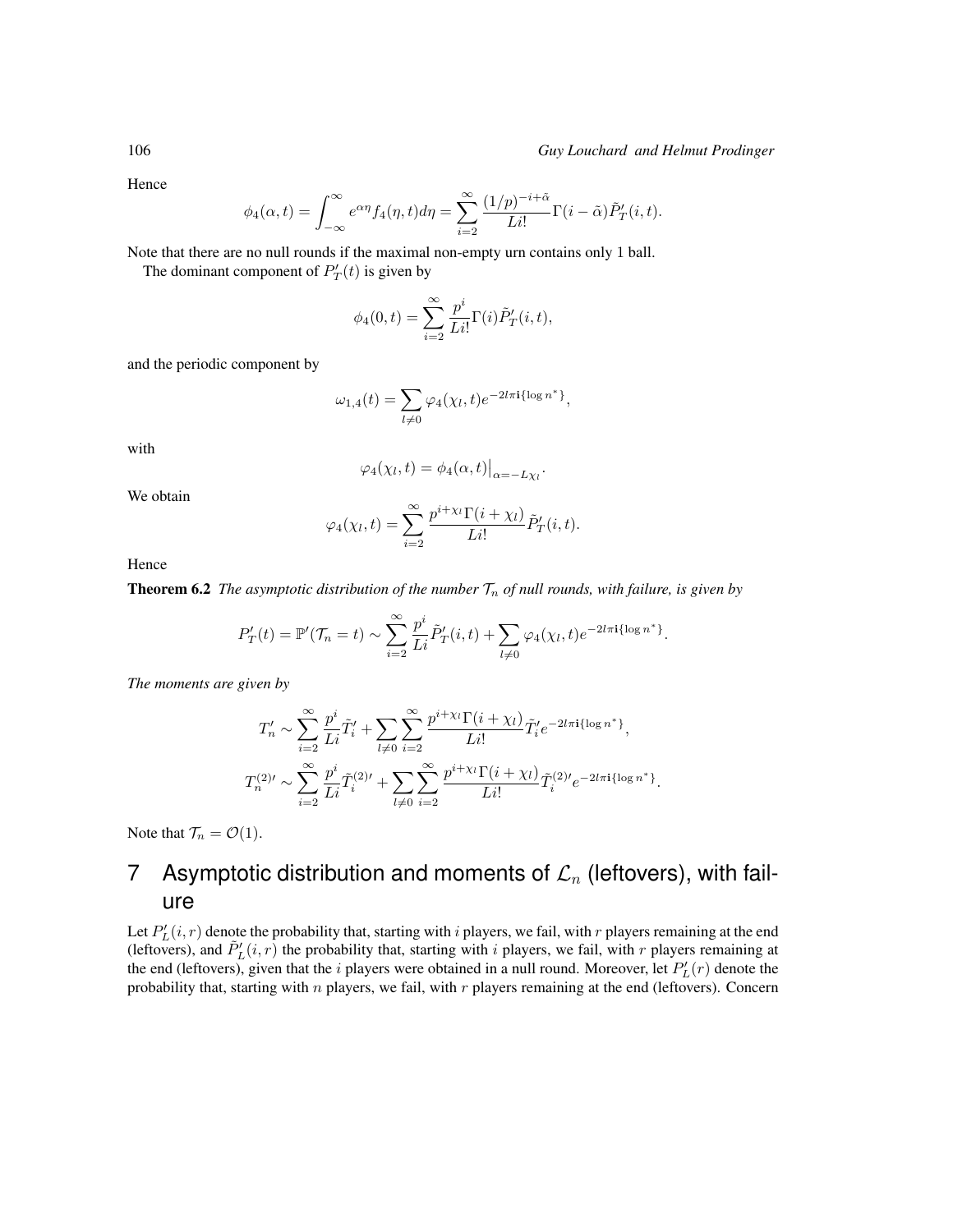Hence

$$\phi_4(\alpha,t) = \int_{-\infty}^{\infty} e^{\alpha\eta} f_4(\eta,t) d\eta = \sum_{i=2}^{\infty} \frac{(1/p)^{-i+\tilde{\alpha}}}{Li!} \Gamma(i-\tilde{\alpha}) \tilde{P}'_T(i,t).$$

Note that there are no null rounds if the maximal non-empty urn contains only 1 ball.

The dominant component of $P'_T(t)$ is given by

$$\phi_4(0,t) = \sum_{i=2}^{\infty} \frac{p^i}{Li!} \Gamma(i) \tilde{P}'_T(i,t),$$

and the periodic component by

$$\omega_{1,4}(t) = \sum_{l \neq 0} \varphi_4(\chi_l, t) e^{-2l\pi \mathbf{i}\{\log n^*\}},$$

with

$$\varphi_4(\chi_l, t) = \phi_4(\alpha, t)\big|_{\alpha = -L\chi_l}.$$

We obtain

$$\varphi_4(\chi_l, t) = \sum_{i=2}^{\infty} \frac{p^{i+\chi_l} \Gamma(i+\chi_l)}{Li!} \tilde{P}'_T(i,t).$$

Hence

**Theorem 6.2** *The asymptotic distribution of the number $\mathcal{T}_n$ of null rounds, with failure, is given by*

$$P'_T(t) = \mathbb{P}'(\mathcal{T}_n = t) \sim \sum_{i=2}^{\infty} \frac{p^i}{Li} \tilde{P}'_T(i,t) + \sum_{l \neq 0} \varphi_4(\chi_l, t) e^{-2l\pi \mathbf{i}\{\log n^*\}}.$$

*The moments are given by*

$$T'_n \sim \sum_{i=2}^{\infty} \frac{p^i}{Li} \tilde{T}'_i + \sum_{l \neq 0} \sum_{i=2}^{\infty} \frac{p^{i+\chi_l} \Gamma(i+\chi_l)}{Li!} \tilde{T}'_i e^{-2l\pi \mathbf{i}\{\log n^*\}},$$

$$T_n^{(2)\prime} \sim \sum_{i=2}^{\infty} \frac{p^i}{Li} \tilde{T}_i^{(2)\prime} + \sum_{l \neq 0} \sum_{i=2}^{\infty} \frac{p^{i+\chi_l} \Gamma(i+\chi_l)}{Li!} \tilde{T}_i^{(2)\prime} e^{-2l\pi \mathbf{i}\{\log n^*\}}.$$

Note that $\mathcal{T}_n = \mathcal{O}(1)$.

# 7 Asymptotic distribution and moments of $\mathcal{L}_n$ (leftovers), with failure

Let $P'_L(i,r)$ denote the probability that, starting with $i$ players, we fail, with $r$ players remaining at the end (leftovers), and $\tilde{P}'_L(i,r)$ the probability that, starting with $i$ players, we fail, with $r$ players remaining at the end (leftovers), given that the $i$ players were obtained in a null round. Moreover, let $P'_L(r)$ denote the probability that, starting with $n$ players, we fail, with $r$ players remaining at the end (leftovers). Concern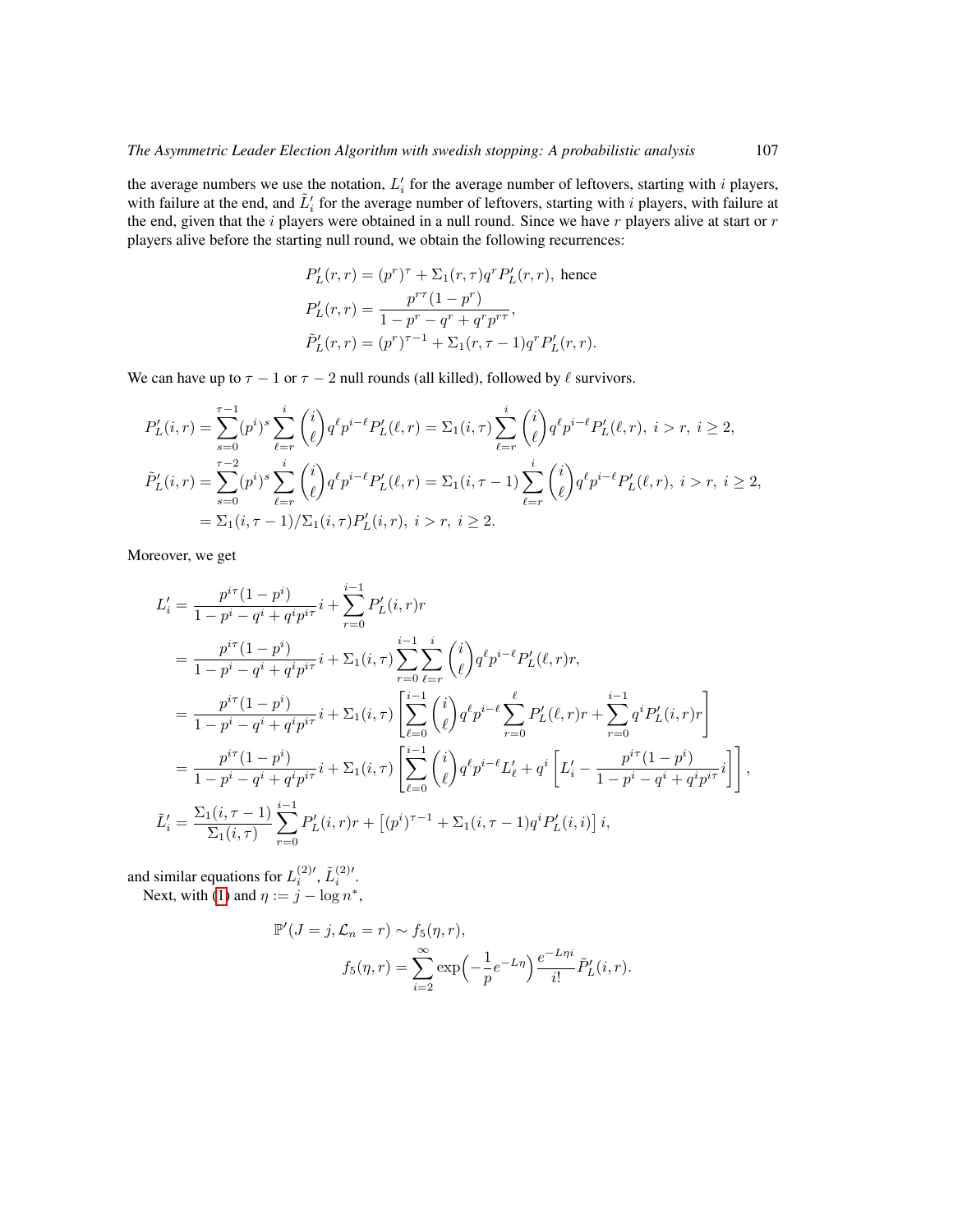the average numbers we use the notation, $L'_i$ for the average number of leftovers, starting with $i$ players, with failure at the end, and $\tilde{L}'_i$ for the average number of leftovers, starting with $i$ players, with failure at the end, given that the $i$ players were obtained in a null round. Since we have $r$ players alive at start or $r$ players alive before the starting null round, we obtain the following recurrences:

$$
\begin{aligned}
&P'_L(r,r) = (p^r)^\tau + \Sigma_1(r,\tau) q^r P'_L(r,r), \text{ hence} \\
&P'_L(r,r) = \frac{p^{r\tau}(1-p^r)}{1-p^r-q^r+q^r p^{r\tau}}, \\
&\tilde{P}'_L(r,r) = (p^r)^{\tau-1} + \Sigma_1(r,\tau-1) q^r P'_L(r,r).
\end{aligned}
$$

We can have up to $\tau-1$ or $\tau-2$ null rounds (all killed), followed by $\ell$ survivors.

$$
\begin{aligned}
P'_L(i,r) &= \sum_{s=0}^{\tau-1} (p^i)^s \sum_{\ell=r}^{i} \binom{i}{\ell} q^\ell p^{i-\ell} P'_L(\ell,r) = \Sigma_1(i,\tau) \sum_{\ell=r}^{i} \binom{i}{\ell} q^\ell p^{i-\ell} P'_L(\ell,r),\ i>r,\ i\geq 2, \\
\tilde{P}'_L(i,r) &= \sum_{s=0}^{\tau-2} (p^i)^s \sum_{\ell=r}^{i} \binom{i}{\ell} q^\ell p^{i-\ell} P'_L(\ell,r) = \Sigma_1(i,\tau-1) \sum_{\ell=r}^{i} \binom{i}{\ell} q^\ell p^{i-\ell} P'_L(\ell,r),\ i>r,\ i\geq 2, \\
&= \Sigma_1(i,\tau-1)/\Sigma_1(i,\tau) P'_L(i,r),\ i>r,\ i\geq 2.
\end{aligned}
$$

Moreover, we get

$$
\begin{aligned}
L'_i &= \frac{p^{i\tau}(1-p^i)}{1-p^i-q^i+q^i p^{i\tau}} i + \sum_{r=0}^{i-1} P'_L(i,r) r \\
&= \frac{p^{i\tau}(1-p^i)}{1-p^i-q^i+q^i p^{i\tau}} i + \Sigma_1(i,\tau) \sum_{r=0}^{i-1} \sum_{\ell=r}^{i} \binom{i}{\ell} q^\ell p^{i-\ell} P'_L(\ell,r) r, \\
&= \frac{p^{i\tau}(1-p^i)}{1-p^i-q^i+q^i p^{i\tau}} i + \Sigma_1(i,\tau) \left[ \sum_{\ell=0}^{i-1} \binom{i}{\ell} q^\ell p^{i-\ell} \sum_{r=0}^{\ell} P'_L(\ell,r) r + \sum_{r=0}^{i-1} q^i P'_L(i,r) r \right] \\
&= \frac{p^{i\tau}(1-p^i)}{1-p^i-q^i+q^i p^{i\tau}} i + \Sigma_1(i,\tau) \left[ \sum_{\ell=0}^{i-1} \binom{i}{\ell} q^\ell p^{i-\ell} L'_\ell + q^i \left[ L'_i - \frac{p^{i\tau}(1-p^i)}{1-p^i-q^i+q^i p^{i\tau}} i \right] \right], \\
\tilde{L}'_i &= \frac{\Sigma_1(i,\tau-1)}{\Sigma_1(i,\tau)} \sum_{r=0}^{i-1} P'_L(i,r) r + \left[ (p^i)^{\tau-1} + \Sigma_1(i,\tau-1) q^i P'_L(i,i) \right] i,
\end{aligned}
$$

and similar equations for $L_i^{(2)\prime}, \tilde{L}_i^{(2)\prime}$.

Next, with (1) and $\eta := j - \log n^*$,

$$
\begin{aligned}
&\mathbb{P}'(J=j, \mathcal{L}_n = r) \sim f_5(\eta, r), \\
&\qquad f_5(\eta,r) = \sum_{i=2}^{\infty} \exp\Big(-\frac{1}{p} e^{-L\eta}\Big) \frac{e^{-L\eta i}}{i!} \tilde{P}'_L(i,r).
\end{aligned}
$$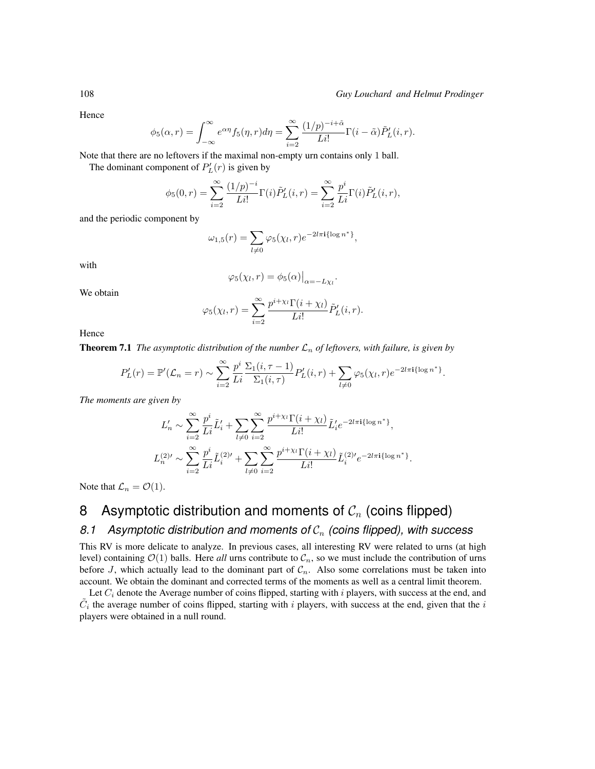Hence

$$\phi_5(\alpha, r) = \int_{-\infty}^{\infty} e^{\alpha\eta} f_5(\eta, r) d\eta = \sum_{i=2}^{\infty} \frac{(1/p)^{-i+\tilde{\alpha}}}{Li!} \Gamma(i - \tilde{\alpha}) \tilde{P}'_L(i, r).$$

Note that there are no leftovers if the maximal non-empty urn contains only 1 ball.

The dominant component of $P'_L(r)$ is given by

$$\phi_5(0, r) = \sum_{i=2}^{\infty} \frac{(1/p)^{-i}}{Li!} \Gamma(i) \tilde{P}'_L(i, r) = \sum_{i=2}^{\infty} \frac{p^i}{Li} \Gamma(i) \tilde{P}'_L(i, r),$$

and the periodic component by

$$\omega_{1,5}(r) = \sum_{l \neq 0} \varphi_5(\chi_l, r) e^{-2l\pi \mathbf{i} \{\log n^*\}},$$

with

$$\varphi_5(\chi_l, r) = \phi_5(\alpha)\big|_{\alpha = -L\chi_l}.$$

We obtain

$$\varphi_5(\chi_l, r) = \sum_{i=2}^{\infty} \frac{p^{i+\chi_l} \Gamma(i + \chi_l)}{Li!} \tilde{P}'_L(i, r).$$

Hence

**Theorem 7.1** *The asymptotic distribution of the number $\mathcal{L}_n$ of leftovers, with failure, is given by*

$$P'_L(r) = \mathbb{P}'(\mathcal{L}_n = r) \sim \sum_{i=2}^{\infty} \frac{p^i}{Li} \frac{\Sigma_1(i, \tau - 1)}{\Sigma_1(i, \tau)} P'_L(i, r) + \sum_{l \neq 0} \varphi_5(\chi_l, r) e^{-2l\pi \mathbf{i} \{\log n^*\}}.$$

*The moments are given by*

$$L'_n \sim \sum_{i=2}^{\infty} \frac{p^i}{Li} \tilde{L}'_i + \sum_{l \neq 0} \sum_{i=2}^{\infty} \frac{p^{i+\chi_l} \Gamma(i + \chi_l)}{Li!} \tilde{L}'_i e^{-2l\pi \mathbf{i} \{\log n^*\}},$$

$$L_n^{(2)\prime} \sim \sum_{i=2}^{\infty} \frac{p^i}{Li} \tilde{L}_i^{(2)\prime} + \sum_{l \neq 0} \sum_{i=2}^{\infty} \frac{p^{i+\chi_l} \Gamma(i + \chi_l)}{Li!} \tilde{L}_i^{(2)\prime} e^{-2l\pi \mathbf{i} \{\log n^*\}}.$$

Note that $\mathcal{L}_n = \mathcal{O}(1)$.

# 8 Asymptotic distribution and moments of $\mathcal{C}_n$ (coins flipped)

## 8.1 Asymptotic distribution and moments of $\mathcal{C}_n$ (coins flipped), with success

This RV is more delicate to analyze. In previous cases, all interesting RV were related to urns (at high level) containing $\mathcal{O}(1)$ balls. Here *all* urns contribute to $\mathcal{C}_n$, so we must include the contribution of urns before $J$, which actually lead to the dominant part of $\mathcal{C}_n$. Also some correlations must be taken into account. We obtain the dominant and corrected terms of the moments as well as a central limit theorem.

Let $C_i$ denote the Average number of coins flipped, starting with $i$ players, with success at the end, and $\tilde{C}_i$ the average number of coins flipped, starting with $i$ players, with success at the end, given that the $i$ players were obtained in a null round.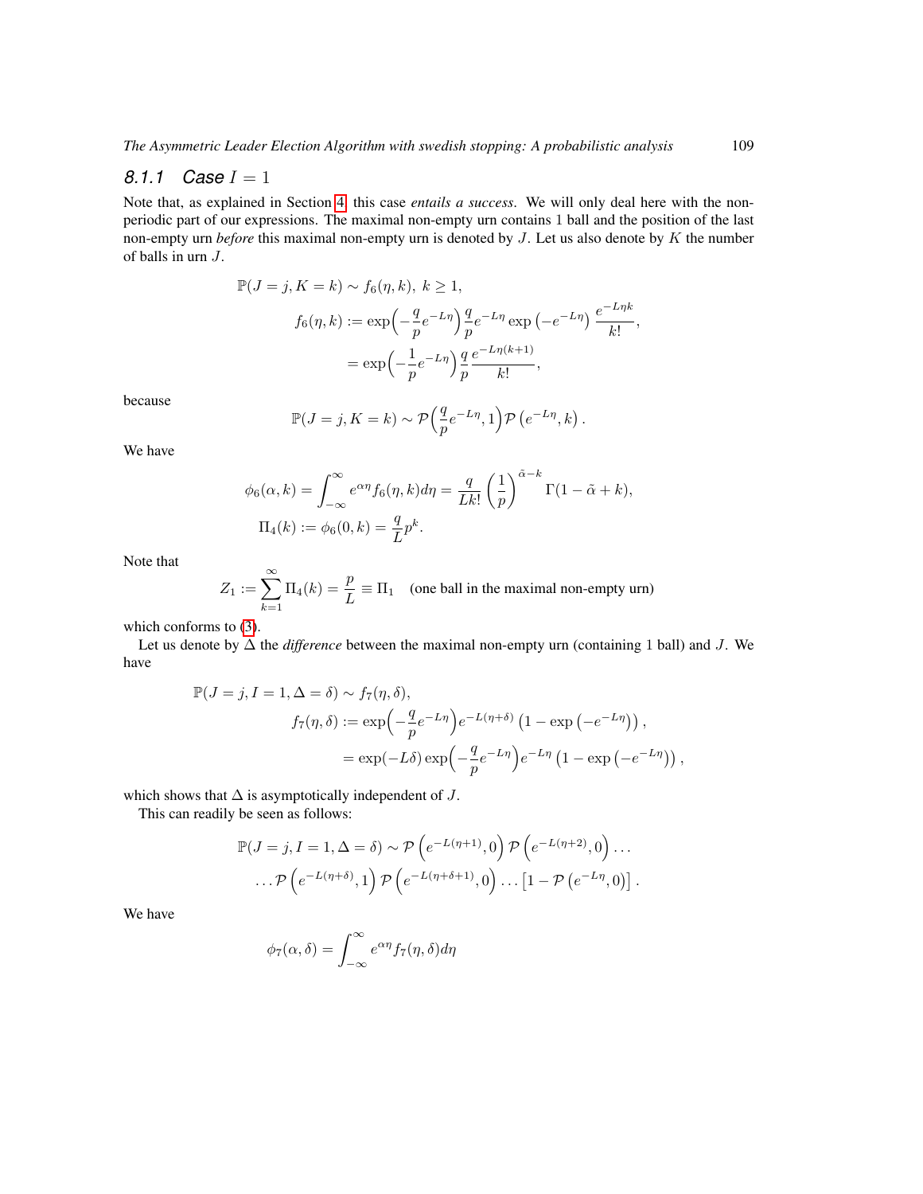### *8.1.1 Case $I = 1$*

Note that, as explained in Section 4, this case *entails a success*. We will only deal here with the non-periodic part of our expressions. The maximal non-empty urn contains 1 ball and the position of the last non-empty urn *before* this maximal non-empty urn is denoted by $J$. Let us also denote by $K$ the number of balls in urn $J$.

$$
\begin{aligned}
\mathbb{P}(J = j, K = k) &\sim f_6(\eta, k),\ k \geq 1, \\
f_6(\eta, k) &:= \exp\Big(-\frac{q}{p}e^{-L\eta}\Big)\frac{q}{p}e^{-L\eta}\exp\left(-e^{-L\eta}\right)\frac{e^{-L\eta k}}{k!}, \\
&= \exp\Big(-\frac{1}{p}e^{-L\eta}\Big)\frac{q}{p}\frac{e^{-L\eta(k+1)}}{k!},
\end{aligned}
$$

because

$$
\mathbb{P}(J = j, K = k) \sim \mathcal{P}\Big(\frac{q}{p}e^{-L\eta}, 1\Big)\mathcal{P}\left(e^{-L\eta}, k\right).
$$

We have

$$
\begin{aligned}
\phi_6(\alpha, k) &= \int_{-\infty}^{\infty} e^{\alpha\eta} f_6(\eta, k) d\eta = \frac{q}{Lk!}\left(\frac{1}{p}\right)^{\tilde{\alpha}-k}\Gamma(1-\tilde{\alpha}+k), \\
\Pi_4(k) &:= \phi_6(0, k) = \frac{q}{L}p^k.
\end{aligned}
$$

Note that

$$
Z_1 := \sum_{k=1}^{\infty}\Pi_4(k) = \frac{p}{L} \equiv \Pi_1 \quad \text{(one ball in the maximal non-empty urn)}
$$

which conforms to (3).

Let us denote by $\Delta$ the *difference* between the maximal non-empty urn (containing 1 ball) and $J$. We have

$$
\begin{aligned}
\mathbb{P}(J = j, I = 1, \Delta = \delta) &\sim f_7(\eta, \delta), \\
f_7(\eta, \delta) &:= \exp\Big(-\frac{q}{p}e^{-L\eta}\Big)e^{-L(\eta+\delta)}\left(1 - \exp\left(-e^{-L\eta}\right)\right), \\
&= \exp(-L\delta)\exp\Big(-\frac{q}{p}e^{-L\eta}\Big)e^{-L\eta}\left(1 - \exp\left(-e^{-L\eta}\right)\right),
\end{aligned}
$$

which shows that $\Delta$ is asymptotically independent of $J$.

This can readily be seen as follows:

$$
\begin{aligned}
\mathbb{P}(J = j, I = 1, \Delta = \delta) &\sim \mathcal{P}\left(e^{-L(\eta+1)}, 0\right)\mathcal{P}\left(e^{-L(\eta+2)}, 0\right)\ldots \\
&\ldots\mathcal{P}\left(e^{-L(\eta+\delta)}, 1\right)\mathcal{P}\left(e^{-L(\eta+\delta+1)}, 0\right)\ldots\left[1 - \mathcal{P}\left(e^{-L\eta}, 0\right)\right].
\end{aligned}
$$

We have

$$
\phi_7(\alpha, \delta) = \int_{-\infty}^{\infty} e^{\alpha\eta} f_7(\eta, \delta) d\eta
$$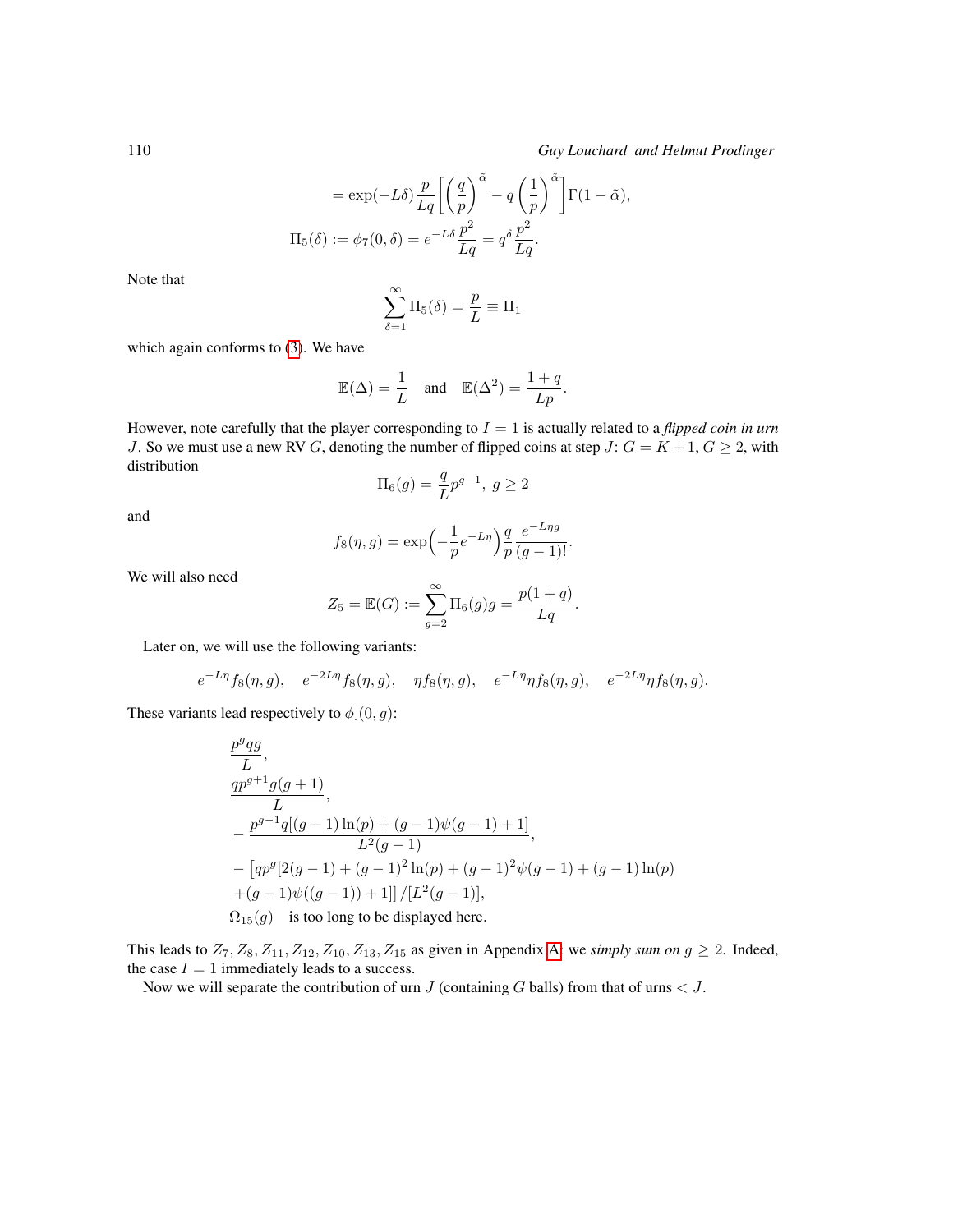$$= \exp(-L\delta)\frac{p}{Lq}\left[\left(\frac{q}{p}\right)^{\tilde{\alpha}} - q\left(\frac{1}{p}\right)^{\tilde{\alpha}}\right]\Gamma(1-\tilde{\alpha}),$$

$$\Pi_5(\delta) := \phi_7(0,\delta) = e^{-L\delta}\frac{p^2}{Lq} = q^{\delta}\frac{p^2}{Lq}.$$

Note that

$$\sum_{\delta=1}^{\infty}\Pi_5(\delta) = \frac{p}{L} \equiv \Pi_1$$

which again conforms to (3). We have

$$\mathbb{E}(\Delta) = \frac{1}{L} \quad \text{and} \quad \mathbb{E}(\Delta^2) = \frac{1+q}{Lp}.$$

However, note carefully that the player corresponding to $I = 1$ is actually related to a *flipped coin in urn* $J$. So we must use a new RV $G$, denoting the number of flipped coins at step $J$: $G = K + 1$, $G \geq 2$, with distribution

$$\Pi_6(g) = \frac{q}{L}p^{g-1},\ g \geq 2$$

and

$$f_8(\eta, g) = \exp\Big(-\frac{1}{p}e^{-L\eta}\Big)\frac{q}{p}\frac{e^{-L\eta g}}{(g-1)!}.$$

We will also need

$$Z_5 = \mathbb{E}(G) := \sum_{g=2}^{\infty}\Pi_6(g)g = \frac{p(1+q)}{Lq}.$$

Later on, we will use the following variants:

$$e^{-L\eta}f_8(\eta,g), \quad e^{-2L\eta}f_8(\eta,g), \quad \eta f_8(\eta,g), \quad e^{-L\eta}\eta f_8(\eta,g), \quad e^{-2L\eta}\eta f_8(\eta,g).$$

These variants lead respectively to $\phi_{\cdot}(0, g)$:

$$\frac{p^g q g}{L},$$

$$\frac{qp^{g+1}g(g+1)}{L},$$

$$-\frac{p^{g-1}q[(g-1)\ln(p) + (g-1)\psi(g-1) + 1]}{L^2(g-1)},$$

$$-\left[qp^g[2(g-1) + (g-1)^2\ln(p) + (g-1)^2\psi(g-1) + (g-1)\ln(p) + (g-1)\psi((g-1)) + 1]\right]/[L^2(g-1)],$$

$\Omega_{15}(g)$ is too long to be displayed here.

This leads to $Z_7, Z_8, Z_{11}, Z_{12}, Z_{10}, Z_{13}, Z_{15}$ as given in Appendix A: we *simply sum on* $g \geq 2$. Indeed, the case $I = 1$ immediately leads to a success.

Now we will separate the contribution of urn $J$ (containing $G$ balls) from that of urns $< J$.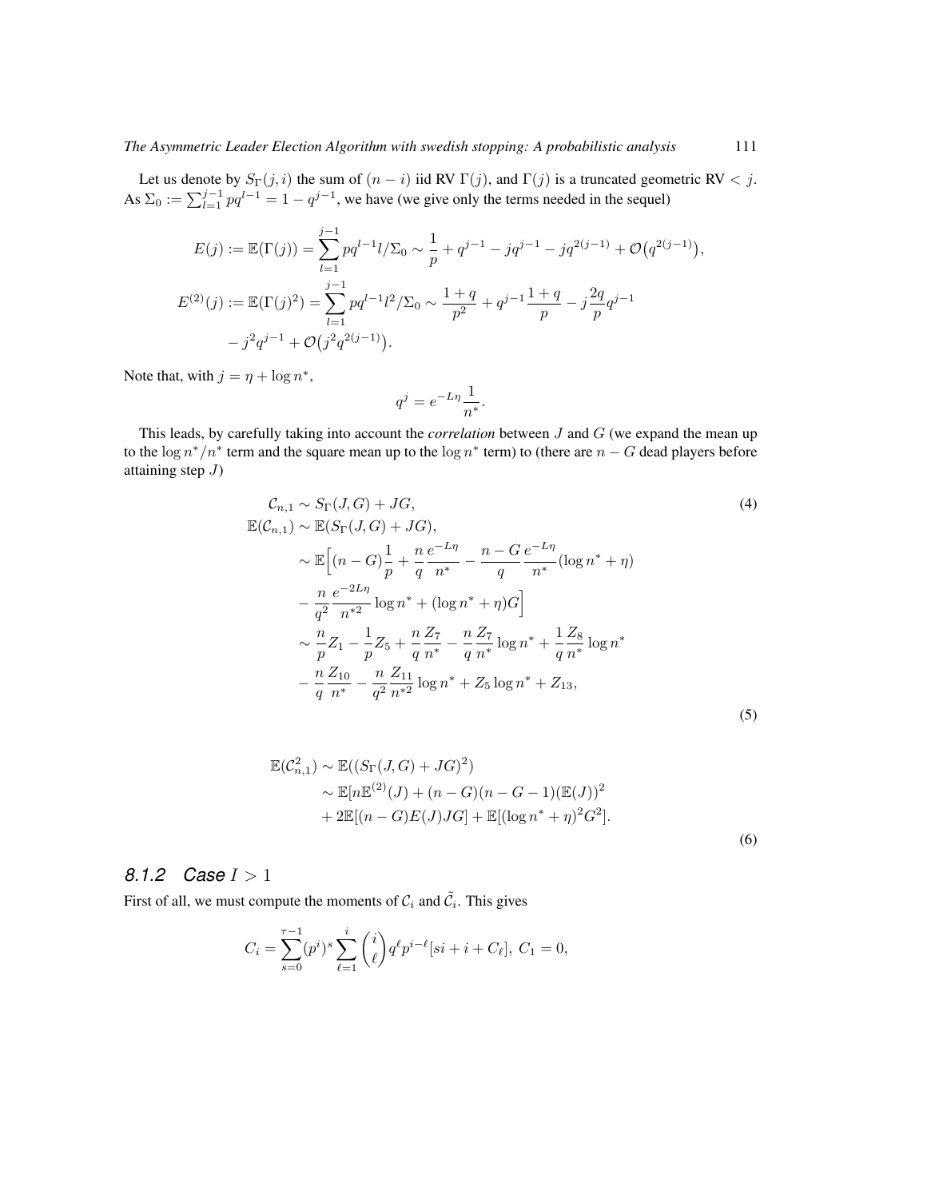Let us denote by $S_\Gamma(j,i)$ the sum of $(n-i)$ iid RV $\Gamma(j)$, and $\Gamma(j)$ is a truncated geometric RV $< j$. As $\Sigma_0 := \sum_{l=1}^{j-1} pq^{l-1} = 1 - q^{j-1}$, we have (we give only the terms needed in the sequel)

$$
\begin{aligned}
E(j) &:= \mathbb{E}(\Gamma(j)) = \sum_{l=1}^{j-1} pq^{l-1} l/\Sigma_0 \sim \frac{1}{p} + q^{j-1} - jq^{j-1} - jq^{2(j-1)} + \mathcal{O}\big(q^{2(j-1)}\big),\\
E^{(2)}(j) &:= \mathbb{E}(\Gamma(j)^2) = \sum_{l=1}^{j-1} pq^{l-1} l^2/\Sigma_0 \sim \frac{1+q}{p^2} + q^{j-1}\frac{1+q}{p} - j\frac{2q}{p}q^{j-1}\\
&\quad - j^2 q^{j-1} + \mathcal{O}\big(j^2 q^{2(j-1)}\big).
\end{aligned}
$$

Note that, with $j = \eta + \log n^*$,

$$
q^j = e^{-L\eta}\frac{1}{n^*}.
$$

This leads, by carefully taking into account the *correlation* between $J$ and $G$ (we expand the mean up to the $\log n^*/n^*$ term and the square mean up to the $\log n^*$ term) to (there are $n-G$ dead players before attaining step $J$)

$$
\begin{aligned}
\mathcal{C}_{n,1} &\sim S_\Gamma(J,G) + JG, \qquad (4)\\
\mathbb{E}(\mathcal{C}_{n,1}) &\sim \mathbb{E}(S_\Gamma(J,G) + JG),\\
&\sim \mathbb{E}\Big[(n-G)\frac{1}{p} + \frac{n}{q}\frac{e^{-L\eta}}{n^*} - \frac{n-G}{q}\frac{e^{-L\eta}}{n^*}(\log n^* + \eta)\\
&\quad - \frac{n}{q^2}\frac{e^{-2L\eta}}{n^{*2}}\log n^* + (\log n^* + \eta)G\Big]\\
&\sim \frac{n}{p}Z_1 - \frac{1}{p}Z_5 + \frac{n}{q}\frac{Z_7}{n^*} - \frac{n}{q}\frac{Z_7}{n^*}\log n^* + \frac{1}{q}\frac{Z_8}{n^*}\log n^*\\
&\quad - \frac{n}{q}\frac{Z_{10}}{n^*} - \frac{n}{q^2}\frac{Z_{11}}{n^{*2}}\log n^* + Z_5\log n^* + Z_{13},
\end{aligned}
\qquad (5)
$$

$$
\begin{aligned}
\mathbb{E}(\mathcal{C}_{n,1}^2) &\sim \mathbb{E}((S_\Gamma(J,G) + JG)^2)\\
&\sim \mathbb{E}[n\mathbb{E}^{(2)}(J) + (n-G)(n-G-1)(\mathbb{E}(J))^2\\
&\quad + 2\mathbb{E}[(n-G)E(J)JG] + \mathbb{E}[(\log n^* + \eta)^2 G^2].
\end{aligned}
\qquad (6)
$$

### 8.1.2 *Case* $I > 1$

First of all, we must compute the moments of $\mathcal{C}_i$ and $\tilde{\mathcal{C}}_i$. This gives

$$
C_i = \sum_{s=0}^{\tau-1} (p^i)^s \sum_{\ell=1}^{i} \binom{i}{\ell} q^\ell p^{i-\ell}[si + i + C_\ell],\ C_1 = 0,
$$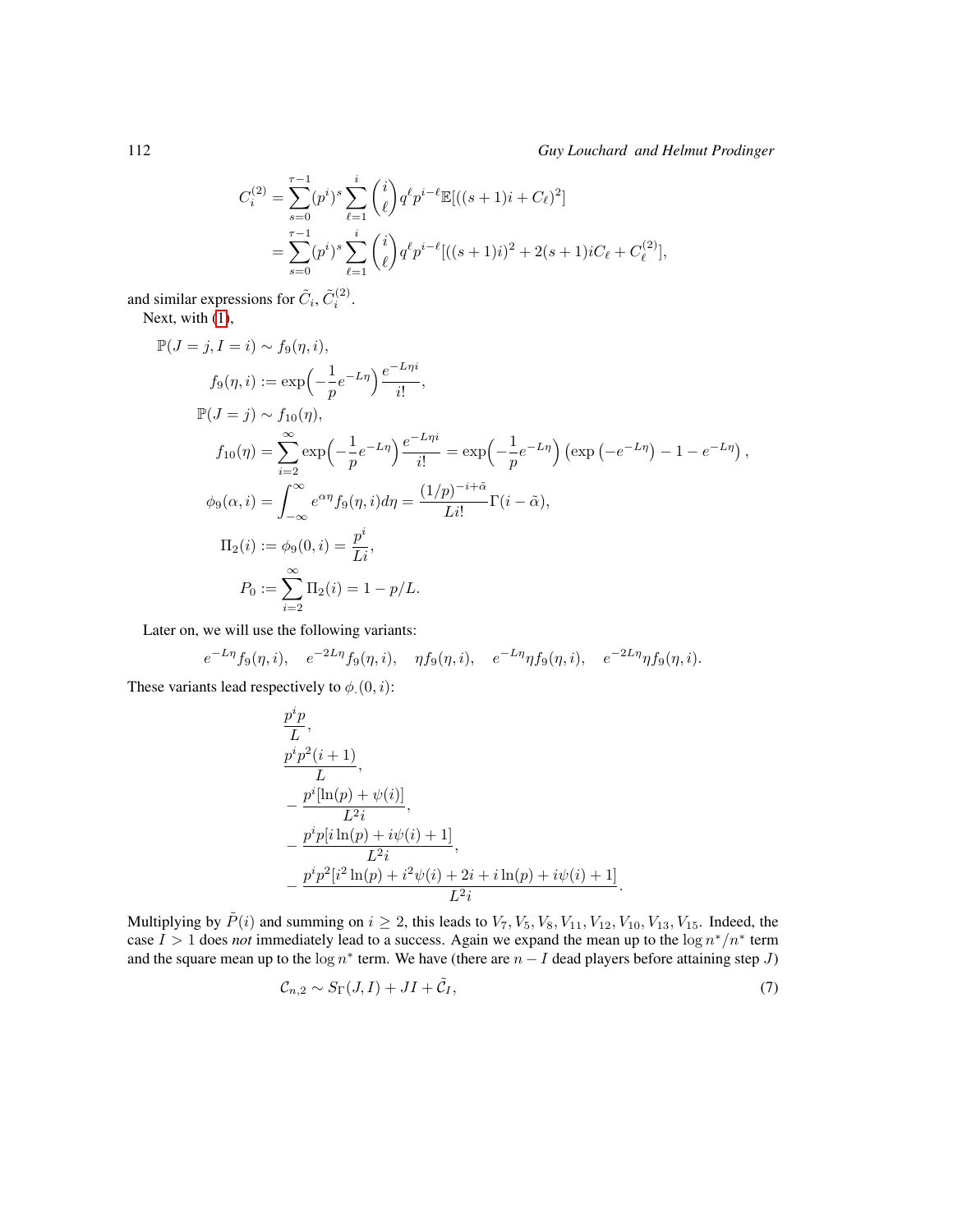$$
\begin{aligned}
C_i^{(2)} &= \sum_{s=0}^{\tau-1} (p^i)^s \sum_{\ell=1}^{i} \binom{i}{\ell} q^\ell p^{i-\ell} \mathbb{E}[((s+1)i + C_\ell)^2] \\
&= \sum_{s=0}^{\tau-1} (p^i)^s \sum_{\ell=1}^{i} \binom{i}{\ell} q^\ell p^{i-\ell} [((s+1)i)^2 + 2(s+1)iC_\ell + C_\ell^{(2)}],
\end{aligned}
$$

and similar expressions for $\tilde{C}_i, \tilde{C}_i^{(2)}$.

Next, with (1),

$$
\begin{aligned}
\mathbb{P}(J = j, I = i) &\sim f_9(\eta, i), \\
f_9(\eta, i) &:= \exp\Big(-\frac{1}{p} e^{-L\eta}\Big) \frac{e^{-L\eta i}}{i!}, \\
\mathbb{P}(J = j) &\sim f_{10}(\eta), \\
f_{10}(\eta) &= \sum_{i=2}^{\infty} \exp\Big(-\frac{1}{p} e^{-L\eta}\Big) \frac{e^{-L\eta i}}{i!} = \exp\Big(-\frac{1}{p} e^{-L\eta}\Big) \left(\exp\left(-e^{-L\eta}\right) - 1 - e^{-L\eta}\right), \\
\phi_9(\alpha, i) &= \int_{-\infty}^{\infty} e^{\alpha\eta} f_9(\eta, i) d\eta = \frac{(1/p)^{-i+\tilde{\alpha}}}{Li!} \Gamma(i - \tilde{\alpha}), \\
\Pi_2(i) &:= \phi_9(0, i) = \frac{p^i}{Li}, \\
P_0 &:= \sum_{i=2}^{\infty} \Pi_2(i) = 1 - p/L.
\end{aligned}
$$

Later on, we will use the following variants:

$$
e^{-L\eta} f_9(\eta, i), \quad e^{-2L\eta} f_9(\eta, i), \quad \eta f_9(\eta, i), \quad e^{-L\eta} \eta f_9(\eta, i), \quad e^{-2L\eta} \eta f_9(\eta, i).
$$

These variants lead respectively to $\phi_{\cdot}(0, i)$:

$$
\begin{aligned}
&\frac{p^i p}{L}, \\
&\frac{p^i p^2 (i+1)}{L}, \\
&-\frac{p^i [\ln(p) + \psi(i)]}{L^2 i}, \\
&-\frac{p^i p [i \ln(p) + i\psi(i) + 1]}{L^2 i}, \\
&-\frac{p^i p^2 [i^2 \ln(p) + i^2 \psi(i) + 2i + i \ln(p) + i\psi(i) + 1]}{L^2 i}.
\end{aligned}
$$

Multiplying by $\tilde{P}(i)$ and summing on $i \geq 2$, this leads to $V_7, V_5, V_8, V_{11}, V_{12}, V_{10}, V_{13}, V_{15}$. Indeed, the case $I > 1$ does *not* immediately lead to a success. Again we expand the mean up to the $\log n^*/n^*$ term and the square mean up to the $\log n^*$ term. We have (there are $n - I$ dead players before attaining step $J$)

$$
\mathcal{C}_{n,2} \sim S_\Gamma(J, I) + JI + \tilde{\mathcal{C}}_I, \tag{7}
$$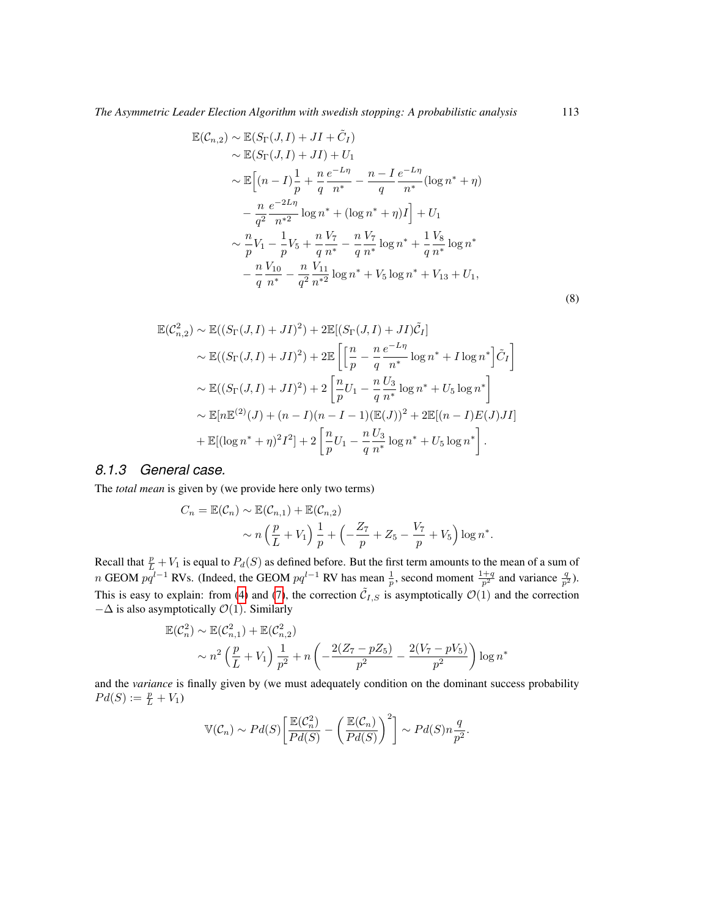$$
\begin{aligned}
\mathbb{E}(\mathcal{C}_{n,2}) &\sim \mathbb{E}(S_\Gamma(J,I) + JI + \tilde{C}_I) \\
&\sim \mathbb{E}(S_\Gamma(J,I) + JI) + U_1 \\
&\sim \mathbb{E}\Big[(n-I)\frac{1}{p} + \frac{n}{q}\frac{e^{-L\eta}}{n^*} - \frac{n-I}{q}\frac{e^{-L\eta}}{n^*}(\log n^* + \eta) \\
&\quad - \frac{n}{q^2}\frac{e^{-2L\eta}}{n^{*2}}\log n^* + (\log n^* + \eta)I\Big] + U_1 \\
&\sim \frac{n}{p}V_1 - \frac{1}{p}V_5 + \frac{n}{q}\frac{V_7}{n^*} - \frac{n}{q}\frac{V_7}{n^*}\log n^* + \frac{1}{q}\frac{V_8}{n^*}\log n^* \\
&\quad - \frac{n}{q}\frac{V_{10}}{n^*} - \frac{n}{q^2}\frac{V_{11}}{n^{*2}}\log n^* + V_5 \log n^* + V_{13} + U_1,
\end{aligned}
\tag{8}
$$

$$
\begin{aligned}
\mathbb{E}(\mathcal{C}_{n,2}^2) &\sim \mathbb{E}((S_\Gamma(J,I) + JI)^2) + 2\mathbb{E}[(S_\Gamma(J,I) + JI)\tilde{\mathcal{C}}_I] \\
&\sim \mathbb{E}((S_\Gamma(J,I) + JI)^2) + 2\mathbb{E}\left[\Big[\frac{n}{p} - \frac{n}{q}\frac{e^{-L\eta}}{n^*}\log n^* + I\log n^*\Big]\tilde{C}_I\right] \\
&\sim \mathbb{E}((S_\Gamma(J,I) + JI)^2) + 2\left[\frac{n}{p}U_1 - \frac{n}{q}\frac{U_3}{n^*}\log n^* + U_5 \log n^*\right] \\
&\sim \mathbb{E}[n\mathbb{E}^{(2)}(J) + (n-I)(n-I-1)(\mathbb{E}(J))^2 + 2\mathbb{E}[(n-I)E(J)JI] \\
&\quad + \mathbb{E}[(\log n^* + \eta)^2 I^2] + 2\left[\frac{n}{p}U_1 - \frac{n}{q}\frac{U_3}{n^*}\log n^* + U_5 \log n^*\right].
\end{aligned}
$$

### *8.1.3 General case.*

The *total mean* is given by (we provide here only two terms)

$$
\begin{aligned}
C_n = \mathbb{E}(\mathcal{C}_n) &\sim \mathbb{E}(\mathcal{C}_{n,1}) + \mathbb{E}(\mathcal{C}_{n,2}) \\
&\sim n\left(\frac{p}{L} + V_1\right)\frac{1}{p} + \Big(-\frac{Z_7}{p} + Z_5 - \frac{V_7}{p} + V_5\Big)\log n^*.
\end{aligned}
$$

Recall that $\frac{p}{L} + V_1$ is equal to $P_d(S)$ as defined before. But the first term amounts to the mean of a sum of $n$ GEOM $pq^{l-1}$ RVs. (Indeed, the GEOM $pq^{l-1}$ RV has mean $\frac{1}{p}$, second moment $\frac{1+q}{p^2}$ and variance $\frac{q}{p^2}$). This is easy to explain: from (4) and (7), the correction $\tilde{C}_{I,S}$ is asymptotically $\mathcal{O}(1)$ and the correction $-\Delta$ is also asymptotically $\mathcal{O}(1)$. Similarly

$$
\begin{aligned}
\mathbb{E}(\mathcal{C}_n^2) &\sim \mathbb{E}(\mathcal{C}_{n,1}^2) + \mathbb{E}(\mathcal{C}_{n,2}^2) \\
&\sim n^2\left(\frac{p}{L} + V_1\right)\frac{1}{p^2} + n\left(-\frac{2(Z_7 - pZ_5)}{p^2} - \frac{2(V_7 - pV_5)}{p^2}\right)\log n^*
\end{aligned}
$$

and the *variance* is finally given by (we must adequately condition on the dominant success probability $Pd(S) := \frac{p}{L} + V_1$)

$$
\mathbb{V}(\mathcal{C}_n) \sim Pd(S)\left[\frac{\mathbb{E}(\mathcal{C}_n^2)}{Pd(S)} - \left(\frac{\mathbb{E}(\mathcal{C}_n)}{Pd(S)}\right)^2\right] \sim Pd(S)n\frac{q}{p^2}.
$$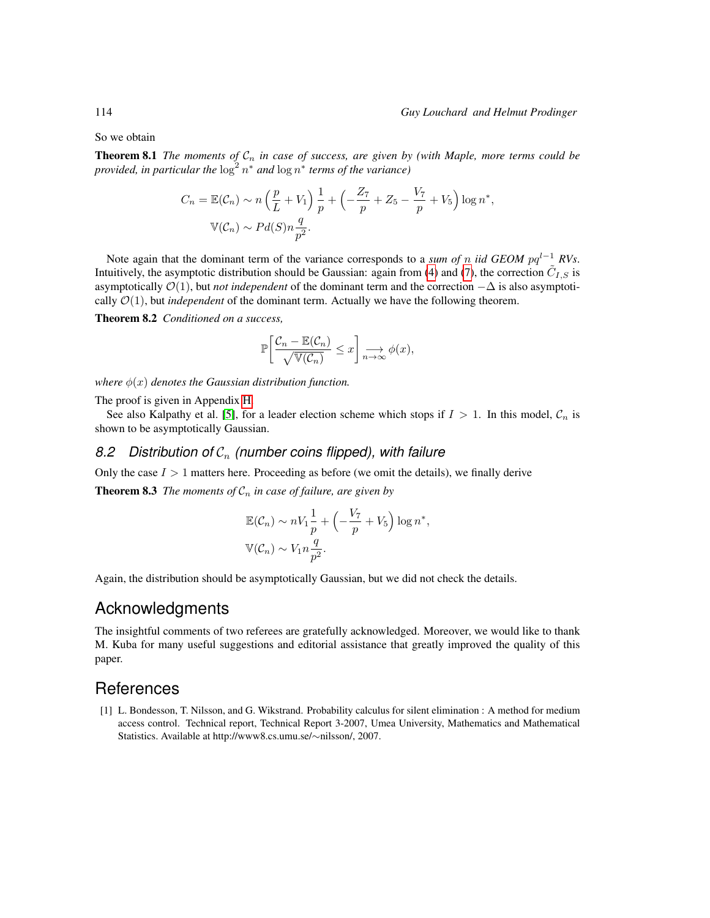So we obtain

**Theorem 8.1** *The moments of $\mathcal{C}_n$ in case of success, are given by (with Maple, more terms could be provided, in particular the $\log^2 n^*$ and $\log n^*$ terms of the variance)*

$$
\begin{aligned}
C_n = \mathbb{E}(\mathcal{C}_n) &\sim n\left(\frac{p}{L} + V_1\right)\frac{1}{p} + \left(-\frac{Z_7}{p} + Z_5 - \frac{V_7}{p} + V_5\right)\log n^*, \\
\mathbb{V}(\mathcal{C}_n) &\sim Pd(S)n\frac{q}{p^2}.
\end{aligned}
$$

Note again that the dominant term of the variance corresponds to a *sum of $n$ iid GEOM $pq^{l-1}$ RVs*. Intuitively, the asymptotic distribution should be Gaussian: again from (4) and (7), the correction $\tilde{C}_{I,S}$ is asymptotically $\mathcal{O}(1)$, but *not independent* of the dominant term and the correction $-\Delta$ is also asymptotically $\mathcal{O}(1)$, but *independent* of the dominant term. Actually we have the following theorem.

**Theorem 8.2** *Conditioned on a success,*

$$
\mathbb{P}\left[\frac{\mathcal{C}_n - \mathbb{E}(\mathcal{C}_n)}{\sqrt{\mathbb{V}(\mathcal{C}_n)}} \le x\right] \underset{n\to\infty}{\longrightarrow} \phi(x),
$$

*where $\phi(x)$ denotes the Gaussian distribution function.*

The proof is given in Appendix H.

See also Kalpathy et al. [5], for a leader election scheme which stops if $I > 1$. In this model, $\mathcal{C}_n$ is shown to be asymptotically Gaussian.

## 8.2 Distribution of $\mathcal{C}_n$ (number coins flipped), with failure

Only the case $I > 1$ matters here. Proceeding as before (we omit the details), we finally derive

**Theorem 8.3** *The moments of $\mathcal{C}_n$ in case of failure, are given by*

$$
\begin{aligned}
\mathbb{E}(\mathcal{C}_n) &\sim nV_1\frac{1}{p} + \left(-\frac{V_7}{p} + V_5\right)\log n^*, \\
\mathbb{V}(\mathcal{C}_n) &\sim V_1 n\frac{q}{p^2}.
\end{aligned}
$$

Again, the distribution should be asymptotically Gaussian, but we did not check the details.

# Acknowledgments

The insightful comments of two referees are gratefully acknowledged. Moreover, we would like to thank M. Kuba for many useful suggestions and editorial assistance that greatly improved the quality of this paper.

# References

[1] L. Bondesson, T. Nilsson, and G. Wikstrand. Probability calculus for silent elimination : A method for medium access control. Technical report, Technical Report 3-2007, Umea University, Mathematics and Mathematical Statistics. Available at http://www8.cs.umu.se/∼nilsson/, 2007.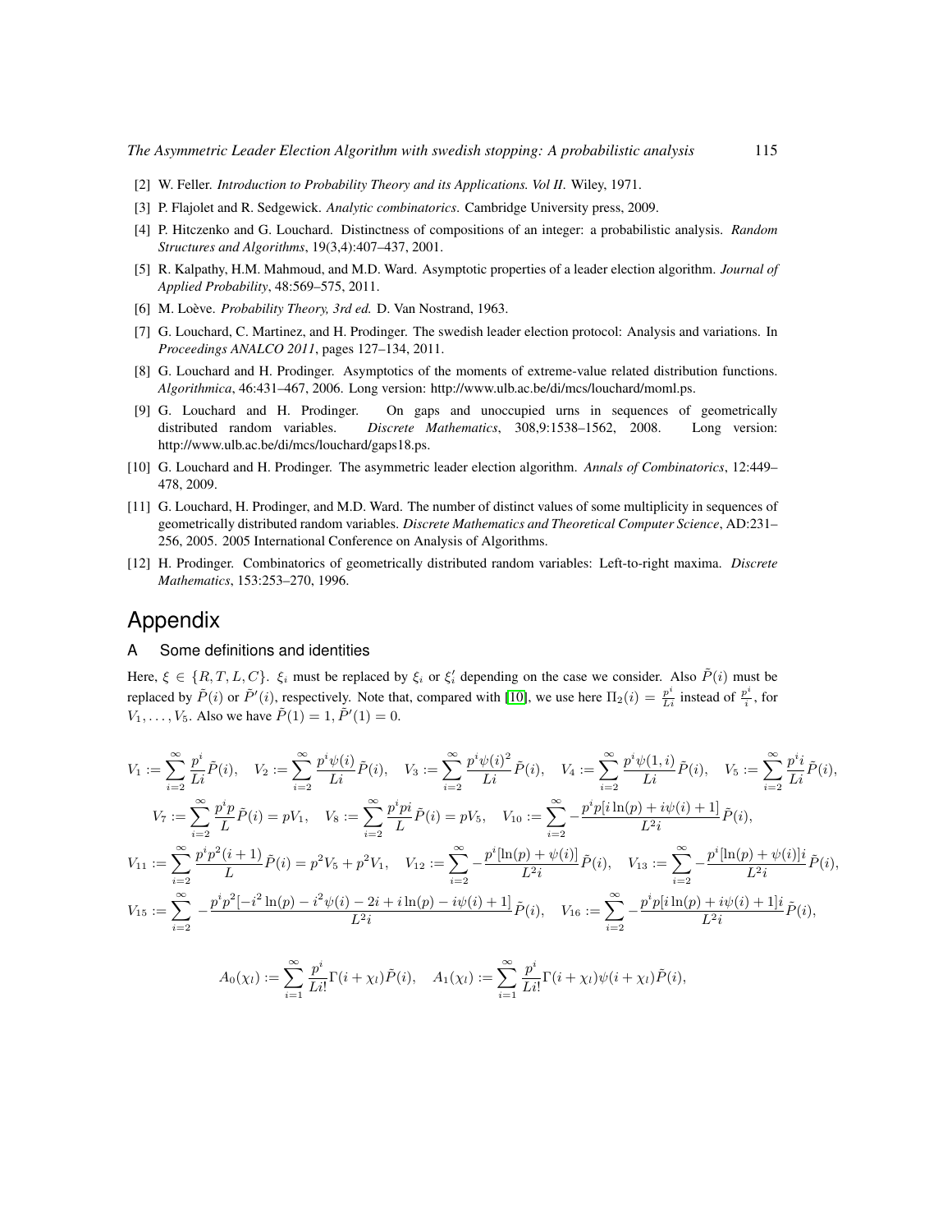[2] W. Feller. *Introduction to Probability Theory and its Applications. Vol II*. Wiley, 1971.

[3] P. Flajolet and R. Sedgewick. *Analytic combinatorics*. Cambridge University press, 2009.

[4] P. Hitczenko and G. Louchard. Distinctness of compositions of an integer: a probabilistic analysis. *Random Structures and Algorithms*, 19(3,4):407–437, 2001.

[5] R. Kalpathy, H.M. Mahmoud, and M.D. Ward. Asymptotic properties of a leader election algorithm. *Journal of Applied Probability*, 48:569–575, 2011.

[6] M. Loève. *Probability Theory, 3rd ed.* D. Van Nostrand, 1963.

[7] G. Louchard, C. Martinez, and H. Prodinger. The swedish leader election protocol: Analysis and variations. In *Proceedings ANALCO 2011*, pages 127–134, 2011.

[8] G. Louchard and H. Prodinger. Asymptotics of the moments of extreme-value related distribution functions. *Algorithmica*, 46:431–467, 2006. Long version: http://www.ulb.ac.be/di/mcs/louchard/moml.ps.

[9] G. Louchard and H. Prodinger. On gaps and unoccupied urns in sequences of geometrically distributed random variables. *Discrete Mathematics*, 308,9:1538–1562, 2008. Long version: http://www.ulb.ac.be/di/mcs/louchard/gaps18.ps.

[10] G. Louchard and H. Prodinger. The asymmetric leader election algorithm. *Annals of Combinatorics*, 12:449–478, 2009.

[11] G. Louchard, H. Prodinger, and M.D. Ward. The number of distinct values of some multiplicity in sequences of geometrically distributed random variables. *Discrete Mathematics and Theoretical Computer Science*, AD:231–256, 2005. 2005 International Conference on Analysis of Algorithms.

[12] H. Prodinger. Combinatorics of geometrically distributed random variables: Left-to-right maxima. *Discrete Mathematics*, 153:253–270, 1996.

# Appendix

## A Some definitions and identities

Here, $\xi \in \{R, T, L, C\}$. $\xi_i$ must be replaced by $\xi_i$ or $\xi'_i$ depending on the case we consider. Also $\tilde{P}(i)$ must be replaced by $\tilde{P}(i)$ or $\tilde{P}'(i)$, respectively. Note that, compared with [10], we use here $\Pi_2(i) = \frac{p^i}{Li}$ instead of $\frac{p^i}{i}$, for $V_1, \ldots, V_5$. Also we have $\tilde{P}(1) = 1, \tilde{P}'(1) = 0$.

$$V_1 := \sum_{i=2}^{\infty} \frac{p^i}{Li}\tilde{P}(i), \quad V_2 := \sum_{i=2}^{\infty} \frac{p^i\psi(i)}{Li}\tilde{P}(i), \quad V_3 := \sum_{i=2}^{\infty} \frac{p^i\psi(i)^2}{Li}\tilde{P}(i), \quad V_4 := \sum_{i=2}^{\infty} \frac{p^i\psi(1,i)}{Li}\tilde{P}(i), \quad V_5 := \sum_{i=2}^{\infty} \frac{p^i i}{Li}\tilde{P}(i),$$

$$V_7 := \sum_{i=2}^{\infty} \frac{p^i p}{L}\tilde{P}(i) = pV_1, \quad V_8 := \sum_{i=2}^{\infty} \frac{p^i p i}{L}\tilde{P}(i) = pV_5, \quad V_{10} := \sum_{i=2}^{\infty} -\frac{p^i p[i\ln(p) + i\psi(i) + 1]}{L^2 i}\tilde{P}(i),$$

$$V_{11} := \sum_{i=2}^{\infty} \frac{p^i p^2(i+1)}{L}\tilde{P}(i) = p^2V_5 + p^2V_1, \quad V_{12} := \sum_{i=2}^{\infty} -\frac{p^i[\ln(p) + \psi(i)]}{L^2 i}\tilde{P}(i), \quad V_{13} := \sum_{i=2}^{\infty} -\frac{p^i[\ln(p) + \psi(i)]i}{L^2 i}\tilde{P}(i),$$

$$V_{15} := \sum_{i=2}^{\infty} -\frac{p^i p^2[-i^2\ln(p) - i^2\psi(i) - 2i + i\ln(p) - i\psi(i) + 1]}{L^2 i}\tilde{P}(i), \quad V_{16} := \sum_{i=2}^{\infty} -\frac{p^i p[i\ln(p) + i\psi(i) + 1]i}{L^2 i}\tilde{P}(i),$$

$$A_0(\chi_l) := \sum_{i=1}^{\infty} \frac{p^i}{Li!}\Gamma(i+\chi_l)\tilde{P}(i), \quad A_1(\chi_l) := \sum_{i=1}^{\infty} \frac{p^i}{Li!}\Gamma(i+\chi_l)\psi(i+\chi_l)\tilde{P}(i),$$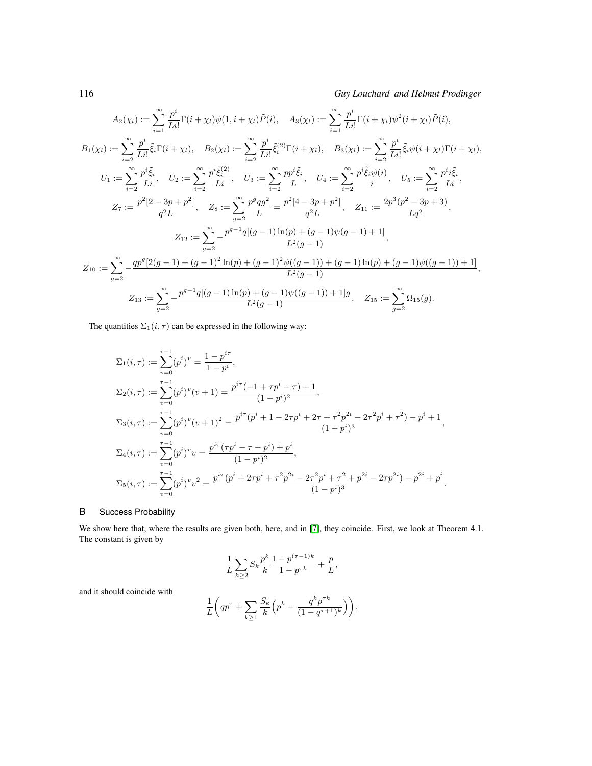$$A_2(\chi_l) := \sum_{i=1}^{\infty} \frac{p^i}{Li!}\Gamma(i+\chi_l)\psi(1, i+\chi_l)\tilde{P}(i), \quad A_3(\chi_l) := \sum_{i=1}^{\infty} \frac{p^i}{Li!}\Gamma(i+\chi_l)\psi^2(i+\chi_l)\tilde{P}(i),$$

$$B_1(\chi_l) := \sum_{i=2}^{\infty} \frac{p^i}{Li!}\tilde{\xi}_i\Gamma(i+\chi_l), \quad B_2(\chi_l) := \sum_{i=2}^{\infty} \frac{p^i}{Li!}\tilde{\xi}_i^{(2)}\Gamma(i+\chi_l), \quad B_3(\chi_l) := \sum_{i=2}^{\infty} \frac{p^i}{Li!}\tilde{\xi}_i\psi(i+\chi_l)\Gamma(i+\chi_l),$$

$$U_1 := \sum_{i=2}^{\infty} \frac{p^i\tilde{\xi}_i}{Li}, \quad U_2 := \sum_{i=2}^{\infty} \frac{p^i\tilde{\xi}_i^{(2)}}{Li}, \quad U_3 := \sum_{i=2}^{\infty} \frac{pp^i\tilde{\xi}_i}{L}, \quad U_4 := \sum_{i=2}^{\infty} \frac{p^i\tilde{\xi}_i\psi(i)}{i}, \quad U_5 := \sum_{i=2}^{\infty} \frac{p^i i\tilde{\xi}_i}{Li},$$

$$Z_7 := \frac{p^2[2-3p+p^2]}{q^2L}, \quad Z_8 := \sum_{g=2}^{\infty} \frac{p^g q g^2}{L} = \frac{p^2[4-3p+p^2]}{q^2L}, \quad Z_{11} := \frac{2p^3(p^2-3p+3)}{Lq^2},$$

$$Z_{12} := \sum_{g=2}^{\infty} -\frac{p^{g-1}q[(g-1)\ln(p)+(g-1)\psi(g-1)+1]}{L^2(g-1)},$$

$$Z_{10} := \sum_{g=2}^{\infty} -\frac{qp^g[2(g-1)+(g-1)^2\ln(p)+(g-1)^2\psi((g-1))+(g-1)\ln(p)+(g-1)\psi((g-1))+1]}{L^2(g-1)},$$

$$Z_{13} := \sum_{g=2}^{\infty} -\frac{p^{g-1}q[(g-1)\ln(p)+(g-1)\psi((g-1))+1]g}{L^2(g-1)}, \quad Z_{15} := \sum_{g=2}^{\infty} \Omega_{15}(g).$$

The quantities $\Sigma_1(i,\tau)$ can be expressed in the following way:

$$\Sigma_1(i,\tau) := \sum_{v=0}^{\tau-1}(p^i)^v = \frac{1-p^{i\tau}}{1-p^i},$$

$$\Sigma_2(i,\tau) := \sum_{v=0}^{\tau-1}(p^i)^v(v+1) = \frac{p^{i\tau}(-1+\tau p^i-\tau)+1}{(1-p^i)^2},$$

$$\Sigma_3(i,\tau) := \sum_{v=0}^{\tau-1}(p^i)^v(v+1)^2 = \frac{p^{i\tau}(p^i+1-2\tau p^i+2\tau+\tau^2p^{2i}-2\tau^2p^i+\tau^2)-p^i+1}{(1-p^i)^3},$$

$$\Sigma_4(i,\tau) := \sum_{v=0}^{\tau-1}(p^i)^v v = \frac{p^{i\tau}(\tau p^i-\tau-p^i)+p^i}{(1-p^i)^2},$$

$$\Sigma_5(i,\tau) := \sum_{v=0}^{\tau-1}(p^i)^v v^2 = \frac{p^{i\tau}(p^i+2\tau p^i+\tau^2p^{2i}-2\tau^2p^i+\tau^2+p^{2i}-2\tau p^{2i})-p^{2i}+p^i}{(1-p^i)^3}.$$

## B Success Probability

We show here that, where the results are given both, here, and in [7], they coincide. First, we look at Theorem 4.1. The constant is given by

$$\frac{1}{L}\sum_{k\ge2} S_k \frac{p^k}{k}\frac{1-p^{(\tau-1)k}}{1-p^{\tau k}} + \frac{p}{L},$$

and it should coincide with

$$\frac{1}{L}\Big(qp^\tau + \sum_{k\ge1}\frac{S_k}{k}\Big(p^k - \frac{q^kp^{\tau k}}{(1-q^{\tau+1})^k}\Big)\Big).$$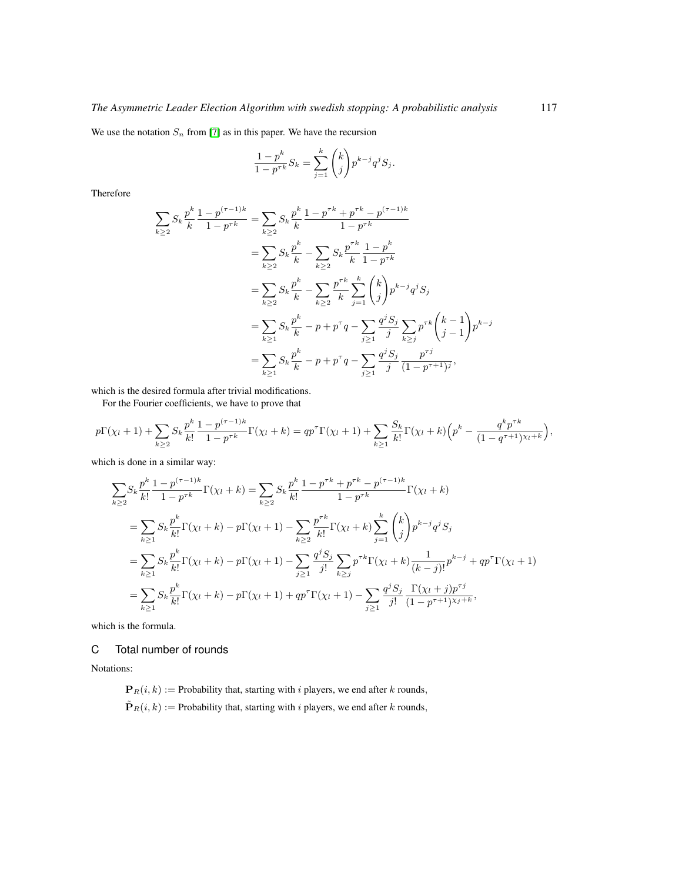We use the notation $S_n$ from [7] as in this paper. We have the recursion

$$\frac{1-p^k}{1-p^{\tau k}} S_k = \sum_{j=1}^{k} \binom{k}{j} p^{k-j} q^j S_j.$$

Therefore

$$\begin{aligned}
\sum_{k\geq 2} S_k \frac{p^k}{k} \frac{1-p^{(\tau-1)k}}{1-p^{\tau k}} &= \sum_{k\geq 2} S_k \frac{p^k}{k} \frac{1-p^{\tau k}+p^{\tau k}-p^{(\tau-1)k}}{1-p^{\tau k}} \\
&= \sum_{k\geq 2} S_k \frac{p^k}{k} - \sum_{k\geq 2} S_k \frac{p^{\tau k}}{k} \frac{1-p^k}{1-p^{\tau k}} \\
&= \sum_{k\geq 2} S_k \frac{p^k}{k} - \sum_{k\geq 2} \frac{p^{\tau k}}{k} \sum_{j=1}^{k} \binom{k}{j} p^{k-j} q^j S_j \\
&= \sum_{k\geq 1} S_k \frac{p^k}{k} - p + p^\tau q - \sum_{j\geq 1} \frac{q^j S_j}{j} \sum_{k\geq j} p^{\tau k} \binom{k-1}{j-1} p^{k-j} \\
&= \sum_{k\geq 1} S_k \frac{p^k}{k} - p + p^\tau q - \sum_{j\geq 1} \frac{q^j S_j}{j} \frac{p^{\tau j}}{(1-p^{\tau+1})^j},
\end{aligned}$$

which is the desired formula after trivial modifications.

For the Fourier coefficients, we have to prove that

$$p\Gamma(\chi_l+1) + \sum_{k\geq 2} S_k \frac{p^k}{k!} \frac{1-p^{(\tau-1)k}}{1-p^{\tau k}} \Gamma(\chi_l+k) = qp^\tau \Gamma(\chi_l+1) + \sum_{k\geq 1} \frac{S_k}{k!} \Gamma(\chi_l+k) \Big( p^k - \frac{q^k p^{\tau k}}{(1-q^{\tau+1})^{\chi_l+k}} \Big),$$

which is done in a similar way:

$$\begin{aligned}
&\sum_{k\geq 2} S_k \frac{p^k}{k!} \frac{1-p^{(\tau-1)k}}{1-p^{\tau k}} \Gamma(\chi_l+k) = \sum_{k\geq 2} S_k \frac{p^k}{k!} \frac{1-p^{\tau k}+p^{\tau k}-p^{(\tau-1)k}}{1-p^{\tau k}} \Gamma(\chi_l+k) \\
&= \sum_{k\geq 1} S_k \frac{p^k}{k!} \Gamma(\chi_l+k) - p\Gamma(\chi_l+1) - \sum_{k\geq 2} \frac{p^{\tau k}}{k!} \Gamma(\chi_l+k) \sum_{j=1}^{k} \binom{k}{j} p^{k-j} q^j S_j \\
&= \sum_{k\geq 1} S_k \frac{p^k}{k!} \Gamma(\chi_l+k) - p\Gamma(\chi_l+1) - \sum_{j\geq 1} \frac{q^j S_j}{j!} \sum_{k\geq j} p^{\tau k} \Gamma(\chi_l+k) \frac{1}{(k-j)!} p^{k-j} + qp^\tau \Gamma(\chi_l+1) \\
&= \sum_{k\geq 1} S_k \frac{p^k}{k!} \Gamma(\chi_l+k) - p\Gamma(\chi_l+1) + qp^\tau \Gamma(\chi_l+1) - \sum_{j\geq 1} \frac{q^j S_j}{j!} \frac{\Gamma(\chi_l+j) p^{\tau j}}{(1-p^{\tau+1})^{\chi_j+k}},
\end{aligned}$$

which is the formula.

## C Total number of rounds

Notations:

$\mathbf{P}_R(i,k) :=$ Probability that, starting with $i$ players, we end after $k$ rounds,

$\tilde{\mathbf{P}}_R(i,k) :=$ Probability that, starting with $i$ players, we end after $k$ rounds,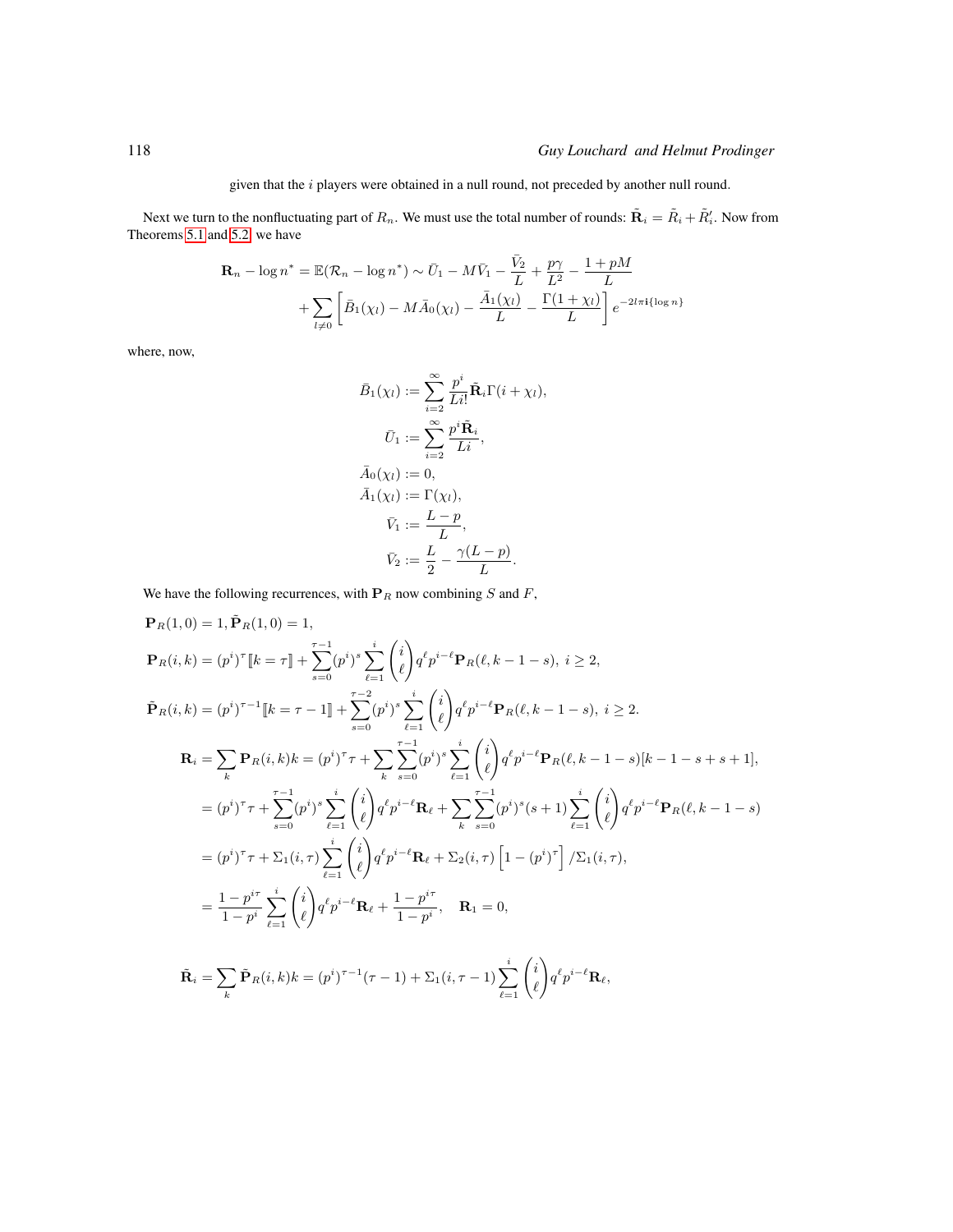given that the $i$ players were obtained in a null round, not preceded by another null round.

Next we turn to the nonfluctuating part of $R_n$. We must use the total number of rounds: $\tilde{\mathbf{R}}_i = \tilde{R}_i + \tilde{R}'_i$. Now from Theorems 5.1 and 5.2, we have

$$\mathbf{R}_n - \log n^* = \mathbb{E}(\mathcal{R}_n - \log n^*) \sim \bar{U}_1 - M\bar{V}_1 - \frac{\bar{V}_2}{L} + \frac{p\gamma}{L^2} - \frac{1+pM}{L}$$
$$+ \sum_{l \neq 0} \left[ \bar{B}_1(\chi_l) - M\bar{A}_0(\chi_l) - \frac{\bar{A}_1(\chi_l)}{L} - \frac{\Gamma(1+\chi_l)}{L} \right] e^{-2l\pi \mathbf{i}\{\log n\}}$$

where, now,

$$\bar{B}_1(\chi_l) := \sum_{i=2}^{\infty} \frac{p^i}{Li!} \tilde{\mathbf{R}}_i \Gamma(i + \chi_l),$$
$$\bar{U}_1 := \sum_{i=2}^{\infty} \frac{p^i \tilde{\mathbf{R}}_i}{Li},$$
$$\bar{A}_0(\chi_l) := 0,$$
$$\bar{A}_1(\chi_l) := \Gamma(\chi_l),$$
$$\bar{V}_1 := \frac{L-p}{L},$$
$$\bar{V}_2 := \frac{L}{2} - \frac{\gamma(L-p)}{L}.$$

We have the following recurrences, with $\mathbf{P}_R$ now combining $S$ and $F$,

$$\mathbf{P}_R(1,0) = 1, \tilde{\mathbf{P}}_R(1,0) = 1,$$

$$\mathbf{P}_R(i,k) = (p^i)^\tau [\![k = \tau]\!] + \sum_{s=0}^{\tau-1} (p^i)^s \sum_{\ell=1}^{i} \binom{i}{\ell} q^\ell p^{i-\ell} \mathbf{P}_R(\ell, k-1-s), \ i \geq 2,$$

$$\tilde{\mathbf{P}}_R(i,k) = (p^i)^{\tau-1} [\![k = \tau - 1]\!] + \sum_{s=0}^{\tau-2} (p^i)^s \sum_{\ell=1}^{i} \binom{i}{\ell} q^\ell p^{i-\ell} \mathbf{P}_R(\ell, k-1-s), \ i \geq 2.$$

$$\mathbf{R}_i = \sum_k \mathbf{P}_R(i,k)k = (p^i)^\tau \tau + \sum_k \sum_{s=0}^{\tau-1} (p^i)^s \sum_{\ell=1}^{i} \binom{i}{\ell} q^\ell p^{i-\ell} \mathbf{P}_R(\ell, k-1-s)[k-1-s+s+1],$$

$$= (p^i)^\tau \tau + \sum_{s=0}^{\tau-1} (p^i)^s \sum_{\ell=1}^{i} \binom{i}{\ell} q^\ell p^{i-\ell} \mathbf{R}_\ell + \sum_k \sum_{s=0}^{\tau-1} (p^i)^s (s+1) \sum_{\ell=1}^{i} \binom{i}{\ell} q^\ell p^{i-\ell} \mathbf{P}_R(\ell, k-1-s)$$

$$= (p^i)^\tau \tau + \Sigma_1(i,\tau) \sum_{\ell=1}^{i} \binom{i}{\ell} q^\ell p^{i-\ell} \mathbf{R}_\ell + \Sigma_2(i,\tau) \left[1 - (p^i)^\tau\right] / \Sigma_1(i,\tau),$$

$$= \frac{1-p^{i\tau}}{1-p^i} \sum_{\ell=1}^{i} \binom{i}{\ell} q^\ell p^{i-\ell} \mathbf{R}_\ell + \frac{1-p^{i\tau}}{1-p^i}, \quad \mathbf{R}_1 = 0,$$

$$\tilde{\mathbf{R}}_i = \sum_k \tilde{\mathbf{P}}_R(i,k)k = (p^i)^{\tau-1}(\tau - 1) + \Sigma_1(i, \tau - 1) \sum_{\ell=1}^{i} \binom{i}{\ell} q^\ell p^{i-\ell} \mathbf{R}_\ell,$$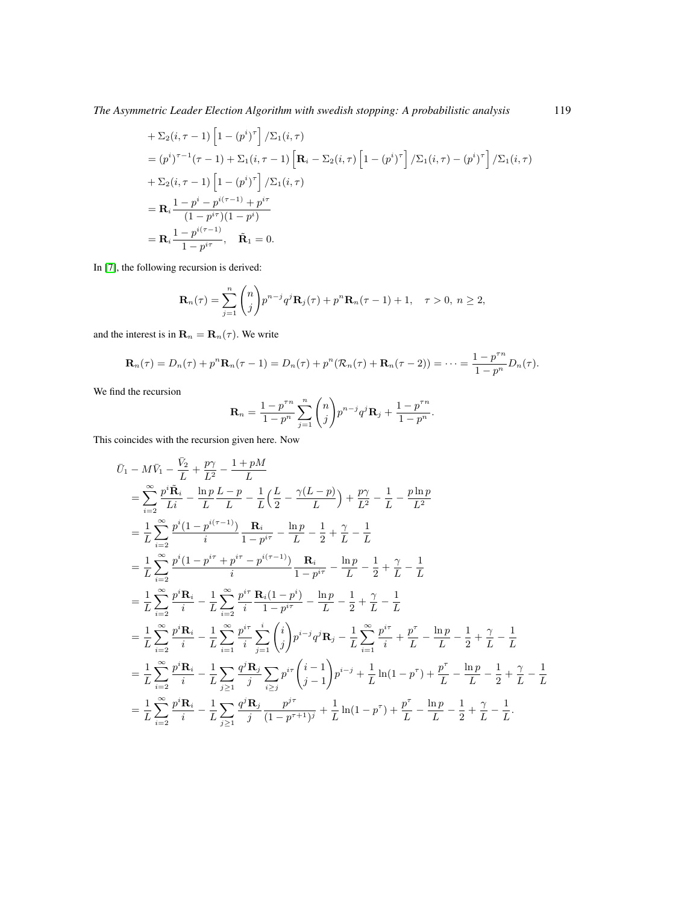$$
\begin{aligned}
&+ \Sigma_2(i,\tau-1)\Big[1-(p^i)^\tau\Big]/\Sigma_1(i,\tau)\\
&= (p^i)^{\tau-1}(\tau-1) + \Sigma_1(i,\tau-1)\Big[\mathbf{R}_i - \Sigma_2(i,\tau)\Big[1-(p^i)^\tau\Big]/\Sigma_1(i,\tau) - (p^i)^\tau\Big]/\Sigma_1(i,\tau)\\
&+ \Sigma_2(i,\tau-1)\Big[1-(p^i)^\tau\Big]/\Sigma_1(i,\tau)\\
&= \mathbf{R}_i \frac{1-p^i-p^{i(\tau-1)}+p^{i\tau}}{(1-p^{i\tau})(1-p^i)}\\
&= \mathbf{R}_i \frac{1-p^{i(\tau-1)}}{1-p^{i\tau}}, \quad \tilde{\mathbf{R}}_1 = 0.
\end{aligned}
$$

In [7], the following recursion is derived:

$$
\mathbf{R}_n(\tau) = \sum_{j=1}^{n}\binom{n}{j}p^{n-j}q^j\mathbf{R}_j(\tau) + p^n\mathbf{R}_n(\tau-1) + 1, \quad \tau > 0,\ n \geq 2,
$$

and the interest is in $\mathbf{R}_n = \mathbf{R}_n(\tau)$. We write

$$
\mathbf{R}_n(\tau) = D_n(\tau) + p^n\mathbf{R}_n(\tau-1) = D_n(\tau) + p^n(\mathcal{R}_n(\tau) + \mathbf{R}_n(\tau-2)) = \cdots = \frac{1-p^{\tau n}}{1-p^n}D_n(\tau).
$$

We find the recursion

$$
\mathbf{R}_n = \frac{1-p^{\tau n}}{1-p^n}\sum_{j=1}^{n}\binom{n}{j}p^{n-j}q^j\mathbf{R}_j + \frac{1-p^{\tau n}}{1-p^n}.
$$

This coincides with the recursion given here. Now

$$
\begin{aligned}
&\bar{U}_1 - M\bar{V}_1 - \frac{\bar{V}_2}{L} + \frac{p\gamma}{L^2} - \frac{1+pM}{L}\\
&= \sum_{i=2}^{\infty}\frac{p^i\tilde{\mathbf{R}}_i}{Li} - \frac{\ln p}{L}\frac{L-p}{L} - \frac{1}{L}\Big(\frac{L}{2} - \frac{\gamma(L-p)}{L}\Big) + \frac{p\gamma}{L^2} - \frac{1}{L} - \frac{p\ln p}{L^2}\\
&= \frac{1}{L}\sum_{i=2}^{\infty}\frac{p^i(1-p^{i(\tau-1)})}{i}\frac{\mathbf{R}_i}{1-p^{i\tau}} - \frac{\ln p}{L} - \frac{1}{2} + \frac{\gamma}{L} - \frac{1}{L}\\
&= \frac{1}{L}\sum_{i=2}^{\infty}\frac{p^i(1-p^{i\tau}+p^{i\tau}-p^{i(\tau-1)})}{i}\frac{\mathbf{R}_i}{1-p^{i\tau}} - \frac{\ln p}{L} - \frac{1}{2} + \frac{\gamma}{L} - \frac{1}{L}\\
&= \frac{1}{L}\sum_{i=2}^{\infty}\frac{p^i\mathbf{R}_i}{i} - \frac{1}{L}\sum_{i=2}^{\infty}\frac{p^{i\tau}}{i}\frac{\mathbf{R}_i(1-p^i)}{1-p^{i\tau}} - \frac{\ln p}{L} - \frac{1}{2} + \frac{\gamma}{L} - \frac{1}{L}\\
&= \frac{1}{L}\sum_{i=2}^{\infty}\frac{p^i\mathbf{R}_i}{i} - \frac{1}{L}\sum_{i=1}^{\infty}\frac{p^{i\tau}}{i}\sum_{j=1}^{i}\binom{i}{j}p^{i-j}q^j\mathbf{R}_j - \frac{1}{L}\sum_{i=1}^{\infty}\frac{p^{i\tau}}{i} + \frac{p^\tau}{L} - \frac{\ln p}{L} - \frac{1}{2} + \frac{\gamma}{L} - \frac{1}{L}\\
&= \frac{1}{L}\sum_{i=2}^{\infty}\frac{p^i\mathbf{R}_i}{i} - \frac{1}{L}\sum_{j\geq 1}\frac{q^j\mathbf{R}_j}{j}\sum_{i\geq j}p^{i\tau}\binom{i-1}{j-1}p^{i-j} + \frac{1}{L}\ln(1-p^\tau) + \frac{p^\tau}{L} - \frac{\ln p}{L} - \frac{1}{2} + \frac{\gamma}{L} - \frac{1}{L}\\
&= \frac{1}{L}\sum_{i=2}^{\infty}\frac{p^i\mathbf{R}_i}{i} - \frac{1}{L}\sum_{j\geq 1}\frac{q^j\mathbf{R}_j}{j}\frac{p^{j\tau}}{(1-p^{\tau+1})^j} + \frac{1}{L}\ln(1-p^\tau) + \frac{p^\tau}{L} - \frac{\ln p}{L} - \frac{1}{2} + \frac{\gamma}{L} - \frac{1}{L}.
\end{aligned}
$$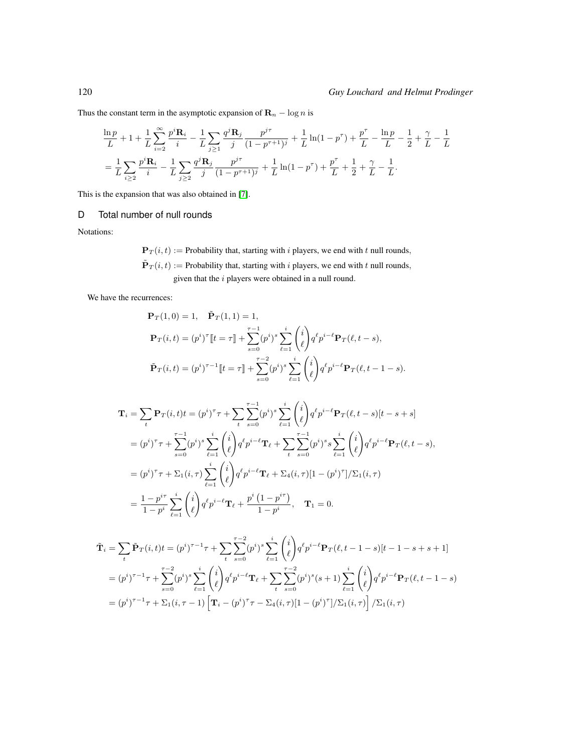Thus the constant term in the asymptotic expansion of $\mathbf{R}_n - \log n$ is

$$\frac{\ln p}{L} + 1 + \frac{1}{L}\sum_{i=2}^{\infty} \frac{p^i \mathbf{R}_i}{i} - \frac{1}{L}\sum_{j\geq 1} \frac{q^j \mathbf{R}_j}{j} \frac{p^{j\tau}}{(1-p^{\tau+1})^j} + \frac{1}{L}\ln(1-p^\tau) + \frac{p^\tau}{L} - \frac{\ln p}{L} - \frac{1}{2} + \frac{\gamma}{L} - \frac{1}{L}$$

$$= \frac{1}{L}\sum_{i\geq 2} \frac{p^i \mathbf{R}_i}{i} - \frac{1}{L}\sum_{j\geq 2} \frac{q^j \mathbf{R}_j}{j} \frac{p^{j\tau}}{(1-p^{\tau+1})^j} + \frac{1}{L}\ln(1-p^\tau) + \frac{p^\tau}{L} + \frac{1}{2} + \frac{\gamma}{L} - \frac{1}{L}.$$

This is the expansion that was also obtained in [7].

## D Total number of null rounds

Notations:

$\mathbf{P}_T(i,t) :=$ Probability that, starting with $i$ players, we end with $t$ null rounds,

$\tilde{\mathbf{P}}_T(i,t) :=$ Probability that, starting with $i$ players, we end with $t$ null rounds, given that the $i$ players were obtained in a null round.

We have the recurrences:

$$\mathbf{P}_T(1,0) = 1, \quad \tilde{\mathbf{P}}_T(1,1) = 1,$$

$$\mathbf{P}_T(i,t) = (p^i)^\tau [\![t=\tau]\!] + \sum_{s=0}^{\tau-1} (p^i)^s \sum_{\ell=1}^{i} \binom{i}{\ell} q^\ell p^{i-\ell} \mathbf{P}_T(\ell, t-s),$$

$$\tilde{\mathbf{P}}_T(i,t) = (p^i)^{\tau-1} [\![t=\tau]\!] + \sum_{s=0}^{\tau-2} (p^i)^s \sum_{\ell=1}^{i} \binom{i}{\ell} q^\ell p^{i-\ell} \mathbf{P}_T(\ell, t-1-s).$$

$$\begin{aligned}
\mathbf{T}_i &= \sum_t \mathbf{P}_T(i,t) t = (p^i)^\tau \tau + \sum_t \sum_{s=0}^{\tau-1} (p^i)^s \sum_{\ell=1}^{i} \binom{i}{\ell} q^\ell p^{i-\ell} \mathbf{P}_T(\ell, t-s)[t-s+s] \\
&= (p^i)^\tau \tau + \sum_{s=0}^{\tau-1} (p^i)^s \sum_{\ell=1}^{i} \binom{i}{\ell} q^\ell p^{i-\ell} \mathbf{T}_\ell + \sum_t \sum_{s=0}^{\tau-1} (p^i)^s s \sum_{\ell=1}^{i} \binom{i}{\ell} q^\ell p^{i-\ell} \mathbf{P}_T(\ell, t-s), \\
&= (p^i)^\tau \tau + \Sigma_1(i,\tau) \sum_{\ell=1}^{i} \binom{i}{\ell} q^\ell p^{i-\ell} \mathbf{T}_\ell + \Sigma_4(i,\tau)[1-(p^i)^\tau]/\Sigma_1(i,\tau) \\
&= \frac{1-p^{i\tau}}{1-p^i} \sum_{\ell=1}^{i} \binom{i}{\ell} q^\ell p^{i-\ell} \mathbf{T}_\ell + \frac{p^i\left(1-p^{i\tau}\right)}{1-p^i}, \quad \mathbf{T}_1 = 0.
\end{aligned}$$

$$\begin{aligned}
\tilde{\mathbf{T}}_i &= \sum_t \tilde{\mathbf{P}}_T(i,t) t = (p^i)^{\tau-1} \tau + \sum_t \sum_{s=0}^{\tau-2} (p^i)^s \sum_{\ell=1}^{i} \binom{i}{\ell} q^\ell p^{i-\ell} \mathbf{P}_T(\ell, t-1-s)[t-1-s+s+1] \\
&= (p^i)^{\tau-1} \tau + \sum_{s=0}^{\tau-2} (p^i)^s \sum_{\ell=1}^{i} \binom{i}{\ell} q^\ell p^{i-\ell} \mathbf{T}_\ell + \sum_t \sum_{s=0}^{\tau-2} (p^i)^s (s+1) \sum_{\ell=1}^{i} \binom{i}{\ell} q^\ell p^{i-\ell} \mathbf{P}_T(\ell, t-1-s) \\
&= (p^i)^{\tau-1} \tau + \Sigma_1(i,\tau-1) \left[ \mathbf{T}_i - (p^i)^\tau \tau - \Sigma_4(i,\tau)[1-(p^i)^\tau]/\Sigma_1(i,\tau) \right] / \Sigma_1(i,\tau)
\end{aligned}$$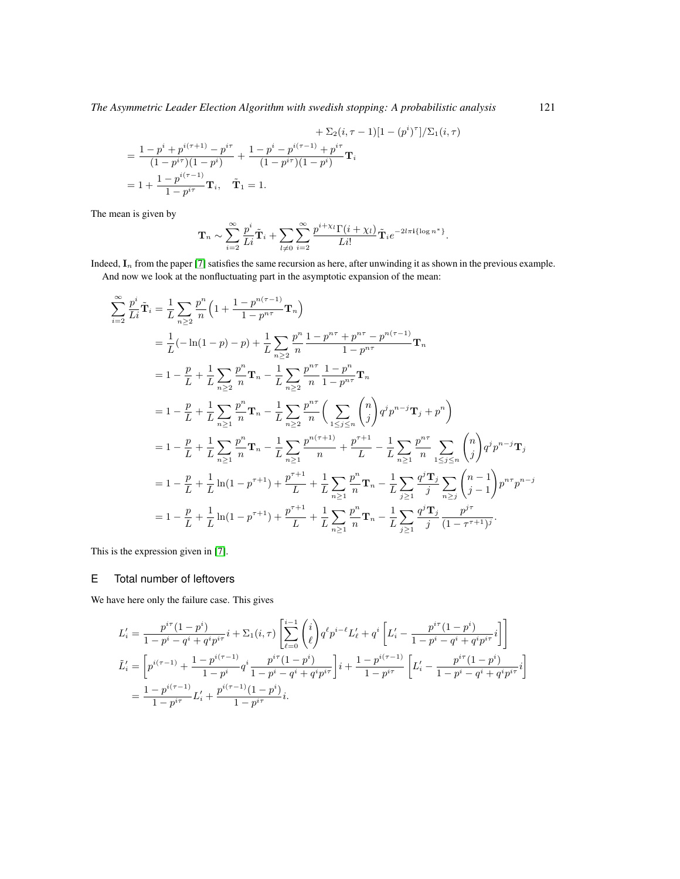$$
\begin{aligned}
&\qquad\qquad\qquad\qquad\qquad + \Sigma_2(i,\tau-1)[1-(p^i)^\tau]/\Sigma_1(i,\tau) \\
&= \frac{1-p^i+p^{i(\tau+1)}-p^{i\tau}}{(1-p^{i\tau})(1-p^i)} + \frac{1-p^i-p^{i(\tau-1)}+p^{i\tau}}{(1-p^{i\tau})(1-p^i)}\mathbf{T}_i \\
&= 1 + \frac{1-p^{i(\tau-1)}}{1-p^{i\tau}}\mathbf{T}_i, \quad \tilde{\mathbf{T}}_1 = 1.
\end{aligned}
$$

The mean is given by

$$
\mathbf{T}_n \sim \sum_{i=2}^{\infty} \frac{p^i}{Li}\tilde{\mathbf{T}}_i + \sum_{l\neq 0}\sum_{i=2}^{\infty} \frac{p^{i+\chi_l}\Gamma(i+\chi_l)}{Li!}\tilde{\mathbf{T}}_i e^{-2l\pi \mathbf{i}\{\log n^*\}}.
$$

Indeed, $\mathbf{I}_n$ from the paper [7] satisfies the same recursion as here, after unwinding it as shown in the previous example.

And now we look at the nonfluctuating part in the asymptotic expansion of the mean:

$$
\begin{aligned}
\sum_{i=2}^{\infty} \frac{p^i}{Li}\tilde{\mathbf{T}}_i &= \frac{1}{L}\sum_{n\geq 2}\frac{p^n}{n}\Big(1+\frac{1-p^{n(\tau-1)}}{1-p^{n\tau}}\mathbf{T}_n\Big) \\
&= \frac{1}{L}(-\ln(1-p)-p) + \frac{1}{L}\sum_{n\geq 2}\frac{p^n}{n}\frac{1-p^{n\tau}+p^{n\tau}-p^{n(\tau-1)}}{1-p^{n\tau}}\mathbf{T}_n \\
&= 1-\frac{p}{L}+\frac{1}{L}\sum_{n\geq 2}\frac{p^n}{n}\mathbf{T}_n - \frac{1}{L}\sum_{n\geq 2}\frac{p^{n\tau}}{n}\frac{1-p^n}{1-p^{n\tau}}\mathbf{T}_n \\
&= 1-\frac{p}{L}+\frac{1}{L}\sum_{n\geq 1}\frac{p^n}{n}\mathbf{T}_n - \frac{1}{L}\sum_{n\geq 2}\frac{p^{n\tau}}{n}\Big(\sum_{1\leq j\leq n}\binom{n}{j}q^jp^{n-j}\mathbf{T}_j + p^n\Big) \\
&= 1-\frac{p}{L}+\frac{1}{L}\sum_{n\geq 1}\frac{p^n}{n}\mathbf{T}_n - \frac{1}{L}\sum_{n\geq 1}\frac{p^{n(\tau+1)}}{n} + \frac{p^{\tau+1}}{L} - \frac{1}{L}\sum_{n\geq 1}\frac{p^{n\tau}}{n}\sum_{1\leq j\leq n}\binom{n}{j}q^jp^{n-j}\mathbf{T}_j \\
&= 1-\frac{p}{L}+\frac{1}{L}\ln(1-p^{\tau+1}) + \frac{p^{\tau+1}}{L} + \frac{1}{L}\sum_{n\geq 1}\frac{p^n}{n}\mathbf{T}_n - \frac{1}{L}\sum_{j\geq 1}\frac{q^j\mathbf{T}_j}{j}\sum_{n\geq j}\binom{n-1}{j-1}p^{n\tau}p^{n-j} \\
&= 1-\frac{p}{L}+\frac{1}{L}\ln(1-p^{\tau+1}) + \frac{p^{\tau+1}}{L} + \frac{1}{L}\sum_{n\geq 1}\frac{p^n}{n}\mathbf{T}_n - \frac{1}{L}\sum_{j\geq 1}\frac{q^j\mathbf{T}_j}{j}\frac{p^{j\tau}}{(1-\tau^{\tau+1})^j}.
\end{aligned}
$$

This is the expression given in [7].

## E Total number of leftovers

We have here only the failure case. This gives

$$
\begin{aligned}
L_i' &= \frac{p^{i\tau}(1-p^i)}{1-p^i-q^i+q^ip^{i\tau}}i + \Sigma_1(i,\tau)\left[\sum_{\ell=0}^{i-1}\binom{i}{\ell}q^\ell p^{i-\ell}L_\ell' + q^i\left[L_i' - \frac{p^{i\tau}(1-p^i)}{1-p^i-q^i+q^ip^{i\tau}}i\right]\right] \\
\tilde{L}_i' &= \left[p^{i(\tau-1)} + \frac{1-p^{i(\tau-1)}}{1-p^i}q^i\frac{p^{i\tau}(1-p^i)}{1-p^i-q^i+q^ip^{i\tau}}\right]i + \frac{1-p^{i(\tau-1)}}{1-p^{i\tau}}\left[L_i' - \frac{p^{i\tau}(1-p^i)}{1-p^i-q^i+q^ip^{i\tau}}i\right] \\
&= \frac{1-p^{i(\tau-1)}}{1-p^{i\tau}}L_i' + \frac{p^{i(\tau-1)}(1-p^i)}{1-p^{i\tau}}i.
\end{aligned}
$$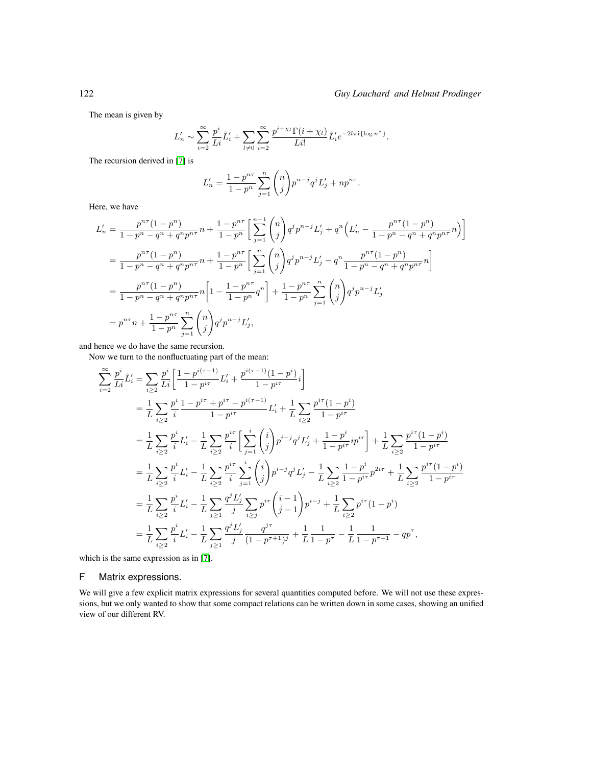The mean is given by

$$L'_n \sim \sum_{i=2}^{\infty} \frac{p^i}{Li}\tilde{L}'_i + \sum_{l\neq 0}\sum_{i=2}^{\infty} \frac{p^{i+\chi_l}\Gamma(i+\chi_l)}{Li!}\tilde{L}'_i e^{-2l\pi\mathbf{i}\{\log n^*\}}.$$

The recursion derived in [7] is

$$L'_n = \frac{1-p^{n\tau}}{1-p^n}\sum_{j=1}^{n}\binom{n}{j}p^{n-j}q^j L'_j + np^{n\tau}.$$

Here, we have

$$\begin{aligned}
L'_n &= \frac{p^{n\tau}(1-p^n)}{1-p^n-q^n+q^np^{n\tau}}n + \frac{1-p^{n\tau}}{1-p^n}\biggl[\sum_{j=1}^{n-1}\binom{n}{j}q^jp^{n-j}L'_j + q^n\Bigl(L'_n - \frac{p^{n\tau}(1-p^n)}{1-p^n-q^n+q^np^{n\tau}}n\Bigr)\biggr]\\
&= \frac{p^{n\tau}(1-p^n)}{1-p^n-q^n+q^np^{n\tau}}n + \frac{1-p^{n\tau}}{1-p^n}\biggl[\sum_{j=1}^{n}\binom{n}{j}q^jp^{n-j}L'_j - q^n\frac{p^{n\tau}(1-p^n)}{1-p^n-q^n+q^np^{n\tau}}n\biggr]\\
&= \frac{p^{n\tau}(1-p^n)}{1-p^n-q^n+q^np^{n\tau}}n\biggl[1-\frac{1-p^{n\tau}}{1-p^n}q^n\biggr] + \frac{1-p^{n\tau}}{1-p^n}\sum_{j=1}^{n}\binom{n}{j}q^jp^{n-j}L'_j\\
&= p^{n\tau}n + \frac{1-p^{n\tau}}{1-p^n}\sum_{j=1}^{n}\binom{n}{j}q^jp^{n-j}L'_j,
\end{aligned}$$

and hence we do have the same recursion.

Now we turn to the nonfluctuating part of the mean:

$$\begin{aligned}
\sum_{i=2}^{\infty}\frac{p^i}{Li}\tilde{L}'_i &= \sum_{i\ge 2}\frac{p^i}{Li}\biggl[\frac{1-p^{i(\tau-1)}}{1-p^{i\tau}}L'_i + \frac{p^{i(\tau-1)}(1-p^i)}{1-p^{i\tau}}i\biggr]\\
&= \frac{1}{L}\sum_{i\ge 2}\frac{p^i}{i}\frac{1-p^{i\tau}+p^{i\tau}-p^{i(\tau-1)}}{1-p^{i\tau}}L'_i + \frac{1}{L}\sum_{i\ge 2}\frac{p^{i\tau}(1-p^i)}{1-p^{i\tau}}\\
&= \frac{1}{L}\sum_{i\ge 2}\frac{p^i}{i}L'_i - \frac{1}{L}\sum_{i\ge 2}\frac{p^{i\tau}}{i}\biggl[\sum_{j=1}^{i}\binom{i}{j}p^{i-j}q^jL'_j + \frac{1-p^i}{1-p^{i\tau}}ip^{i\tau}\biggr] + \frac{1}{L}\sum_{i\ge 2}\frac{p^{i\tau}(1-p^i)}{1-p^{i\tau}}\\
&= \frac{1}{L}\sum_{i\ge 2}\frac{p^i}{i}L'_i - \frac{1}{L}\sum_{i\ge 2}\frac{p^{i\tau}}{i}\sum_{j=1}^{i}\binom{i}{j}p^{i-j}q^jL'_j - \frac{1}{L}\sum_{i\ge 2}\frac{1-p^i}{1-p^{i\tau}}p^{2i\tau} + \frac{1}{L}\sum_{i\ge 2}\frac{p^{i\tau}(1-p^i)}{1-p^{i\tau}}\\
&= \frac{1}{L}\sum_{i\ge 2}\frac{p^i}{i}L'_i - \frac{1}{L}\sum_{j\ge 1}\frac{q^jL'_j}{j}\sum_{i\ge j}p^{i\tau}\binom{i-1}{j-1}p^{i-j} + \frac{1}{L}\sum_{i\ge 2}p^{i\tau}(1-p^i)\\
&= \frac{1}{L}\sum_{i\ge 2}\frac{p^i}{i}L'_i - \frac{1}{L}\sum_{j\ge 1}\frac{q^jL'_j}{j}\frac{q^{j\tau}}{(1-p^{\tau+1})^j} + \frac{1}{L}\frac{1}{1-p^{\tau}} - \frac{1}{L}\frac{1}{1-p^{\tau+1}} - qp^{\tau},
\end{aligned}$$

which is the same expression as in [7].

## F Matrix expressions.

We will give a few explicit matrix expressions for several quantities computed before. We will not use these expressions, but we only wanted to show that some compact relations can be written down in some cases, showing an unified view of our different RV.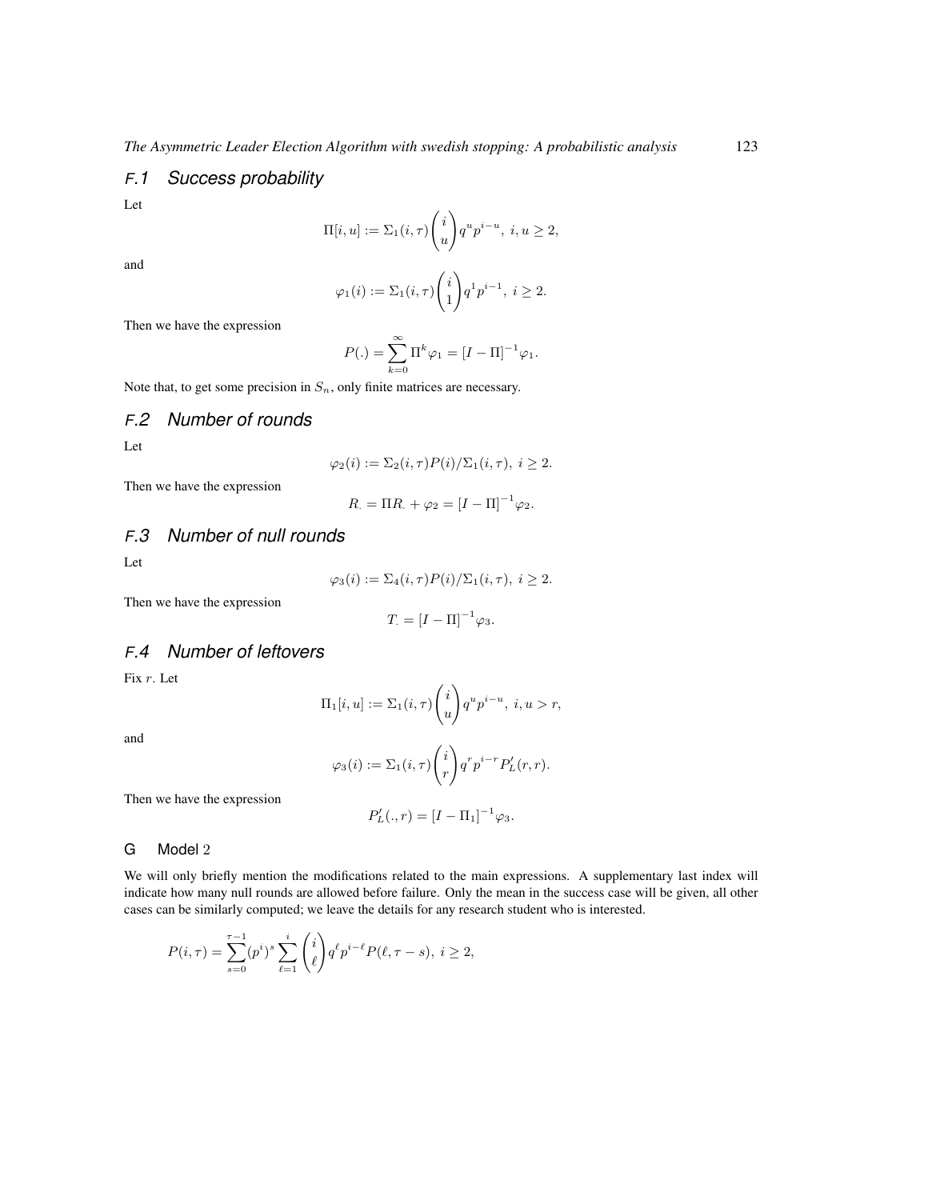### F.1 Success probability

Let

$$\Pi[i,u] := \Sigma_1(i,\tau)\binom{i}{u} q^u p^{i-u},\ i,u \geq 2,$$

and

$$\varphi_1(i) := \Sigma_1(i,\tau)\binom{i}{1} q^1 p^{i-1},\ i \geq 2.$$

Then we have the expression

$$P(.) = \sum_{k=0}^{\infty} \Pi^k \varphi_1 = [I - \Pi]^{-1}\varphi_1.$$

Note that, to get some precision in $S_n$, only finite matrices are necessary.

### F.2 Number of rounds

Let

$$\varphi_2(i) := \Sigma_2(i,\tau)P(i)/\Sigma_1(i,\tau),\ i \geq 2.$$

Then we have the expression

$$R_. = \Pi R_. + \varphi_2 = [I - \Pi]^{-1}\varphi_2.$$

### F.3 Number of null rounds

Let

$$\varphi_3(i) := \Sigma_4(i,\tau)P(i)/\Sigma_1(i,\tau),\ i \geq 2.$$

Then we have the expression

$$T_. = [I - \Pi]^{-1}\varphi_3.$$

### F.4 Number of leftovers

Fix $r$. Let

$$\Pi_1[i,u] := \Sigma_1(i,\tau)\binom{i}{u} q^u p^{i-u},\ i,u > r,$$

and

$$\varphi_3(i) := \Sigma_1(i,\tau)\binom{i}{r} q^r p^{i-r} P_L'(r,r).$$

Then we have the expression

$$P_L'(.,r) = [I - \Pi_1]^{-1}\varphi_3.$$

## G Model 2

We will only briefly mention the modifications related to the main expressions. A supplementary last index will indicate how many null rounds are allowed before failure. Only the mean in the success case will be given, all other cases can be similarly computed; we leave the details for any research student who is interested.

$$P(i,\tau) = \sum_{s=0}^{\tau-1} (p^i)^s \sum_{\ell=1}^{i} \binom{i}{\ell} q^\ell p^{i-\ell} P(\ell, \tau - s),\ i \geq 2,$$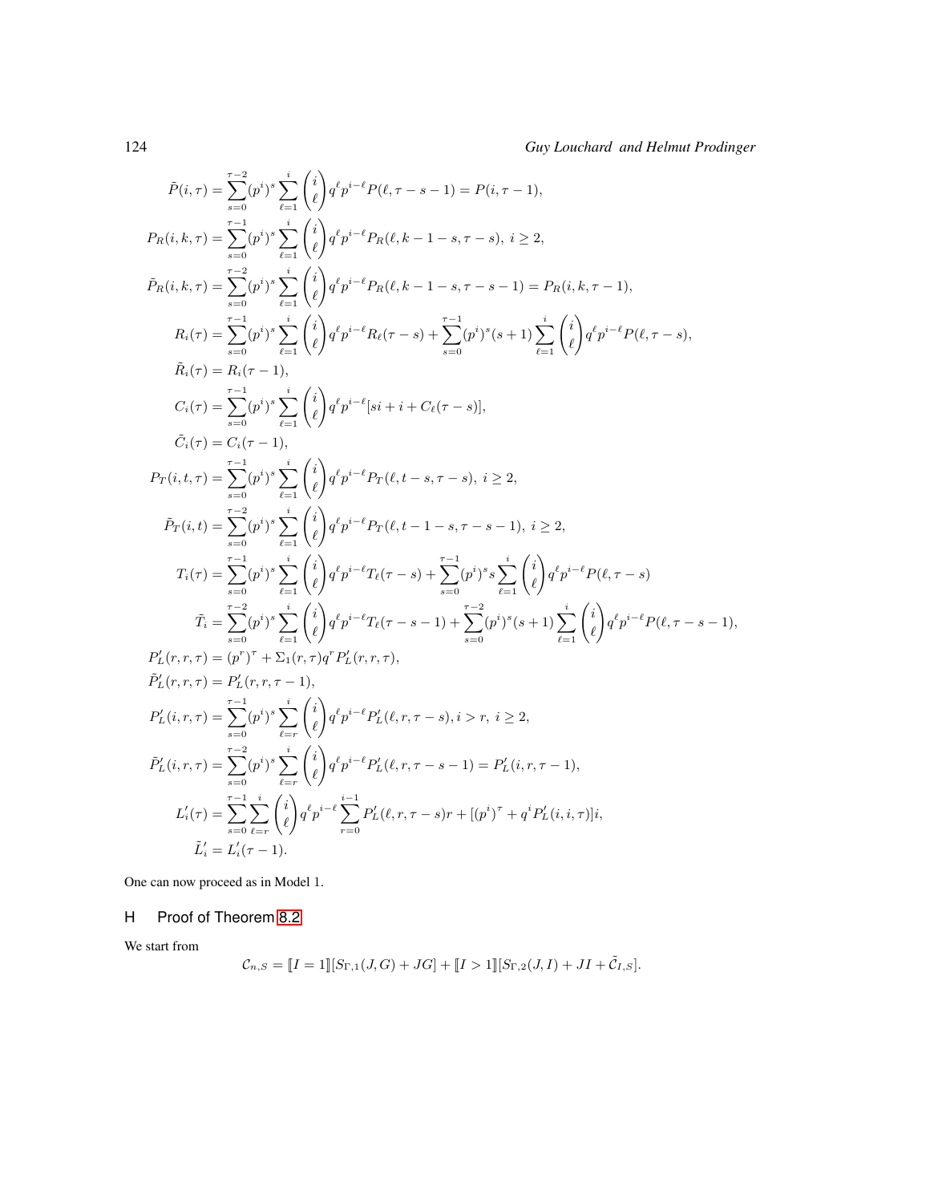$$
\begin{aligned}
\tilde{P}(i,\tau) &= \sum_{s=0}^{\tau-2}(p^i)^s \sum_{\ell=1}^{i}\binom{i}{\ell} q^\ell p^{i-\ell} P(\ell,\tau-s-1) = P(i,\tau-1),\\
P_R(i,k,\tau) &= \sum_{s=0}^{\tau-1}(p^i)^s \sum_{\ell=1}^{i}\binom{i}{\ell} q^\ell p^{i-\ell} P_R(\ell,k-1-s,\tau-s),\ i\geq 2,\\
\tilde{P}_R(i,k,\tau) &= \sum_{s=0}^{\tau-2}(p^i)^s \sum_{\ell=1}^{i}\binom{i}{\ell} q^\ell p^{i-\ell} P_R(\ell,k-1-s,\tau-s-1) = P_R(i,k,\tau-1),\\
R_i(\tau) &= \sum_{s=0}^{\tau-1}(p^i)^s \sum_{\ell=1}^{i}\binom{i}{\ell} q^\ell p^{i-\ell} R_\ell(\tau-s) + \sum_{s=0}^{\tau-1}(p^i)^s(s+1)\sum_{\ell=1}^{i}\binom{i}{\ell} q^\ell p^{i-\ell} P(\ell,\tau-s),\\
\tilde{R}_i(\tau) &= R_i(\tau-1),\\
C_i(\tau) &= \sum_{s=0}^{\tau-1}(p^i)^s \sum_{\ell=1}^{i}\binom{i}{\ell} q^\ell p^{i-\ell}[si+i+C_\ell(\tau-s)],\\
\tilde{C}_i(\tau) &= C_i(\tau-1),\\
P_T(i,t,\tau) &= \sum_{s=0}^{\tau-1}(p^i)^s \sum_{\ell=1}^{i}\binom{i}{\ell} q^\ell p^{i-\ell} P_T(\ell,t-s,\tau-s),\ i\geq 2,\\
\tilde{P}_T(i,t) &= \sum_{s=0}^{\tau-2}(p^i)^s \sum_{\ell=1}^{i}\binom{i}{\ell} q^\ell p^{i-\ell} P_T(\ell,t-1-s,\tau-s-1),\ i\geq 2,\\
T_i(\tau) &= \sum_{s=0}^{\tau-1}(p^i)^s \sum_{\ell=1}^{i}\binom{i}{\ell} q^\ell p^{i-\ell} T_\ell(\tau-s) + \sum_{s=0}^{\tau-1}(p^i)^s s\sum_{\ell=1}^{i}\binom{i}{\ell} q^\ell p^{i-\ell} P(\ell,\tau-s)\\
\tilde{T}_i &= \sum_{s=0}^{\tau-2}(p^i)^s \sum_{\ell=1}^{i}\binom{i}{\ell} q^\ell p^{i-\ell} T_\ell(\tau-s-1) + \sum_{s=0}^{\tau-2}(p^i)^s(s+1)\sum_{\ell=1}^{i}\binom{i}{\ell} q^\ell p^{i-\ell} P(\ell,\tau-s-1),\\
P'_L(r,r,\tau) &= (p^r)^\tau + \Sigma_1(r,\tau) q^r P'_L(r,r,\tau),\\
\tilde{P}'_L(r,r,\tau) &= P'_L(r,r,\tau-1),\\
P'_L(i,r,\tau) &= \sum_{s=0}^{\tau-1}(p^i)^s \sum_{\ell=r}^{i}\binom{i}{\ell} q^\ell p^{i-\ell} P'_L(\ell,r,\tau-s), i>r,\ i\geq 2,\\
\tilde{P}'_L(i,r,\tau) &= \sum_{s=0}^{\tau-2}(p^i)^s \sum_{\ell=r}^{i}\binom{i}{\ell} q^\ell p^{i-\ell} P'_L(\ell,r,\tau-s-1) = P'_L(i,r,\tau-1),\\
L'_i(\tau) &= \sum_{s=0}^{\tau-1}\sum_{\ell=r}^{i}\binom{i}{\ell} q^\ell p^{i-\ell}\sum_{r=0}^{i-1} P'_L(\ell,r,\tau-s)r + [(p^i)^\tau + q^i P'_L(i,i,\tau)]i,\\
\tilde{L}'_i &= L'_i(\tau-1).
\end{aligned}
$$

One can now proceed as in Model 1.

## H Proof of Theorem 8.2

We start from

$$
\mathcal{C}_{n,S} = [\![I=1]\!][S_{\Gamma,1}(J,G)+JG] + [\![I>1]\!][S_{\Gamma,2}(J,I)+JI+\tilde{\mathcal{C}}_{I,S}].
$$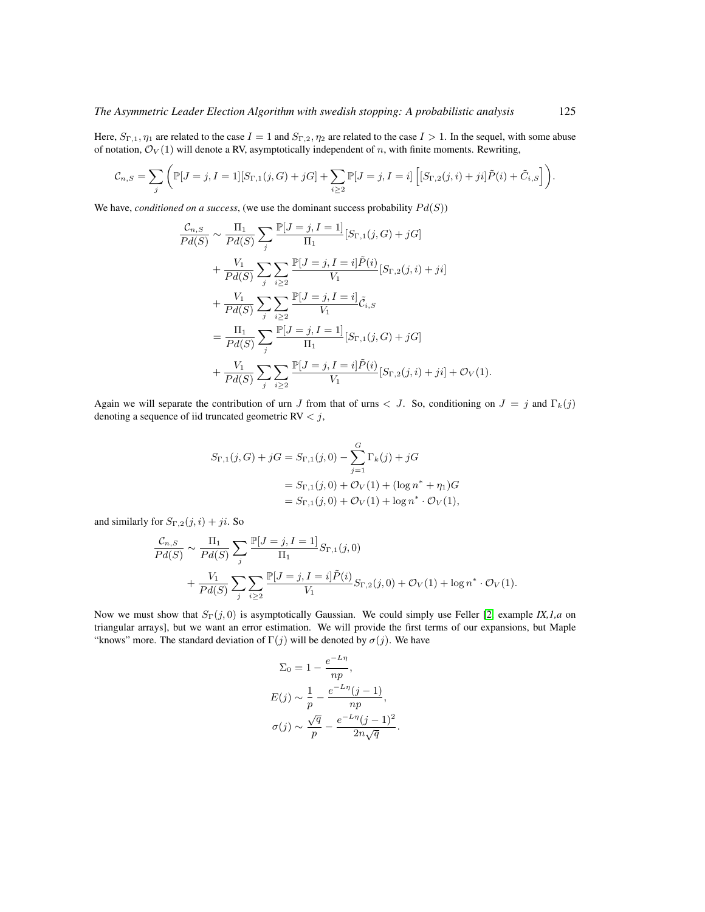Here, $S_{\Gamma,1}, \eta_1$ are related to the case $I = 1$ and $S_{\Gamma,2}, \eta_2$ are related to the case $I > 1$. In the sequel, with some abuse of notation, $\mathcal{O}_V(1)$ will denote a RV, asymptotically independent of $n$, with finite moments. Rewriting,

$$\mathcal{C}_{n,S} = \sum_j \left( \mathbb{P}[J=j, I=1][S_{\Gamma,1}(j,G) + jG] + \sum_{i \geq 2} \mathbb{P}[J=j, I=i] \left[ [S_{\Gamma,2}(j,i) + ji]\tilde{P}(i) + \tilde{C}_{i,S} \right] \right).$$

We have, *conditioned on a success*, (we use the dominant success probability $Pd(S)$)

$$\begin{aligned}
\frac{\mathcal{C}_{n,S}}{Pd(S)} &\sim \frac{\Pi_1}{Pd(S)} \sum_j \frac{\mathbb{P}[J=j, I=1]}{\Pi_1}[S_{\Gamma,1}(j,G) + jG] \\
&+ \frac{V_1}{Pd(S)} \sum_j \sum_{i \geq 2} \frac{\mathbb{P}[J=j, I=i]\tilde{P}(i)}{V_1}[S_{\Gamma,2}(j,i) + ji] \\
&+ \frac{V_1}{Pd(S)} \sum_j \sum_{i \geq 2} \frac{\mathbb{P}[J=j, I=i]}{V_1}\tilde{\mathcal{C}}_{i,S} \\
&= \frac{\Pi_1}{Pd(S)} \sum_j \frac{\mathbb{P}[J=j, I=1]}{\Pi_1}[S_{\Gamma,1}(j,G) + jG] \\
&+ \frac{V_1}{Pd(S)} \sum_j \sum_{i \geq 2} \frac{\mathbb{P}[J=j, I=i]\tilde{P}(i)}{V_1}[S_{\Gamma,2}(j,i) + ji] + \mathcal{O}_V(1).
\end{aligned}$$

Again we will separate the contribution of urn $J$ from that of urns $< J$. So, conditioning on $J = j$ and $\Gamma_k(j)$ denoting a sequence of iid truncated geometric RV $< j$,

$$\begin{aligned}
S_{\Gamma,1}(j,G) + jG &= S_{\Gamma,1}(j,0) - \sum_{j=1}^{G} \Gamma_k(j) + jG \\
&= S_{\Gamma,1}(j,0) + \mathcal{O}_V(1) + (\log n^* + \eta_1)G \\
&= S_{\Gamma,1}(j,0) + \mathcal{O}_V(1) + \log n^* \cdot \mathcal{O}_V(1),
\end{aligned}$$

and similarly for $S_{\Gamma,2}(j,i) + ji$. So

$$\begin{aligned}
\frac{\mathcal{C}_{n,S}}{Pd(S)} &\sim \frac{\Pi_1}{Pd(S)} \sum_j \frac{\mathbb{P}[J=j, I=1]}{\Pi_1} S_{\Gamma,1}(j,0) \\
&+ \frac{V_1}{Pd(S)} \sum_j \sum_{i \geq 2} \frac{\mathbb{P}[J=j, I=i]\tilde{P}(i)}{V_1} S_{\Gamma,2}(j,0) + \mathcal{O}_V(1) + \log n^* \cdot \mathcal{O}_V(1).
\end{aligned}$$

Now we must show that $S_\Gamma(j,0)$ is asymptotically Gaussian. We could simply use Feller [2, example *IX,1,a* on triangular arrays], but we want an error estimation. We will provide the first terms of our expansions, but Maple "knows" more. The standard deviation of $\Gamma(j)$ will be denoted by $\sigma(j)$. We have

$$\begin{aligned}
\Sigma_0 &= 1 - \frac{e^{-L\eta}}{np}, \\
E(j) &\sim \frac{1}{p} - \frac{e^{-L\eta}(j-1)}{np}, \\
\sigma(j) &\sim \frac{\sqrt{q}}{p} - \frac{e^{-L\eta}(j-1)^2}{2n\sqrt{q}}.
\end{aligned}$$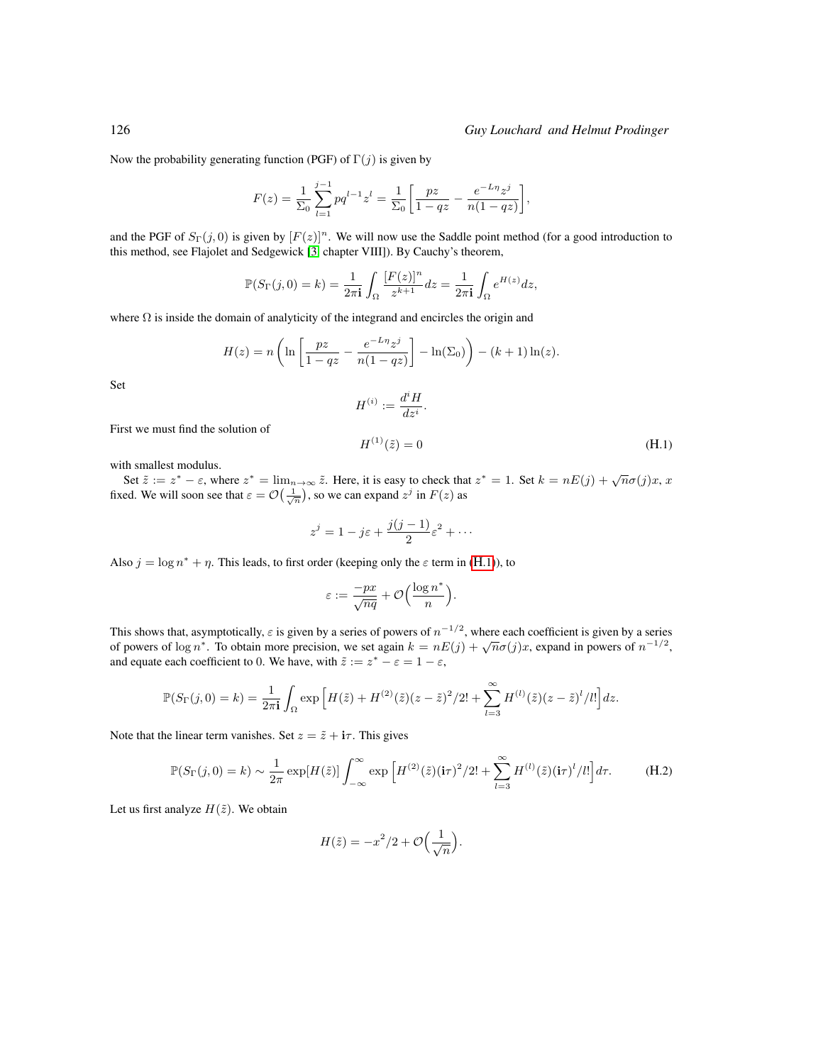Now the probability generating function (PGF) of $\Gamma(j)$ is given by

$$F(z) = \frac{1}{\Sigma_0}\sum_{l=1}^{j-1} pq^{l-1}z^l = \frac{1}{\Sigma_0}\left[\frac{pz}{1-qz} - \frac{e^{-L\eta}z^j}{n(1-qz)}\right],$$

and the PGF of $S_\Gamma(j,0)$ is given by $[F(z)]^n$. We will now use the Saddle point method (for a good introduction to this method, see Flajolet and Sedgewick [3] chapter VIII]). By Cauchy's theorem,

$$\mathbb{P}(S_\Gamma(j,0)=k) = \frac{1}{2\pi\mathbf{i}}\int_\Omega \frac{[F(z)]^n}{z^{k+1}}dz = \frac{1}{2\pi\mathbf{i}}\int_\Omega e^{H(z)}dz,$$

where $\Omega$ is inside the domain of analyticity of the integrand and encircles the origin and

$$H(z) = n\left(\ln\left[\frac{pz}{1-qz} - \frac{e^{-L\eta}z^j}{n(1-qz)}\right] - \ln(\Sigma_0)\right) - (k+1)\ln(z).$$

Set

$$H^{(i)} := \frac{d^iH}{dz^i}.$$

First we must find the solution of

$$H^{(1)}(\tilde{z}) = 0 \tag{H.1}$$

with smallest modulus.

Set $\tilde{z} := z^* - \varepsilon$, where $z^* = \lim_{n\to\infty}\tilde{z}$. Here, it is easy to check that $z^*=1$. Set $k = nE(j) + \sqrt{n}\sigma(j)x$, $x$ fixed. We will soon see that $\varepsilon = \mathcal{O}\left(\frac{1}{\sqrt{n}}\right)$, so we can expand $z^j$ in $F(z)$ as

$$z^j = 1 - j\varepsilon + \frac{j(j-1)}{2}\varepsilon^2 + \cdots$$

Also $j = \log n^* + \eta$. This leads, to first order (keeping only the $\varepsilon$ term in (H.1)), to

$$\varepsilon := \frac{-px}{\sqrt{nq}} + \mathcal{O}\left(\frac{\log n^*}{n}\right).$$

This shows that, asymptotically, $\varepsilon$ is given by a series of powers of $n^{-1/2}$, where each coefficient is given by a series of powers of $\log n^*$. To obtain more precision, we set again $k = nE(j) + \sqrt{n}\sigma(j)x$, expand in powers of $n^{-1/2}$, and equate each coefficient to 0. We have, with $\tilde{z} := z^* - \varepsilon = 1 - \varepsilon$,

$$\mathbb{P}(S_\Gamma(j,0)=k) = \frac{1}{2\pi\mathbf{i}}\int_\Omega \exp\left[H(\tilde{z}) + H^{(2)}(\tilde{z})(z-\tilde{z})^2/2! + \sum_{l=3}^\infty H^{(l)}(\tilde{z})(z-\tilde{z})^l/l!\right]dz.$$

Note that the linear term vanishes. Set $z = \tilde{z} + \mathbf{i}\tau$. This gives

$$\mathbb{P}(S_\Gamma(j,0)=k) \sim \frac{1}{2\pi}\exp[H(\tilde{z})]\int_{-\infty}^{\infty}\exp\left[H^{(2)}(\tilde{z})(\mathbf{i}\tau)^2/2! + \sum_{l=3}^\infty H^{(l)}(\tilde{z})(\mathbf{i}\tau)^l/l!\right]d\tau. \tag{H.2}$$

Let us first analyze $H(\tilde{z})$. We obtain

$$H(\tilde{z}) = -x^2/2 + \mathcal{O}\left(\frac{1}{\sqrt{n}}\right).$$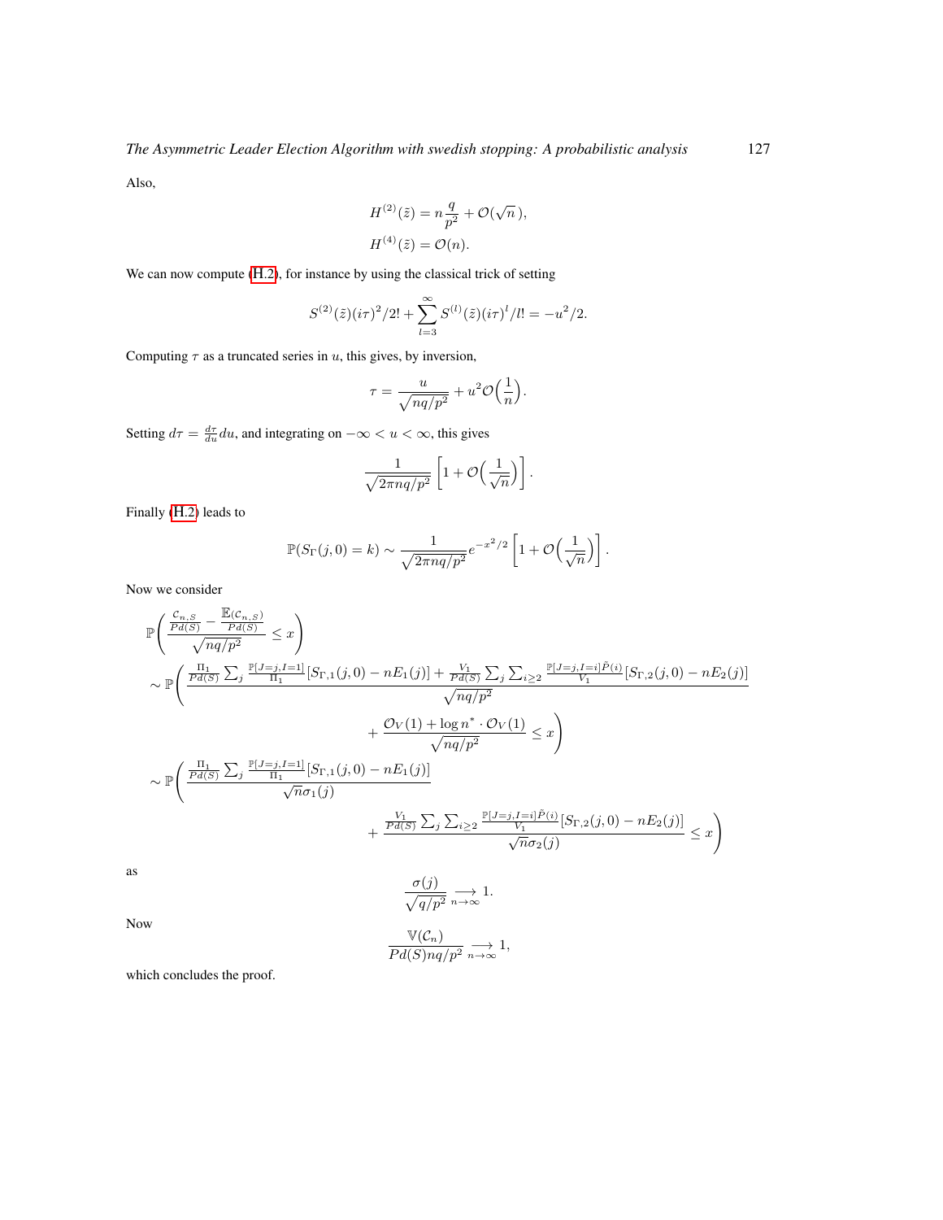Also,

$$H^{(2)}(\tilde{z}) = n\frac{q}{p^2} + \mathcal{O}(\sqrt{n}\,),$$
$$H^{(4)}(\tilde{z}) = \mathcal{O}(n).$$

We can now compute (H.2), for instance by using the classical trick of setting

$$S^{(2)}(\tilde{z})(i\tau)^2/2! + \sum_{l=3}^{\infty} S^{(l)}(\tilde{z})(i\tau)^l/l! = -u^2/2.$$

Computing $\tau$ as a truncated series in $u$, this gives, by inversion,

$$\tau = \frac{u}{\sqrt{nq/p^2}} + u^2\mathcal{O}\Big(\frac{1}{n}\Big).$$

Setting $d\tau = \frac{d\tau}{du}du$, and integrating on $-\infty < u < \infty$, this gives

$$\frac{1}{\sqrt{2\pi nq/p^2}}\left[1 + \mathcal{O}\Big(\frac{1}{\sqrt{n}}\Big)\right].$$

Finally (H.2) leads to

$$\mathbb{P}(S_\Gamma(j,0) = k) \sim \frac{1}{\sqrt{2\pi nq/p^2}} e^{-x^2/2}\left[1 + \mathcal{O}\Big(\frac{1}{\sqrt{n}}\Big)\right].$$

Now we consider

$$\begin{aligned}
&\mathbb{P}\Bigg(\frac{\frac{\mathcal{C}_{n,S}}{Pd(S)} - \frac{\mathbb{E}(\mathcal{C}_{n,S})}{Pd(S)}}{\sqrt{nq/p^2}} \le x\Bigg) \\
&\sim \mathbb{P}\Bigg(\frac{\frac{\Pi_1}{Pd(S)}\sum_j \frac{\mathbb{P}[J=j,I=1]}{\Pi_1}[S_{\Gamma,1}(j,0) - nE_1(j)] + \frac{V_1}{Pd(S)}\sum_j\sum_{i\ge 2}\frac{\mathbb{P}[J=j,I=i]\tilde{P}(i)}{V_1}[S_{\Gamma,2}(j,0) - nE_2(j)]}{\sqrt{nq/p^2}} \\
&\qquad\qquad + \frac{\mathcal{O}_V(1) + \log n^* \cdot \mathcal{O}_V(1)}{\sqrt{nq/p^2}} \le x\Bigg) \\
&\sim \mathbb{P}\Bigg(\frac{\frac{\Pi_1}{Pd(S)}\sum_j \frac{\mathbb{P}[J=j,I=1]}{\Pi_1}[S_{\Gamma,1}(j,0) - nE_1(j)]}{\sqrt{n}\sigma_1(j)} \\
&\qquad\qquad + \frac{\frac{V_1}{Pd(S)}\sum_j\sum_{i\ge 2}\frac{\mathbb{P}[J=j,I=i]\tilde{P}(i)}{V_1}[S_{\Gamma,2}(j,0) - nE_2(j)]}{\sqrt{n}\sigma_2(j)} \le x\Bigg)
\end{aligned}$$

as

$$\frac{\sigma(j)}{\sqrt{q/p^2}} \underset{n\to\infty}{\longrightarrow} 1.$$

Now

$$\frac{\mathbb{V}(\mathcal{C}_n)}{Pd(S)nq/p^2} \underset{n\to\infty}{\longrightarrow} 1,$$

which concludes the proof.